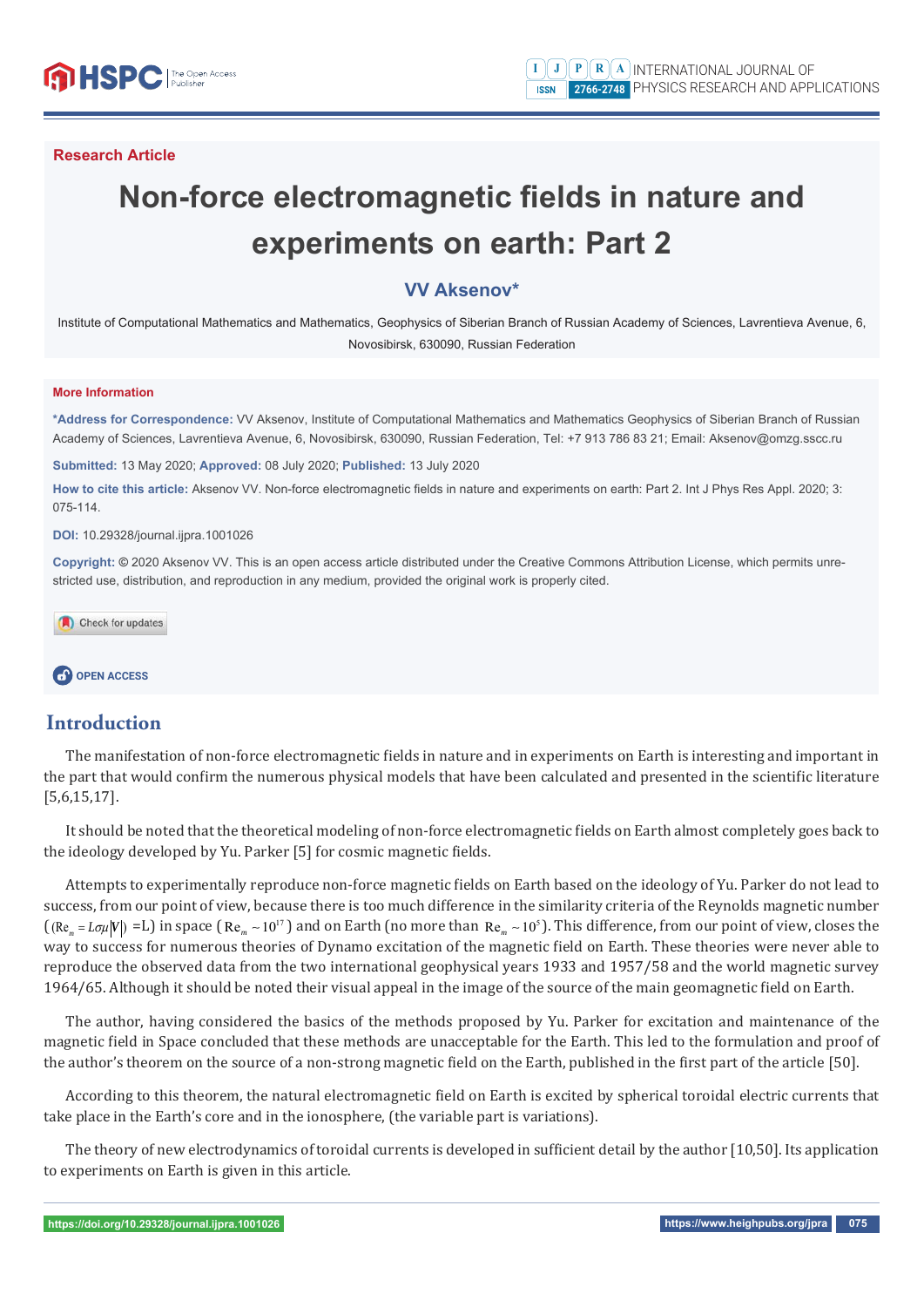Research Article

# Non-force electromagnetic fields in nature and experiments on earth: Part 2

**VV Aksenov***

Institute of Computational Mathematics and Mathematics, Geophysics of Siberian Branch of Russian Academy of Sciences, Lavrentieva Avenue, 6, Novosibirsk, 630090, Russian Federation

**More Information**

**\*Address for Correspondence:** VV Aksenov, Institute of Computational Mathematics and Mathematics Geophysics of Siberian Branch of Russian Academy of Sciences, Lavrentieva Avenue, 6, Novosibirsk, 630090, Russian Federation, Tel: +7 913 786 83 21; Email: Aksenov@omzg.sscc.ru

**Submitted:** 13 May 2020; **Approved:** 08 July 2020; **Published:** 13 July 2020

**How to cite this article:** Aksenov VV. Non-force electromagnetic fields in nature and experiments on earth: Part 2. Int J Phys Res Appl. 2020; 3: 075-114.

**DOI:** 10.29328/journal.ijpra.1001026

**Copyright:** © 2020 Aksenov VV. This is an open access article distributed under the Creative Commons Attribution License, which permits unrestricted use, distribution, and reproduction in any medium, provided the original work is properly cited.

Check for updates

OPEN ACCESS

## Introduction

The manifestation of non-force electromagnetic fields in nature and in experiments on Earth is interesting and important in the part that would confirm the numerous physical models that have been calculated and presented in the scientific literature [5,6,15,17].

It should be noted that the theoretical modeling of non-force electromagnetic fields on Earth almost completely goes back to the ideology developed by Yu. Parker [5] for cosmic magnetic fields.

Attempts to experimentally reproduce non-force magnetic fields on Earth based on the ideology of Yu. Parker do not lead to success, from our point of view, because there is too much difference in the similarity criteria of the Reynolds magnetic number ($(\mathrm{Re}_m = L\sigma\mu|V|)$ =L) in space ($\mathrm{Re}_m \sim 10^{17}$) and on Earth (no more than $\mathrm{Re}_m \sim 10^{5}$). This difference, from our point of view, closes the way to success for numerous theories of Dynamo excitation of the magnetic field on Earth. These theories were never able to reproduce the observed data from the two international geophysical years 1933 and 1957/58 and the world magnetic survey 1964/65. Although it should be noted their visual appeal in the image of the source of the main geomagnetic field on Earth.

The author, having considered the basics of the methods proposed by Yu. Parker for excitation and maintenance of the magnetic field in Space concluded that these methods are unacceptable for the Earth. This led to the formulation and proof of the author's theorem on the source of a non-strong magnetic field on the Earth, published in the first part of the article [50].

According to this theorem, the natural electromagnetic field on Earth is excited by spherical toroidal electric currents that take place in the Earth's core and in the ionosphere, (the variable part is variations).

The theory of new electrodynamics of toroidal currents is developed in sufficient detail by the author [10,50]. Its application to experiments on Earth is given in this article.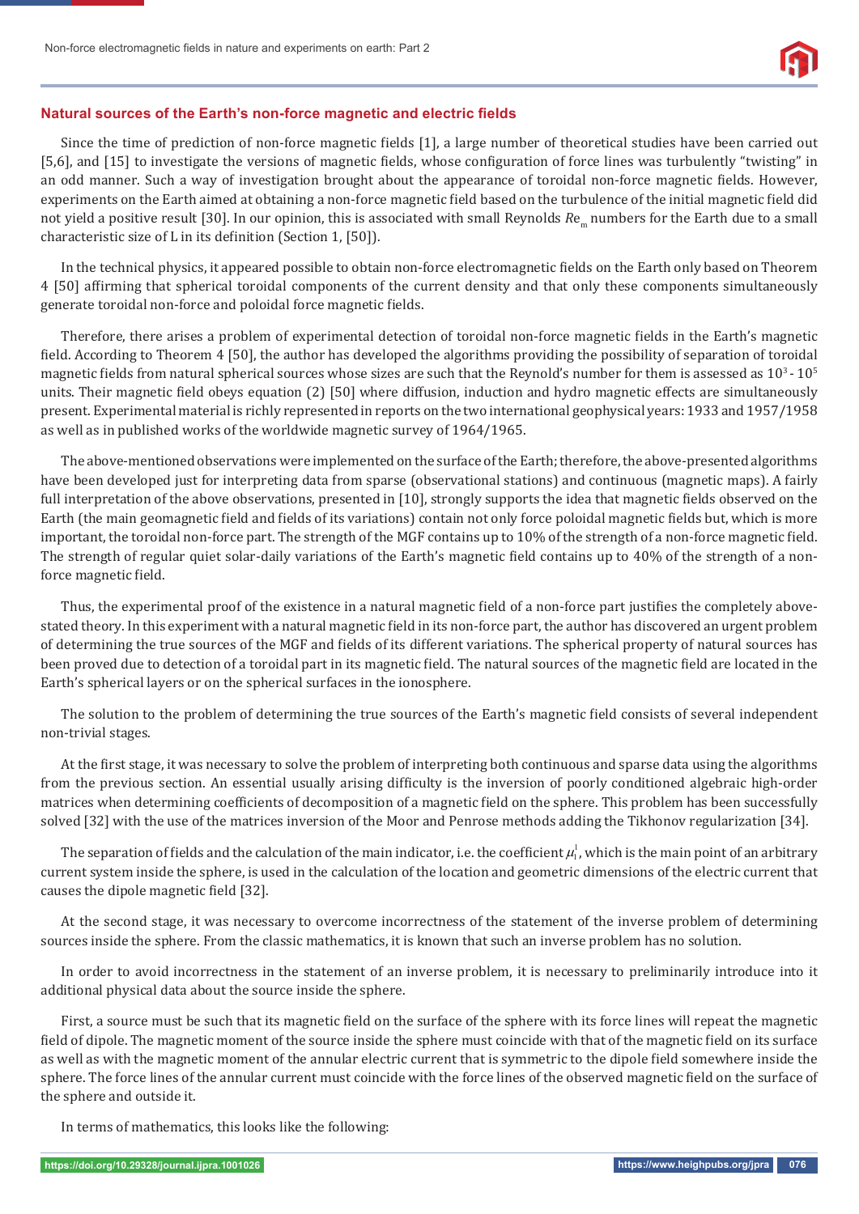## Natural sources of the Earth's non-force magnetic and electric fields

Since the time of prediction of non-force magnetic fields [1], a large number of theoretical studies have been carried out [5,6], and [15] to investigate the versions of magnetic fields, whose configuration of force lines was turbulently "twisting" in an odd manner. Such a way of investigation brought about the appearance of toroidal non-force magnetic fields. However, experiments on the Earth aimed at obtaining a non-force magnetic field based on the turbulence of the initial magnetic field did not yield a positive result [30]. In our opinion, this is associated with small Reynolds $Re_m$ numbers for the Earth due to a small characteristic size of L in its definition (Section 1, [50]).

In the technical physics, it appeared possible to obtain non-force electromagnetic fields on the Earth only based on Theorem 4 [50] affirming that spherical toroidal components of the current density and that only these components simultaneously generate toroidal non-force and poloidal force magnetic fields.

Therefore, there arises a problem of experimental detection of toroidal non-force magnetic fields in the Earth's magnetic field. According to Theorem 4 [50], the author has developed the algorithms providing the possibility of separation of toroidal magnetic fields from natural spherical sources whose sizes are such that the Reynold's number for them is assessed as $10^3$ - $10^5$ units. Their magnetic field obeys equation (2) [50] where diffusion, induction and hydro magnetic effects are simultaneously present. Experimental material is richly represented in reports on the two international geophysical years: 1933 and 1957/1958 as well as in published works of the worldwide magnetic survey of 1964/1965.

The above-mentioned observations were implemented on the surface of the Earth; therefore, the above-presented algorithms have been developed just for interpreting data from sparse (observational stations) and continuous (magnetic maps). A fairly full interpretation of the above observations, presented in [10], strongly supports the idea that magnetic fields observed on the Earth (the main geomagnetic field and fields of its variations) contain not only force poloidal magnetic fields but, which is more important, the toroidal non-force part. The strength of the MGF contains up to 10% of the strength of a non-force magnetic field. The strength of regular quiet solar-daily variations of the Earth's magnetic field contains up to 40% of the strength of a non-force magnetic field.

Thus, the experimental proof of the existence in a natural magnetic field of a non-force part justifies the completely above-stated theory. In this experiment with a natural magnetic field in its non-force part, the author has discovered an urgent problem of determining the true sources of the MGF and fields of its different variations. The spherical property of natural sources has been proved due to detection of a toroidal part in its magnetic field. The natural sources of the magnetic field are located in the Earth's spherical layers or on the spherical surfaces in the ionosphere.

The solution to the problem of determining the true sources of the Earth's magnetic field consists of several independent non-trivial stages.

At the first stage, it was necessary to solve the problem of interpreting both continuous and sparse data using the algorithms from the previous section. An essential usually arising difficulty is the inversion of poorly conditioned algebraic high-order matrices when determining coefficients of decomposition of a magnetic field on the sphere. This problem has been successfully solved [32] with the use of the matrices inversion of the Moor and Penrose methods adding the Tikhonov regularization [34].

The separation of fields and the calculation of the main indicator, i.e. the coefficient $\mu_1^1$, which is the main point of an arbitrary current system inside the sphere, is used in the calculation of the location and geometric dimensions of the electric current that causes the dipole magnetic field [32].

At the second stage, it was necessary to overcome incorrectness of the statement of the inverse problem of determining sources inside the sphere. From the classic mathematics, it is known that such an inverse problem has no solution.

In order to avoid incorrectness in the statement of an inverse problem, it is necessary to preliminarily introduce into it additional physical data about the source inside the sphere.

First, a source must be such that its magnetic field on the surface of the sphere with its force lines will repeat the magnetic field of dipole. The magnetic moment of the source inside the sphere must coincide with that of the magnetic field on its surface as well as with the magnetic moment of the annular electric current that is symmetric to the dipole field somewhere inside the sphere. The force lines of the annular current must coincide with the force lines of the observed magnetic field on the surface of the sphere and outside it.

In terms of mathematics, this looks like the following: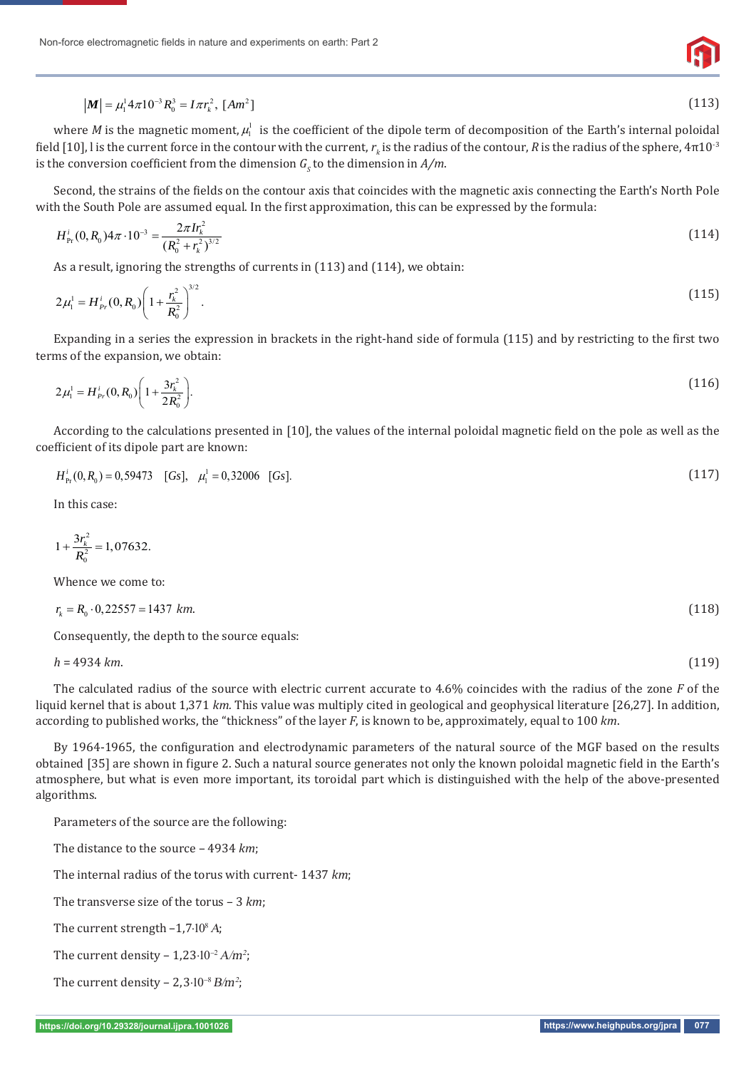$$|\boldsymbol{M}| = \mu_1^1 4\pi 10^{-3} R_0^3 = I\pi r_k^2,\ [Am^2] \tag{113}$$

where $M$ is the magnetic moment, $\mu_1^1$ is the coefficient of the dipole term of decomposition of the Earth's internal poloidal field [10], l is the current force in the contour with the current, $r_k$ is the radius of the contour, $R$ is the radius of the sphere, $4\pi 10^{-3}$ is the conversion coefficient from the dimension $G_s$ to the dimension in $A/m$.

Second, the strains of the fields on the contour axis that coincides with the magnetic axis connecting the Earth's North Pole with the South Pole are assumed equal. In the first approximation, this can be expressed by the formula:

$$H_{\Pr}^i(0, R_0) 4\pi \cdot 10^{-3} = \frac{2\pi I r_k^2}{(R_0^2 + r_k^2)^{3/2}} \tag{114}$$

As a result, ignoring the strengths of currents in (113) and (114), we obtain:

$$2\mu_1^1 = H_{Pr}^i(0, R_0)\left(1 + \frac{r_k^2}{R_0^2}\right)^{3/2}. \tag{115}$$

Expanding in a series the expression in brackets in the right-hand side of formula (115) and by restricting to the first two terms of the expansion, we obtain:

$$2\mu_1^1 = H_{Pr}^i(0, R_0)\left(1 + \frac{3r_k^2}{2R_0^2}\right). \tag{116}$$

According to the calculations presented in [10], the values of the internal poloidal magnetic field on the pole as well as the coefficient of its dipole part are known:

$$H_{\Pr}^i(0, R_0) = 0{,}59473 \quad [Gs], \quad \mu_1^1 = 0{,}32006 \quad [Gs]. \tag{117}$$

In this case:

$$1 + \frac{3r_k^2}{R_0^2} = 1{,}07632.$$

Whence we come to:

$$r_k = R_0 \cdot 0{,}22557 = 1437\ km. \tag{118}$$

Consequently, the depth to the source equals:

$$h = 4934\ km. \tag{119}$$

The calculated radius of the source with electric current accurate to 4.6% coincides with the radius of the zone *F* of the liquid kernel that is about 1,371 *km*. This value was multiply cited in geological and geophysical literature [26,27]. In addition, according to published works, the "thickness" of the layer *F*, is known to be, approximately, equal to 100 *km*.

By 1964-1965, the configuration and electrodynamic parameters of the natural source of the MGF based on the results obtained [35] are shown in figure 2. Such a natural source generates not only the known poloidal magnetic field in the Earth's atmosphere, but what is even more important, its toroidal part which is distinguished with the help of the above-presented algorithms.

Parameters of the source are the following:

The distance to the source – 4934 *km*;

The internal radius of the torus with current- 1437 *km*;

The transverse size of the torus – 3 *km*;

The current strength –$1{,}7 \cdot 10^8$ *A*;

The current density – $1{,}23 \cdot 10^{-2}$ $A/m^2$;

The current density – $2{,}3 \cdot 10^{-8}$ $B/m^2$;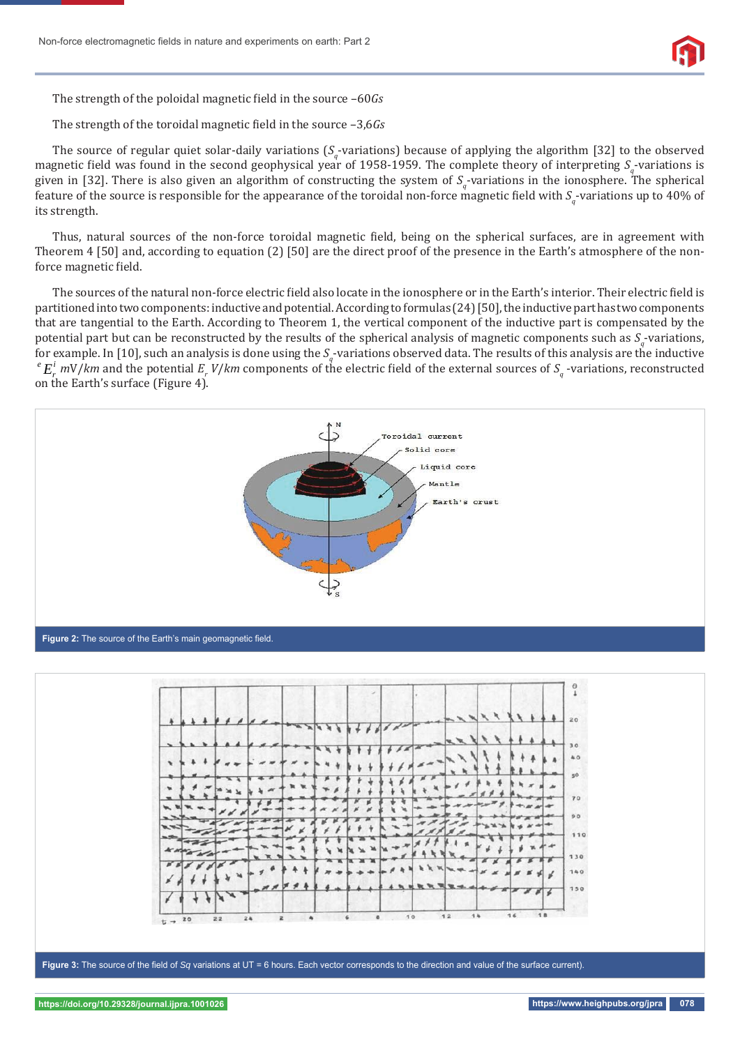The strength of the poloidal magnetic field in the source –60*Gs*

The strength of the toroidal magnetic field in the source –3,6*Gs*

The source of regular quiet solar-daily variations ($S_q$-variations) because of applying the algorithm [32] to the observed magnetic field was found in the second geophysical year of 1958-1959. The complete theory of interpreting $S_q$-variations is given in [32]. There is also given an algorithm of constructing the system of $S_q$-variations in the ionosphere. The spherical feature of the source is responsible for the appearance of the toroidal non-force magnetic field with $S_q$-variations up to 40% of its strength.

Thus, natural sources of the non-force toroidal magnetic field, being on the spherical surfaces, are in agreement with Theorem 4 [50] and, according to equation (2) [50] are the direct proof of the presence in the Earth's atmosphere of the non-force magnetic field.

The sources of the natural non-force electric field also locate in the ionosphere or in the Earth's interior. Their electric field is partitioned into two components: inductive and potential. According to formulas (24) [50], the inductive part has two components that are tangential to the Earth. According to Theorem 1, the vertical component of the inductive part is compensated by the potential part but can be reconstructed by the results of the spherical analysis of magnetic components such as $S_q$-variations, for example. In [10], such an analysis is done using the $S_q$-variations observed data. The results of this analysis are the inductive ${}^{e}E_r^{i}$ $mV/km$ and the potential $E_r$ $V/km$ components of the electric field of the external sources of $S_q$-variations, reconstructed on the Earth's surface (Figure 4).

**Figure 2:** The source of the Earth's main geomagnetic field.

**Figure 3:** The source of the field of *Sq* variations at UT = 6 hours. Each vector corresponds to the direction and value of the surface current).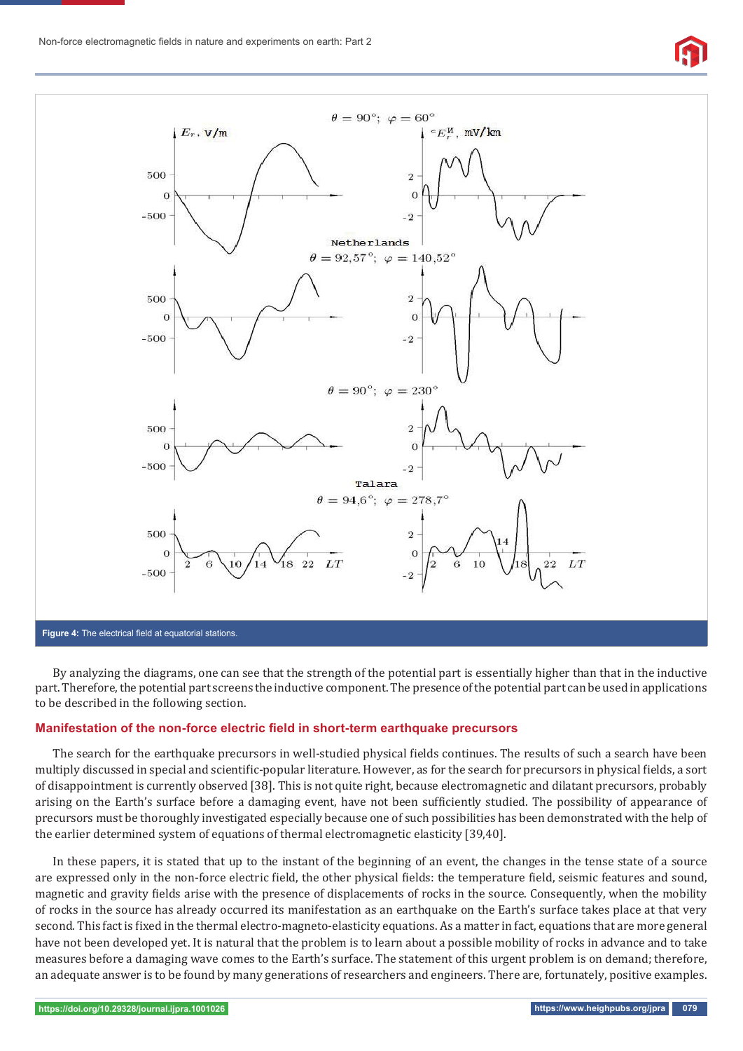**Figure 4:** The electrical field at equatorial stations.

By analyzing the diagrams, one can see that the strength of the potential part is essentially higher than that in the inductive part. Therefore, the potential part screens the inductive component. The presence of the potential part can be used in applications to be described in the following section.

## Manifestation of the non-force electric field in short-term earthquake precursors

The search for the earthquake precursors in well-studied physical fields continues. The results of such a search have been multiply discussed in special and scientific-popular literature. However, as for the search for precursors in physical fields, a sort of disappointment is currently observed [38]. This is not quite right, because electromagnetic and dilatant precursors, probably arising on the Earth's surface before a damaging event, have not been sufficiently studied. The possibility of appearance of precursors must be thoroughly investigated especially because one of such possibilities has been demonstrated with the help of the earlier determined system of equations of thermal electromagnetic elasticity [39,40].

In these papers, it is stated that up to the instant of the beginning of an event, the changes in the tense state of a source are expressed only in the non-force electric field, the other physical fields: the temperature field, seismic features and sound, magnetic and gravity fields arise with the presence of displacements of rocks in the source. Consequently, when the mobility of rocks in the source has already occurred its manifestation as an earthquake on the Earth's surface takes place at that very second. This fact is fixed in the thermal electro-magneto-elasticity equations. As a matter in fact, equations that are more general have not been developed yet. It is natural that the problem is to learn about a possible mobility of rocks in advance and to take measures before a damaging wave comes to the Earth's surface. The statement of this urgent problem is on demand; therefore, an adequate answer is to be found by many generations of researchers and engineers. There are, fortunately, positive examples.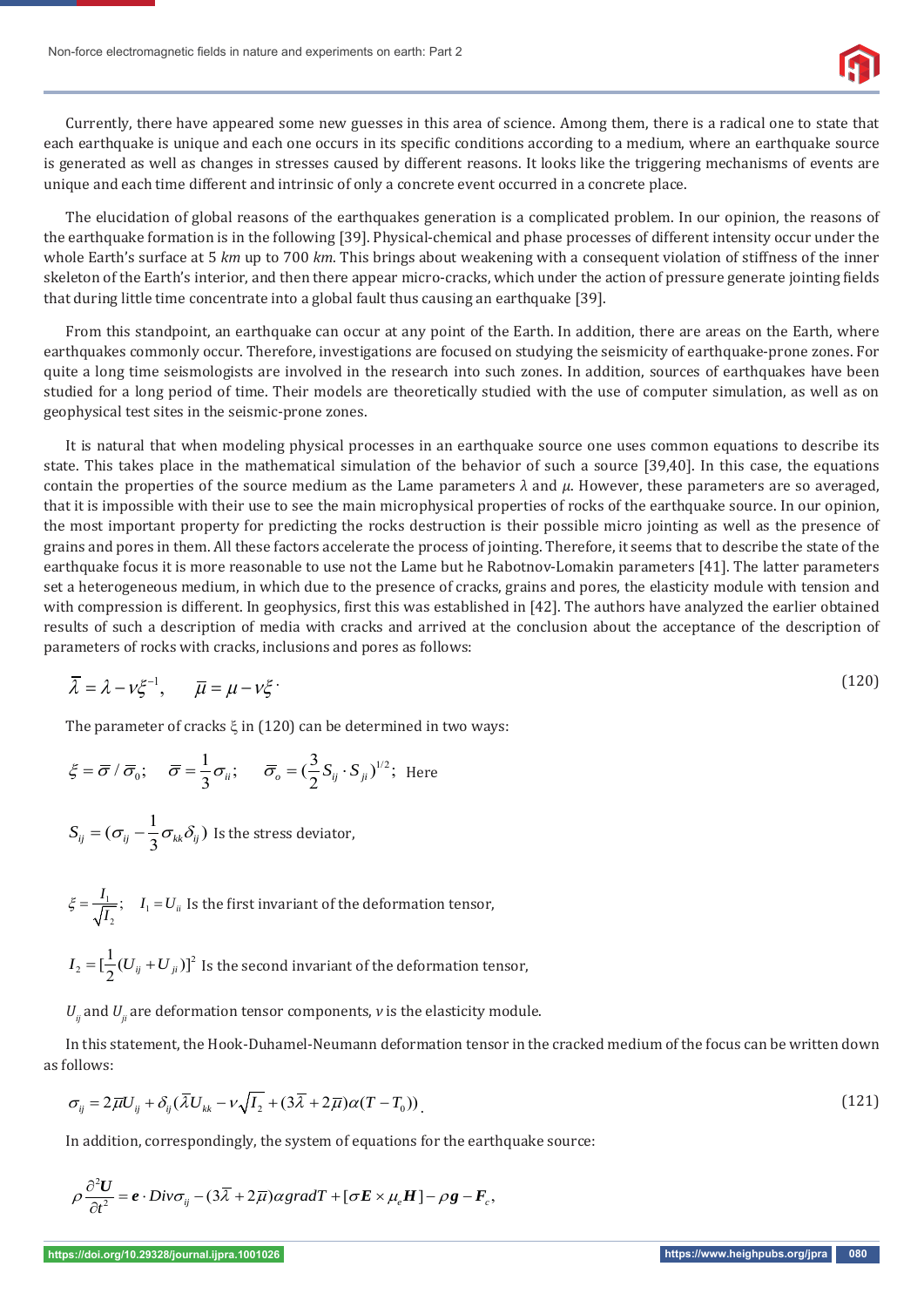Currently, there have appeared some new guesses in this area of science. Among them, there is a radical one to state that each earthquake is unique and each one occurs in its specific conditions according to a medium, where an earthquake source is generated as well as changes in stresses caused by different reasons. It looks like the triggering mechanisms of events are unique and each time different and intrinsic of only a concrete event occurred in a concrete place.

The elucidation of global reasons of the earthquakes generation is a complicated problem. In our opinion, the reasons of the earthquake formation is in the following [39]. Physical-chemical and phase processes of different intensity occur under the whole Earth's surface at 5 *km* up to 700 *km*. This brings about weakening with a consequent violation of stiffness of the inner skeleton of the Earth's interior, and then there appear micro-cracks, which under the action of pressure generate jointing fields that during little time concentrate into a global fault thus causing an earthquake [39].

From this standpoint, an earthquake can occur at any point of the Earth. In addition, there are areas on the Earth, where earthquakes commonly occur. Therefore, investigations are focused on studying the seismicity of earthquake-prone zones. For quite a long time seismologists are involved in the research into such zones. In addition, sources of earthquakes have been studied for a long period of time. Their models are theoretically studied with the use of computer simulation, as well as on geophysical test sites in the seismic-prone zones.

It is natural that when modeling physical processes in an earthquake source one uses common equations to describe its state. This takes place in the mathematical simulation of the behavior of such a source [39,40]. In this case, the equations contain the properties of the source medium as the Lame parameters $\lambda$ and $\mu$. However, these parameters are so averaged, that it is impossible with their use to see the main microphysical properties of rocks of the earthquake source. In our opinion, the most important property for predicting the rocks destruction is their possible micro jointing as well as the presence of grains and pores in them. All these factors accelerate the process of jointing. Therefore, it seems that to describe the state of the earthquake focus it is more reasonable to use not the Lame but he Rabotnov-Lomakin parameters [41]. The latter parameters set a heterogeneous medium, in which due to the presence of cracks, grains and pores, the elasticity module with tension and with compression is different. In geophysics, first this was established in [42]. The authors have analyzed the earlier obtained results of such a description of media with cracks and arrived at the conclusion about the acceptance of the description of parameters of rocks with cracks, inclusions and pores as follows:

$$\bar{\lambda} = \lambda - \nu\xi^{-1}, \qquad \bar{\mu} = \mu - \nu\xi \tag{120}$$

The parameter of cracks $\xi$ in (120) can be determined in two ways:

$\xi = \bar{\sigma} / \bar{\sigma}_0; \quad \bar{\sigma} = \frac{1}{3}\sigma_{ii}; \quad \bar{\sigma}_o = (\frac{3}{2}S_{ij} \cdot S_{ji})^{1/2};$ Here

$S_{ij} = (\sigma_{ij} - \frac{1}{3}\sigma_{kk}\delta_{ij})$ Is the stress deviator,

$\xi = \frac{I_1}{\sqrt{I_2}}; \quad I_1 = U_{ii}$ Is the first invariant of the deformation tensor,

$I_2 = [\frac{1}{2}(U_{ij} + U_{ji})]^2$ Is the second invariant of the deformation tensor,

$U_{ij}$ and $U_{ji}$ are deformation tensor components, $\nu$ is the elasticity module.

In this statement, the Hook-Duhamel-Neumann deformation tensor in the cracked medium of the focus can be written down as follows:

$$\sigma_{ij} = 2\bar{\mu}U_{ij} + \delta_{ij}(\bar{\lambda}U_{kk} - \nu\sqrt{I_2} + (3\bar{\lambda} + 2\bar{\mu})\alpha(T - T_0)) \tag{121}$$

In addition, correspondingly, the system of equations for the earthquake source:

$$\rho\frac{\partial^2 \boldsymbol{U}}{\partial t^2} = \boldsymbol{e} \cdot Div\sigma_{ij} - (3\bar{\lambda} + 2\bar{\mu})\alpha gradT + [\sigma\boldsymbol{E} \times \mu_e\boldsymbol{H}] - \rho\boldsymbol{g} - \boldsymbol{F}_c,$$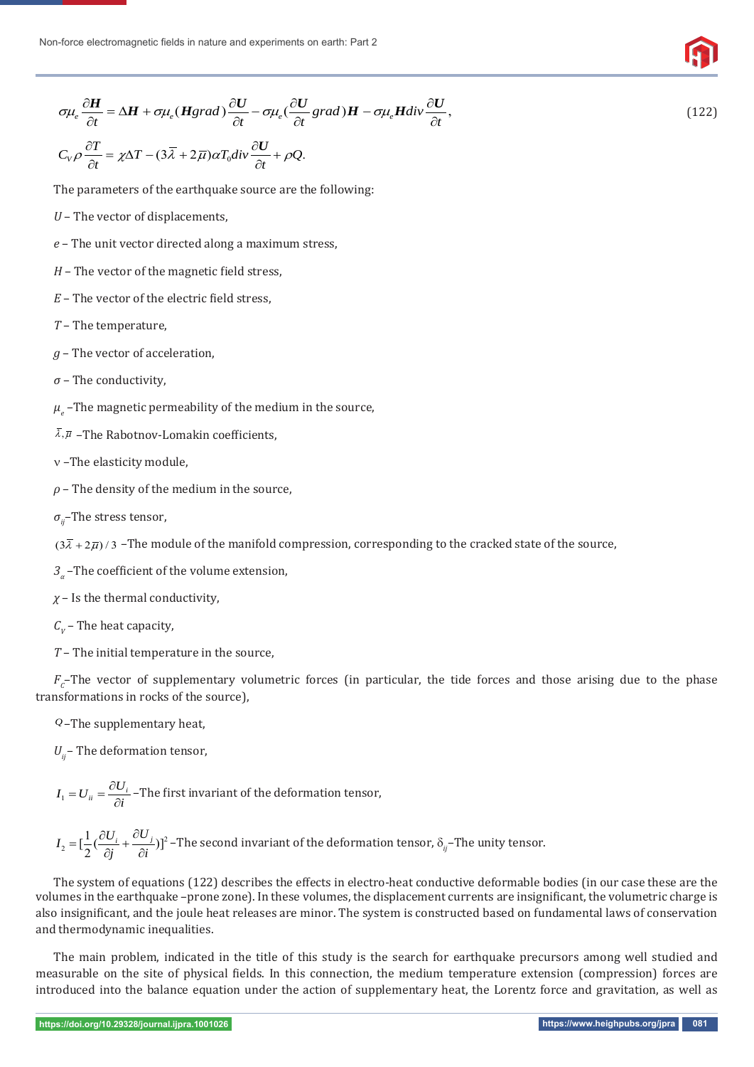$$\sigma\mu_e \frac{\partial \boldsymbol{H}}{\partial t} = \Delta \boldsymbol{H} + \sigma\mu_e (\boldsymbol{H} grad) \frac{\partial \boldsymbol{U}}{\partial t} - \sigma\mu_e (\frac{\partial \boldsymbol{U}}{\partial t} grad) \boldsymbol{H} - \sigma\mu_e \boldsymbol{H} div \frac{\partial \boldsymbol{U}}{\partial t}, \tag{122}$$

$$C_V \rho \frac{\partial T}{\partial t} = \chi \Delta T - (3\overline{\lambda} + 2\overline{\mu}) \alpha T_0 div \frac{\partial \boldsymbol{U}}{\partial t} + \rho Q.$$

The parameters of the earthquake source are the following:

$U$ – The vector of displacements,

$e$ – The unit vector directed along a maximum stress,

$H$ – The vector of the magnetic field stress,

$E$ – The vector of the electric field stress,

$T$ – The temperature,

$g$ – The vector of acceleration,

$\sigma$ – The conductivity,

$\mu_e$ –The magnetic permeability of the medium in the source,

$\overline{\lambda}, \overline{\mu}$ –The Rabotnov-Lomakin coefficients,

ν –The elasticity module,

$\rho$ – The density of the medium in the source,

$\sigma_{ij}$–The stress tensor,

$(3\overline{\lambda} + 2\overline{\mu})/3$ –The module of the manifold compression, corresponding to the cracked state of the source,

$3_\alpha$ –The coefficient of the volume extension,

$\chi$ – Is the thermal conductivity,

$C_V$ – The heat capacity,

$T$ – The initial temperature in the source,

$F_C$–The vector of supplementary volumetric forces (in particular, the tide forces and those arising due to the phase transformations in rocks of the source),

$Q$–The supplementary heat,

$U_{ij}$– The deformation tensor,

$I_1 = U_{ii} = \frac{\partial U_i}{\partial i}$ –The first invariant of the deformation tensor,

$I_2 = [\frac{1}{2}(\frac{\partial U_i}{\partial j} + \frac{\partial U_j}{\partial i})]^2$ –The second invariant of the deformation tensor, $\delta_{ij}$–The unity tensor.

The system of equations (122) describes the effects in electro-heat conductive deformable bodies (in our case these are the volumes in the earthquake –prone zone). In these volumes, the displacement currents are insignificant, the volumetric charge is also insignificant, and the joule heat releases are minor. The system is constructed based on fundamental laws of conservation and thermodynamic inequalities.

The main problem, indicated in the title of this study is the search for earthquake precursors among well studied and measurable on the site of physical fields. In this connection, the medium temperature extension (compression) forces are introduced into the balance equation under the action of supplementary heat, the Lorentz force and gravitation, as well as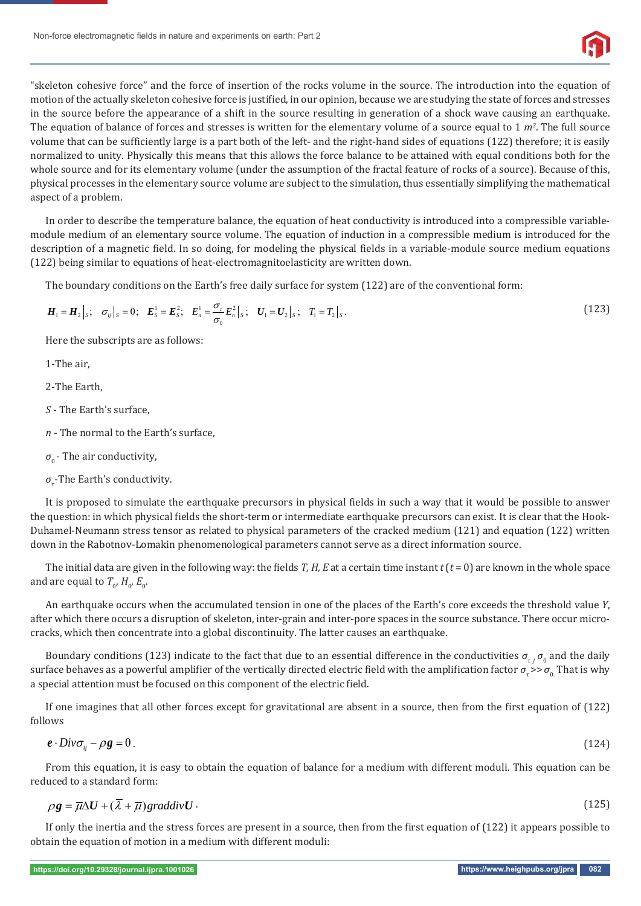"skeleton cohesive force" and the force of insertion of the rocks volume in the source. The introduction into the equation of motion of the actually skeleton cohesive force is justified, in our opinion, because we are studying the state of forces and stresses in the source before the appearance of a shift in the source resulting in generation of a shock wave causing an earthquake. The equation of balance of forces and stresses is written for the elementary volume of a source equal to 1 $m^3$. The full source volume that can be sufficiently large is a part both of the left- and the right-hand sides of equations (122) therefore; it is easily normalized to unity. Physically this means that this allows the force balance to be attained with equal conditions both for the whole source and for its elementary volume (under the assumption of the fractal feature of rocks of a source). Because of this, physical processes in the elementary source volume are subject to the simulation, thus essentially simplifying the mathematical aspect of a problem.

In order to describe the temperature balance, the equation of heat conductivity is introduced into a compressible variable-module medium of an elementary source volume. The equation of induction in a compressible medium is introduced for the description of a magnetic field. In so doing, for modeling the physical fields in a variable-module source medium equations (122) being similar to equations of heat-electromagnitoelasticity are written down.

The boundary conditions on the Earth's free daily surface for system (122) are of the conventional form:

$$\boldsymbol{H}_1 = \boldsymbol{H}_2\big|_S; \quad \sigma_{ij}\big|_S = 0; \quad \boldsymbol{E}_S^1 = \boldsymbol{E}_S^2; \quad E_n^1 = \frac{\sigma_\tau}{\sigma_0} E_n^2\big|_S; \quad \boldsymbol{U}_1 = \boldsymbol{U}_2\big|_S; \quad T_1 = T_2\big|_S. \tag{123}$$

Here the subscripts are as follows:

1-The air,

2-The Earth,

*S* - The Earth's surface,

*n* - The normal to the Earth's surface,

$\sigma_0$ - The air conductivity,

$\sigma_\tau$-The Earth's conductivity.

It is proposed to simulate the earthquake precursors in physical fields in such a way that it would be possible to answer the question: in which physical fields the short-term or intermediate earthquake precursors can exist. It is clear that the Hook-Duhamel-Neumann stress tensor as related to physical parameters of the cracked medium (121) and equation (122) written down in the Rabotnov-Lomakin phenomenological parameters cannot serve as a direct information source.

The initial data are given in the following way: the fields $T, H, E$ at a certain time instant $t$ ($t = 0$) are known in the whole space and are equal to $T_0$, $H_0$, $E_0$.

An earthquake occurs when the accumulated tension in one of the places of the Earth's core exceeds the threshold value $Y$, after which there occurs a disruption of skeleton, inter-grain and inter-pore spaces in the source substance. There occur micro-cracks, which then concentrate into a global discontinuity. The latter causes an earthquake.

Boundary conditions (123) indicate to the fact that due to an essential difference in the conductivities $\sigma_\tau / \sigma_0$ and the daily surface behaves as a powerful amplifier of the vertically directed electric field with the amplification factor $\sigma_\tau >> \sigma_0$. That is why a special attention must be focused on this component of the electric field.

If one imagines that all other forces except for gravitational are absent in a source, then from the first equation of (122) follows

$$\boldsymbol{e} \cdot Div\sigma_{ij} - \rho \boldsymbol{g} = 0. \tag{124}$$

From this equation, it is easy to obtain the equation of balance for a medium with different moduli. This equation can be reduced to a standard form:

$$\rho \boldsymbol{g} = \bar{\mu}\Delta \boldsymbol{U} + (\bar{\lambda} + \bar{\mu}) graddiv \boldsymbol{U}. \tag{125}$$

If only the inertia and the stress forces are present in a source, then from the first equation of (122) it appears possible to obtain the equation of motion in a medium with different moduli: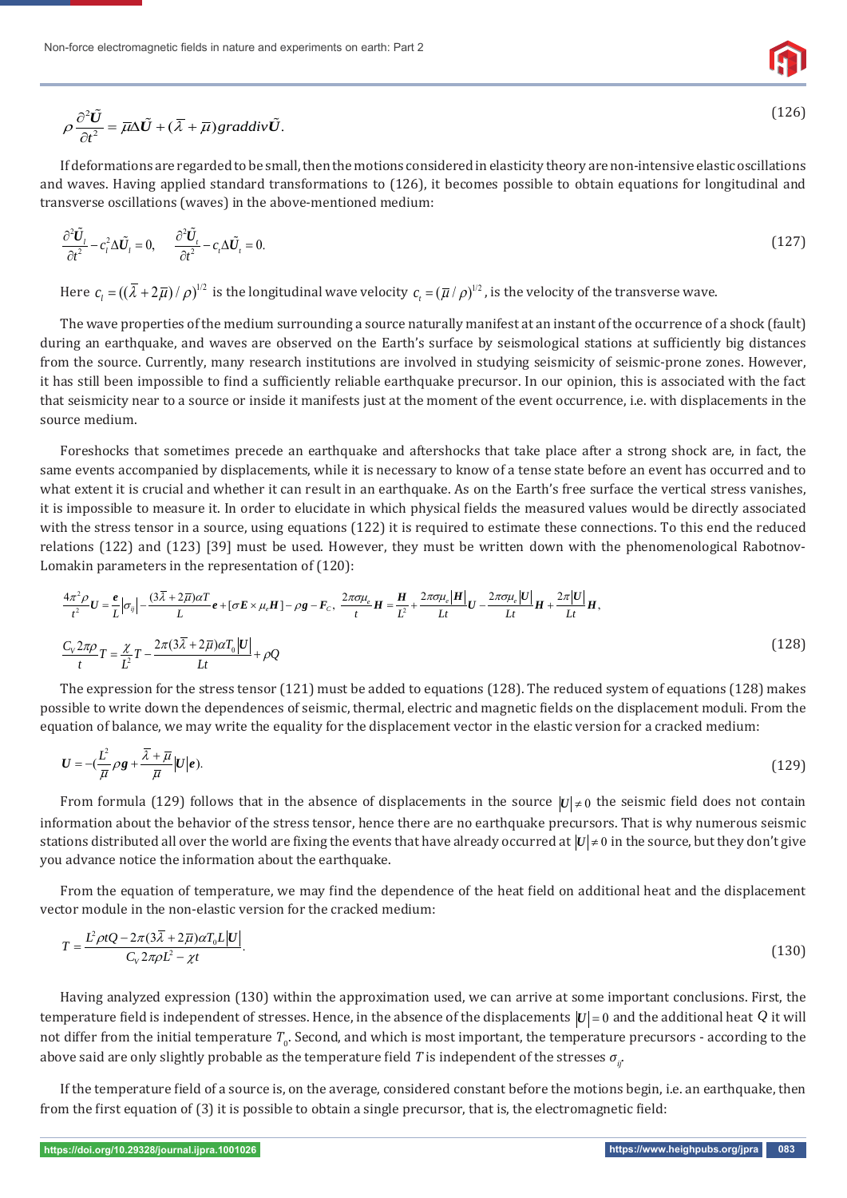$$\rho \frac{\partial^2 \tilde{\boldsymbol{U}}}{\partial t^2} = \bar{\mu} \Delta \tilde{\boldsymbol{U}} + (\bar{\lambda} + \bar{\mu}) grad div \tilde{\boldsymbol{U}}. \tag{126}$$

If deformations are regarded to be small, then the motions considered in elasticity theory are non-intensive elastic oscillations and waves. Having applied standard transformations to (126), it becomes possible to obtain equations for longitudinal and transverse oscillations (waves) in the above-mentioned medium:

$$\frac{\partial^2 \tilde{\boldsymbol{U}}_l}{\partial t^2} - c_l^2 \Delta \tilde{\boldsymbol{U}}_l = 0, \qquad \frac{\partial^2 \tilde{\boldsymbol{U}}_t}{\partial t^2} - c_t \Delta \tilde{\boldsymbol{U}}_t = 0. \tag{127}$$

Here $c_l = ((\bar{\lambda} + 2\bar{\mu}) / \rho)^{1/2}$ is the longitudinal wave velocity $c_t = (\bar{\mu} / \rho)^{1/2}$, is the velocity of the transverse wave.

The wave properties of the medium surrounding a source naturally manifest at an instant of the occurrence of a shock (fault) during an earthquake, and waves are observed on the Earth's surface by seismological stations at sufficiently big distances from the source. Currently, many research institutions are involved in studying seismicity of seismic-prone zones. However, it has still been impossible to find a sufficiently reliable earthquake precursor. In our opinion, this is associated with the fact that seismicity near to a source or inside it manifests just at the moment of the event occurrence, i.e. with displacements in the source medium.

Foreshocks that sometimes precede an earthquake and aftershocks that take place after a strong shock are, in fact, the same events accompanied by displacements, while it is necessary to know of a tense state before an event has occurred and to what extent it is crucial and whether it can result in an earthquake. As on the Earth's free surface the vertical stress vanishes, it is impossible to measure it. In order to elucidate in which physical fields the measured values would be directly associated with the stress tensor in a source, using equations (122) it is required to estimate these connections. To this end the reduced relations (122) and (123) [39] must be used. However, they must be written down with the phenomenological Rabotnov-Lomakin parameters in the representation of (120):

$$\frac{4\pi^2 \rho}{t^2} \boldsymbol{U} = \frac{\boldsymbol{e}}{L} |\sigma_{ij}| - \frac{(3\bar{\lambda} + 2\bar{\mu})\alpha T}{L} \boldsymbol{e} + [\sigma \boldsymbol{E} \times \mu_e \boldsymbol{H}] - \rho \boldsymbol{g} - \boldsymbol{F}_C, \quad \frac{2\pi\sigma\mu_e}{t} \boldsymbol{H} = \frac{\boldsymbol{H}}{L^2} + \frac{2\pi\sigma\mu_e |\boldsymbol{H}|}{Lt} \boldsymbol{U} - \frac{2\pi\sigma\mu_e |\boldsymbol{U}|}{Lt} \boldsymbol{H} + \frac{2\pi |\boldsymbol{U}|}{Lt} \boldsymbol{H},$$

$$\frac{C_V 2\pi\rho}{t} T = \frac{\chi}{L^2} T - \frac{2\pi(3\bar{\lambda} + 2\bar{\mu})\alpha T_0 |\boldsymbol{U}|}{Lt} + \rho Q \tag{128}$$

The expression for the stress tensor (121) must be added to equations (128). The reduced system of equations (128) makes possible to write down the dependences of seismic, thermal, electric and magnetic fields on the displacement moduli. From the equation of balance, we may write the equality for the displacement vector in the elastic version for a cracked medium:

$$\boldsymbol{U} = -(\frac{L^2}{\bar{\mu}} \rho \boldsymbol{g} + \frac{\bar{\lambda} + \bar{\mu}}{\bar{\mu}} |\boldsymbol{U}| \boldsymbol{e}). \tag{129}$$

From formula (129) follows that in the absence of displacements in the source $|\boldsymbol{U}| \neq 0$ the seismic field does not contain information about the behavior of the stress tensor, hence there are no earthquake precursors. That is why numerous seismic stations distributed all over the world are fixing the events that have already occurred at $|\boldsymbol{U}| \neq 0$ in the source, but they don't give you advance notice the information about the earthquake.

From the equation of temperature, we may find the dependence of the heat field on additional heat and the displacement vector module in the non-elastic version for the cracked medium:

$$T = \frac{L^2 \rho t Q - 2\pi(3\bar{\lambda} + 2\bar{\mu})\alpha T_0 L |\boldsymbol{U}|}{C_V 2\pi\rho L^2 - \chi t}. \tag{130}$$

Having analyzed expression (130) within the approximation used, we can arrive at some important conclusions. First, the temperature field is independent of stresses. Hence, in the absence of the displacements $|\boldsymbol{U}| = 0$ and the additional heat $Q$ it will not differ from the initial temperature $T_0$. Second, and which is most important, the temperature precursors - according to the above said are only slightly probable as the temperature field $T$ is independent of the stresses $\sigma_{ij}$.

If the temperature field of a source is, on the average, considered constant before the motions begin, i.e. an earthquake, then from the first equation of (3) it is possible to obtain a single precursor, that is, the electromagnetic field: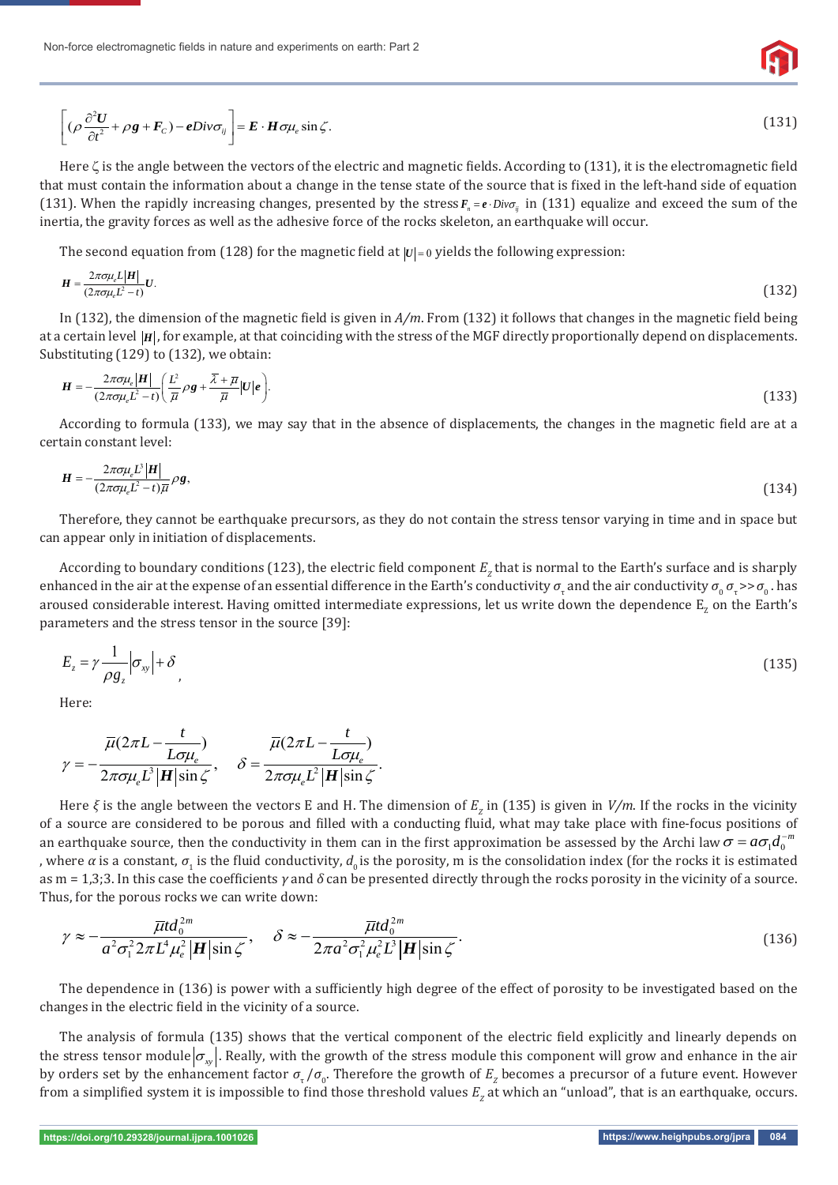$$\left[(\rho\frac{\partial^2\boldsymbol{U}}{\partial t^2}+\rho\boldsymbol{g}+\boldsymbol{F}_C)-\boldsymbol{e}Div\sigma_{ij}\right]=\boldsymbol{E}\cdot\boldsymbol{H}\sigma\mu_e\sin\zeta. \tag{131}$$

Here $\zeta$ is the angle between the vectors of the electric and magnetic fields. According to (131), it is the electromagnetic field that must contain the information about a change in the tense state of the source that is fixed in the left-hand side of equation (131). When the rapidly increasing changes, presented by the stress $\boldsymbol{F}_n=\boldsymbol{e}\cdot Div\sigma_{ij}$ in (131) equalize and exceed the sum of the inertia, the gravity forces as well as the adhesive force of the rocks skeleton, an earthquake will occur.

The second equation from (128) for the magnetic field at $|U|=0$ yields the following expression:

$$\boldsymbol{H}=\frac{2\pi\sigma\mu_e L|\boldsymbol{H}|}{(2\pi\sigma\mu_e L^2-t)}\boldsymbol{U}. \tag{132}$$

In (132), the dimension of the magnetic field is given in *A/m*. From (132) it follows that changes in the magnetic field being at a certain level $|\boldsymbol{H}|$, for example, at that coinciding with the stress of the MGF directly proportionally depend on displacements. Substituting (129) to (132), we obtain:

$$\boldsymbol{H}=-\frac{2\pi\sigma\mu_e|\boldsymbol{H}|}{(2\pi\sigma\mu_e L^2-t)}\left(\frac{L^2}{\overline{\mu}}\rho\boldsymbol{g}+\frac{\overline{\lambda}+\overline{\mu}}{\overline{\mu}}|\boldsymbol{U}|\boldsymbol{e}\right). \tag{133}$$

According to formula (133), we may say that in the absence of displacements, the changes in the magnetic field are at a certain constant level:

$$\boldsymbol{H}=-\frac{2\pi\sigma\mu_e L^3|\boldsymbol{H}|}{(2\pi\sigma\mu_e L^2-t)\overline{\mu}}\rho\boldsymbol{g}, \tag{134}$$

Therefore, they cannot be earthquake precursors, as they do not contain the stress tensor varying in time and in space but can appear only in initiation of displacements.

According to boundary conditions (123), the electric field component $E_z$ that is normal to the Earth's surface and is sharply enhanced in the air at the expense of an essential difference in the Earth's conductivity $\sigma_\tau$ and the air conductivity $\sigma_0$ $\sigma_\tau >> \sigma_0$. has aroused considerable interest. Having omitted intermediate expressions, let us write down the dependence $E_z$ on the Earth's parameters and the stress tensor in the source [39]:

$$E_z=\gamma\frac{1}{\rho g_z}|\sigma_{xy}|+\delta \tag{135}$$

Here:

$$\gamma=-\frac{\overline{\mu}(2\pi L-\dfrac{t}{L\sigma\mu_e})}{2\pi\sigma\mu_e L^3|\boldsymbol{H}|\sin\zeta},\quad \delta=\frac{\overline{\mu}(2\pi L-\dfrac{t}{L\sigma\mu_e})}{2\pi\sigma\mu_e L^2|\boldsymbol{H}|\sin\zeta}.$$

Here $\xi$ is the angle between the vectors E and H. The dimension of $E_z$ in (135) is given in *V/m*. If the rocks in the vicinity of a source are considered to be porous and filled with a conducting fluid, what may take place with fine-focus positions of an earthquake source, then the conductivity in them can in the first approximation be assessed by the Archi law $\sigma=a\sigma_1 d_0^{-m}$, where $\alpha$ is a constant, $\sigma_1$ is the fluid conductivity, $d_0$ is the porosity, m is the consolidation index (for the rocks it is estimated as m = 1,3;3. In this case the coefficients $\gamma$ and $\delta$ can be presented directly through the rocks porosity in the vicinity of a source. Thus, for the porous rocks we can write down:

$$\gamma\approx-\frac{\overline{\mu}td_0^{2m}}{a^2\sigma_1^2 2\pi L^4\mu_e^2|\boldsymbol{H}|\sin\zeta},\quad \delta\approx-\frac{\overline{\mu}td_0^{2m}}{2\pi a^2\sigma_1^2\mu_e^2 L^3|\boldsymbol{H}|\sin\zeta}. \tag{136}$$

The dependence in (136) is power with a sufficiently high degree of the effect of porosity to be investigated based on the changes in the electric field in the vicinity of a source.

The analysis of formula (135) shows that the vertical component of the electric field explicitly and linearly depends on the stress tensor module $|\sigma_{xy}|$. Really, with the growth of the stress module this component will grow and enhance in the air by orders set by the enhancement factor $\sigma_\tau/\sigma_0$. Therefore the growth of $E_z$ becomes a precursor of a future event. However from a simplified system it is impossible to find those threshold values $E_z$ at which an "unload", that is an earthquake, occurs.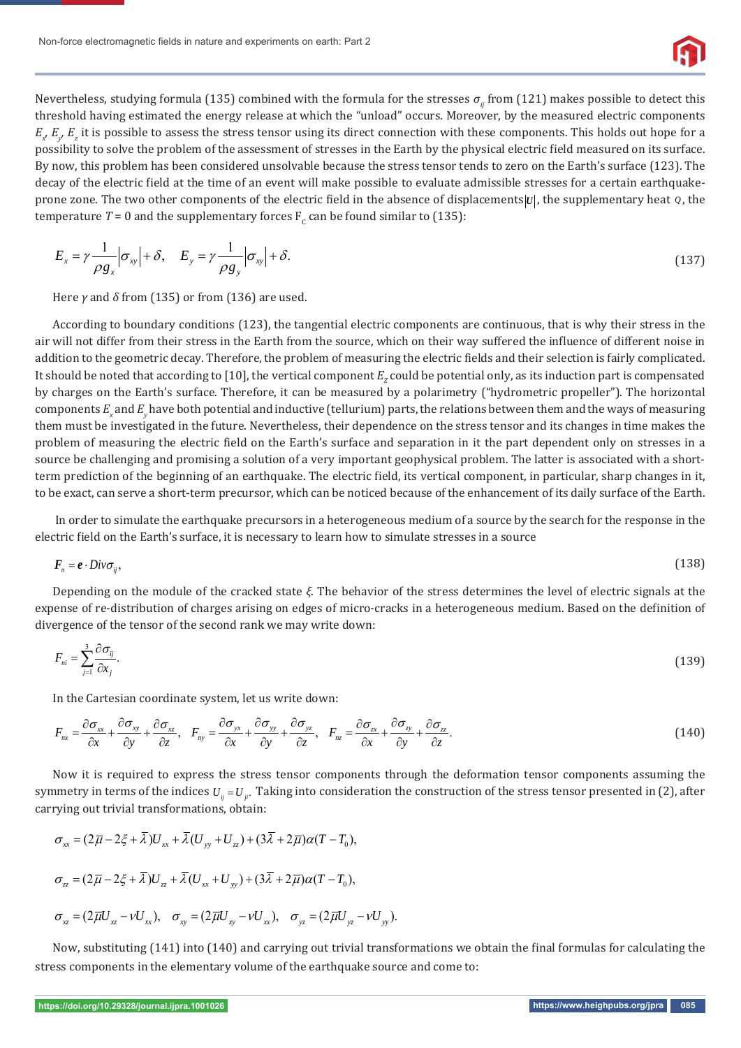Nevertheless, studying formula (135) combined with the formula for the stresses $\sigma_{ij}$ from (121) makes possible to detect this threshold having estimated the energy release at which the "unload" occurs. Moreover, by the measured electric components $E_x$, $E_y$, $E_z$ it is possible to assess the stress tensor using its direct connection with these components. This holds out hope for a possibility to solve the problem of the assessment of stresses in the Earth by the physical electric field measured on its surface. By now, this problem has been considered unsolvable because the stress tensor tends to zero on the Earth's surface (123). The decay of the electric field at the time of an event will make possible to evaluate admissible stresses for a certain earthquake-prone zone. The two other components of the electric field in the absence of displacements $|U|$, the supplementary heat $Q$, the temperature $T = 0$ and the supplementary forces $F_c$ can be found similar to (135):

$$E_x = \gamma \frac{1}{\rho g_x}\left|\sigma_{xy}\right| + \delta, \quad E_y = \gamma \frac{1}{\rho g_y}\left|\sigma_{xy}\right| + \delta. \tag{137}$$

Here $\gamma$ and $\delta$ from (135) or from (136) are used.

According to boundary conditions (123), the tangential electric components are continuous, that is why their stress in the air will not differ from their stress in the Earth from the source, which on their way suffered the influence of different noise in addition to the geometric decay. Therefore, the problem of measuring the electric fields and their selection is fairly complicated. It should be noted that according to [10], the vertical component $E_z$ could be potential only, as its induction part is compensated by charges on the Earth's surface. Therefore, it can be measured by a polarimetry ("hydrometric propeller"). The horizontal components $E_x$ and $E_y$ have both potential and inductive (tellurium) parts, the relations between them and the ways of measuring them must be investigated in the future. Nevertheless, their dependence on the stress tensor and its changes in time makes the problem of measuring the electric field on the Earth's surface and separation in it the part dependent only on stresses in a source be challenging and promising a solution of a very important geophysical problem. The latter is associated with a short-term prediction of the beginning of an earthquake. The electric field, its vertical component, in particular, sharp changes in it, to be exact, can serve a short-term precursor, which can be noticed because of the enhancement of its daily surface of the Earth.

In order to simulate the earthquake precursors in a heterogeneous medium of a source by the search for the response in the electric field on the Earth's surface, it is necessary to learn how to simulate stresses in a source

$$\boldsymbol{F}_n = \boldsymbol{e} \cdot Div\sigma_{ij}, \tag{138}$$

Depending on the module of the cracked state $\xi$. The behavior of the stress determines the level of electric signals at the expense of re-distribution of charges arising on edges of micro-cracks in a heterogeneous medium. Based on the definition of divergence of the tensor of the second rank we may write down:

$$F_{ni} = \sum_{j=1}^{3} \frac{\partial \sigma_{ij}}{\partial x_j}. \tag{139}$$

In the Cartesian coordinate system, let us write down:

$$F_{nx} = \frac{\partial \sigma_{xx}}{\partial x} + \frac{\partial \sigma_{xy}}{\partial y} + \frac{\partial \sigma_{xz}}{\partial z}, \quad F_{ny} = \frac{\partial \sigma_{yx}}{\partial x} + \frac{\partial \sigma_{yy}}{\partial y} + \frac{\partial \sigma_{yz}}{\partial z}, \quad F_{nz} = \frac{\partial \sigma_{zx}}{\partial x} + \frac{\partial \sigma_{zy}}{\partial y} + \frac{\partial \sigma_{zz}}{\partial z}. \tag{140}$$

Now it is required to express the stress tensor components through the deformation tensor components assuming the symmetry in terms of the indices $U_{ij} = U_{ji}$. Taking into consideration the construction of the stress tensor presented in (2), after carrying out trivial transformations, obtain:

$$\sigma_{xx} = (2\bar{\mu} - 2\xi + \bar{\lambda})U_{xx} + \bar{\lambda}(U_{yy} + U_{zz}) + (3\bar{\lambda} + 2\bar{\mu})\alpha(T - T_0),$$

$$\sigma_{zz} = (2\bar{\mu} - 2\xi + \bar{\lambda})U_{zz} + \bar{\lambda}(U_{xx} + U_{yy}) + (3\bar{\lambda} + 2\bar{\mu})\alpha(T - T_0),$$

$$\sigma_{xz} = (2\bar{\mu}U_{xz} - \nu U_{xx}), \quad \sigma_{xy} = (2\bar{\mu}U_{xy} - \nu U_{xx}), \quad \sigma_{yz} = (2\bar{\mu}U_{yz} - \nu U_{yy}).$$

Now, substituting (141) into (140) and carrying out trivial transformations we obtain the final formulas for calculating the stress components in the elementary volume of the earthquake source and come to: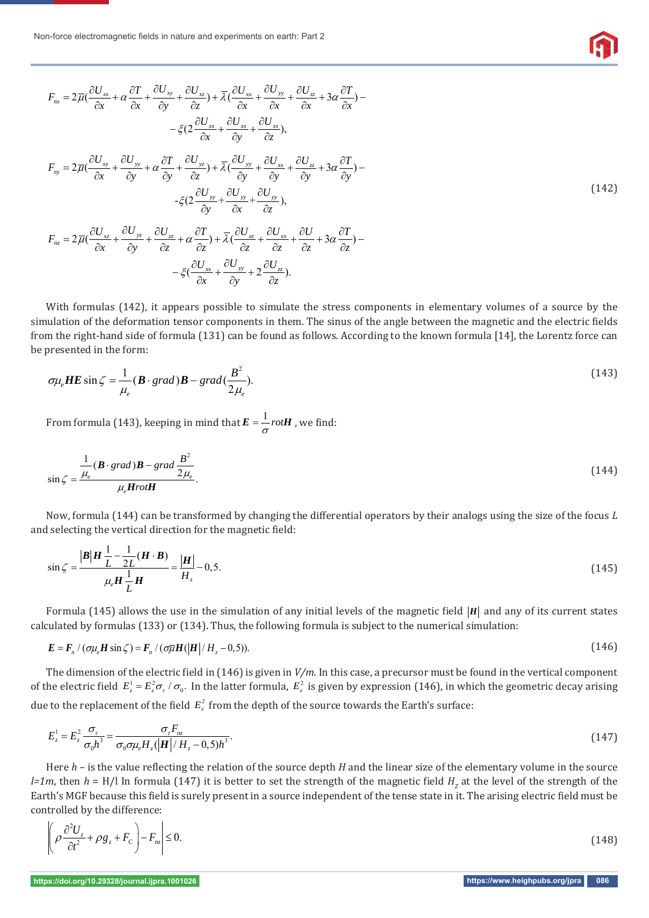$$F_{nx} = 2\overline{\mu}(\frac{\partial U_{xx}}{\partial x} + \alpha\frac{\partial T}{\partial x} + \frac{\partial U_{xy}}{\partial y} + \frac{\partial U_{xz}}{\partial z}) + \overline{\lambda}(\frac{\partial U_{xx}}{\partial x} + \frac{\partial U_{yy}}{\partial x} + \frac{\partial U_{zz}}{\partial x} + 3\alpha\frac{\partial T}{\partial x}) - $$
$$- \xi(2\frac{\partial U_{xx}}{\partial x} + \frac{\partial U_{xx}}{\partial y} + \frac{\partial U_{xx}}{\partial z}),$$
$$F_{ny} = 2\overline{\mu}(\frac{\partial U_{xy}}{\partial x} + \frac{\partial U_{yy}}{\partial y} + \alpha\frac{\partial T}{\partial y} + \frac{\partial U_{yz}}{\partial z}) + \overline{\lambda}(\frac{\partial U_{yy}}{\partial y} + \frac{\partial U_{xx}}{\partial y} + \frac{\partial U_{zz}}{\partial y} + 3\alpha\frac{\partial T}{\partial y}) - $$
$$- \xi(2\frac{\partial U_{yy}}{\partial y} + \frac{\partial U_{yy}}{\partial x} + \frac{\partial U_{yy}}{\partial z}), \tag{142}$$
$$F_{nz} = 2\overline{\mu}(\frac{\partial U_{xz}}{\partial x} + \frac{\partial U_{yz}}{\partial y} + \frac{\partial U_{zz}}{\partial z} + \alpha\frac{\partial T}{\partial z}) + \overline{\lambda}(\frac{\partial U_{zz}}{\partial z} + \frac{\partial U_{xx}}{\partial z} + \frac{\partial U}{\partial z} + 3\alpha\frac{\partial T}{\partial z}) - $$
$$- \xi(\frac{\partial U_{xx}}{\partial x} + \frac{\partial U_{yy}}{\partial y} + 2\frac{\partial U_{zz}}{\partial z}).$$

With formulas (142), it appears possible to simulate the stress components in elementary volumes of a source by the simulation of the deformation tensor components in them. The sinus of the angle between the magnetic and the electric fields from the right-hand side of formula (131) can be found as follows. According to the known formula [14], the Lorentz force can be presented in the form:

$$\sigma\mu_e \boldsymbol{H}\boldsymbol{E}\sin\zeta = \frac{1}{\mu_e}(\boldsymbol{B}\cdot grad)\boldsymbol{B} - grad(\frac{B^2}{2\mu_e}). \tag{143}$$

From formula (143), keeping in mind that $\boldsymbol{E} = \frac{1}{\sigma} rot\boldsymbol{H}$ , we find:

$$\sin\zeta = \frac{\frac{1}{\mu_e}(\boldsymbol{B}\cdot grad)\boldsymbol{B} - grad\frac{B^2}{2\mu_e}}{\mu_e \boldsymbol{H} rot\boldsymbol{H}}. \tag{144}$$

Now, formula (144) can be transformed by changing the differential operators by their analogs using the size of the focus $L$ and selecting the vertical direction for the magnetic field:

$$\sin\zeta = \frac{|\boldsymbol{B}|\boldsymbol{H}\frac{1}{L} - \frac{1}{2L}(\boldsymbol{H}\cdot\boldsymbol{B})}{\mu_e \boldsymbol{H}\frac{1}{L}\boldsymbol{H}} = \frac{|\boldsymbol{H}|}{H_z} - 0,5. \tag{145}$$

Formula (145) allows the use in the simulation of any initial levels of the magnetic field $|\boldsymbol{H}|$ and any of its current states calculated by formulas (133) or (134). Thus, the following formula is subject to the numerical simulation:

$$\boldsymbol{E} = \boldsymbol{F}_n / (\sigma\mu_e \boldsymbol{H}\sin\zeta) = \boldsymbol{F}_n / (\sigma\overline{\mu}\boldsymbol{H}(|\boldsymbol{H}|/H_z - 0,5)). \tag{146}$$

The dimension of the electric field in (146) is given in *V/m*. In this case, a precursor must be found in the vertical component of the electric field $E_z^1 = E_z^2\sigma_\tau/\sigma_0$. In the latter formula, $E_z^2$ is given by expression (146), in which the geometric decay arising due to the replacement of the field $E_z^2$ from the depth of the source towards the Earth's surface:

$$E_z^1 = E_z^2\frac{\sigma_\tau}{\sigma_0 h^3} = \frac{\sigma_\tau F_{nz}}{\sigma_0\sigma\mu_e H_z(|\boldsymbol{H}|/H_z - 0,5)h^3}. \tag{147}$$

Here *h* – is the value reflecting the relation of the source depth *H* and the linear size of the elementary volume in the source *l=1m*, then *h* = H/l In formula (147) it is better to set the strength of the magnetic field $H_z$ at the level of the strength of the Earth's MGF because this field is surely present in a source independent of the tense state in it. The arising electric field must be controlled by the difference:

$$\left|\left(\rho\frac{\partial^2 U_z}{\partial t^2} + \rho g_z + F_C\right) - F_{nz}\right| \le 0. \tag{148}$$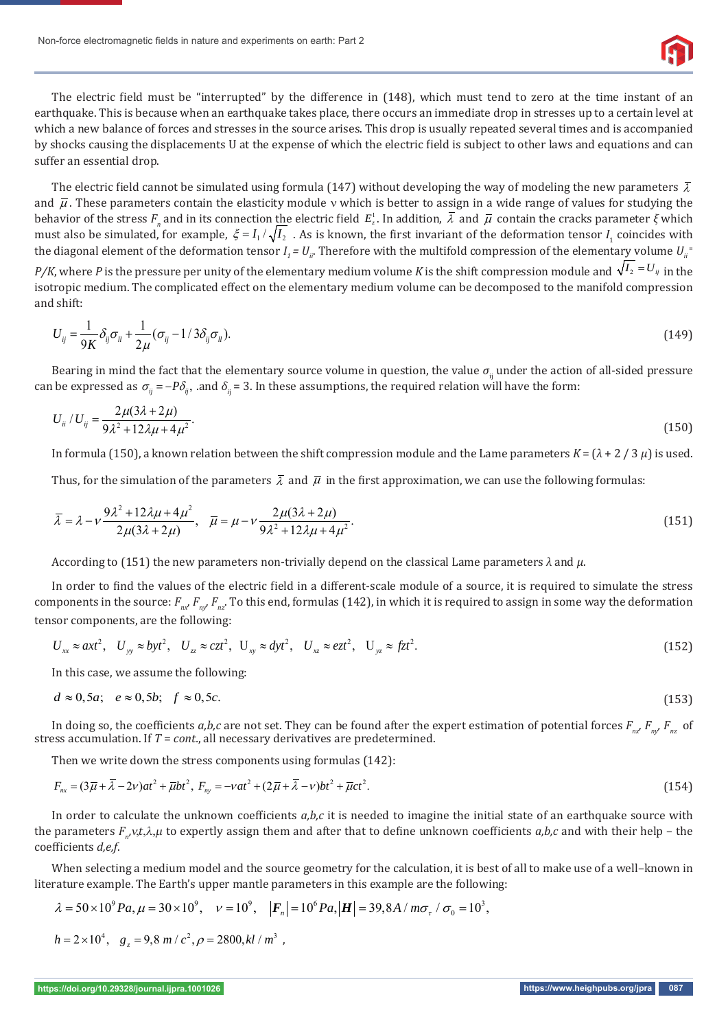The electric field must be "interrupted" by the difference in (148), which must tend to zero at the time instant of an earthquake. This is because when an earthquake takes place, there occurs an immediate drop in stresses up to a certain level at which a new balance of forces and stresses in the source arises. This drop is usually repeated several times and is accompanied by shocks causing the displacements U at the expense of which the electric field is subject to other laws and equations and can suffer an essential drop.

The electric field cannot be simulated using formula (147) without developing the way of modeling the new parameters $\bar{\lambda}$ and $\bar{\mu}$. These parameters contain the elasticity module ν which is better to assign in a wide range of values for studying the behavior of the stress $F_n$ and in its connection the electric field $E_z^1$. In addition, $\bar{\lambda}$ and $\bar{\mu}$ contain the cracks parameter $\xi$ which must also be simulated, for example, $\xi = I_1/\sqrt{I_2}$ . As is known, the first invariant of the deformation tensor $I_1$ coincides with the diagonal element of the deformation tensor $I_1 = U_{ii}$. Therefore with the multifold compression of the elementary volume $U_{ii} = P/K$, where $P$ is the pressure per unity of the elementary medium volume $K$ is the shift compression module and $\sqrt{I_2} = U_{ij}$ in the isotropic medium. The complicated effect on the elementary medium volume can be decomposed to the manifold compression and shift:

$$U_{ij} = \frac{1}{9K}\delta_{ij}\sigma_{ll} + \frac{1}{2\mu}(\sigma_{ij} - 1/3\delta_{ij}\sigma_{ll}). \tag{149}$$

Bearing in mind the fact that the elementary source volume in question, the value $\sigma_{ij}$ under the action of all-sided pressure can be expressed as $\sigma_{ij} = -P\delta_{ij}$, .and $\delta_{ij} = 3$. In these assumptions, the required relation will have the form:

$$U_{ii}/U_{ij} = \frac{2\mu(3\lambda + 2\mu)}{9\lambda^2 + 12\lambda\mu + 4\mu^2}. \tag{150}$$

In formula (150), a known relation between the shift compression module and the Lame parameters $K = (\lambda + 2/3\,\mu)$ is used.

Thus, for the simulation of the parameters $\bar{\lambda}$ and $\bar{\mu}$ in the first approximation, we can use the following formulas:

$$\bar{\lambda} = \lambda - \nu\frac{9\lambda^2 + 12\lambda\mu + 4\mu^2}{2\mu(3\lambda + 2\mu)}, \quad \bar{\mu} = \mu - \nu\frac{2\mu(3\lambda + 2\mu)}{9\lambda^2 + 12\lambda\mu + 4\mu^2}. \tag{151}$$

According to (151) the new parameters non-trivially depend on the classical Lame parameters $\lambda$ and $\mu$.

In order to find the values of the electric field in a different-scale module of a source, it is required to simulate the stress components in the source: $F_{nx}$, $F_{ny}$, $F_{nz}$. To this end, formulas (142), in which it is required to assign in some way the deformation tensor components, are the following:

$$U_{xx} \approx axt^2, \quad U_{yy} \approx byt^2, \quad U_{zz} \approx czt^2, \quad U_{xy} \approx dyt^2, \quad U_{xz} \approx ezt^2, \quad U_{yz} \approx fzt^2. \tag{152}$$

In this case, we assume the following:

$$d \approx 0{,}5a; \quad e \approx 0{,}5b; \quad f \approx 0{,}5c. \tag{153}$$

In doing so, the coefficients $a,b,c$ are not set. They can be found after the expert estimation of potential forces $F_{nx}$, $F_{ny}$, $F_{nz}$ of stress accumulation. If $T = cont.$, all necessary derivatives are predetermined.

Then we write down the stress components using formulas (142):

$$F_{nx} = (3\bar{\mu} + \bar{\lambda} - 2\nu)at^2 + \bar{\mu}bt^2, \; F_{ny} = -\nu at^2 + (2\bar{\mu} + \bar{\lambda} - \nu)bt^2 + \bar{\mu}ct^2. \tag{154}$$

In order to calculate the unknown coefficients $a,b,c$ it is needed to imagine the initial state of an earthquake source with the parameters $F_n$,$\nu$,$t$,$\lambda$,$\mu$ to expertly assign them and after that to define unknown coefficients $a,b,c$ and with their help – the coefficients $d,e,f$.

When selecting a medium model and the source geometry for the calculation, it is best of all to make use of a well–known in literature example. The Earth's upper mantle parameters in this example are the following:

$$\lambda = 50\times10^9\,Pa, \mu = 30\times10^9, \quad \nu = 10^9, \quad |\boldsymbol{F}_n| = 10^6\,Pa, |\boldsymbol{H}| = 39{,}8\,A/m\sigma_\tau/\sigma_0 = 10^3,$$

$$h = 2\times10^4, \quad g_z = 9{,}8\,m/c^2, \rho = 2800, kl/m^3 \;,$$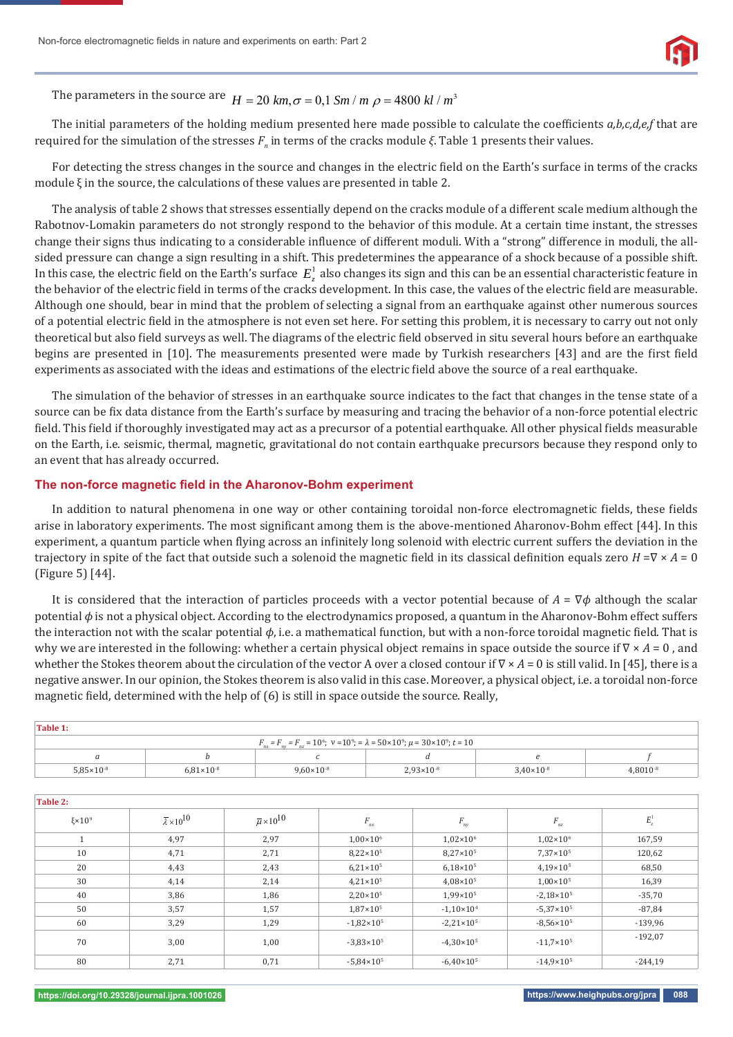The parameters in the source are $H = 20\ km, \sigma = 0{,}1\ Sm/m\ \rho = 4800\ kl/m^3$

The initial parameters of the holding medium presented here made possible to calculate the coefficients *a,b,c,d,e,f* that are required for the simulation of the stresses $F_n$ in terms of the cracks module $\xi$. Table 1 presents their values.

For detecting the stress changes in the source and changes in the electric field on the Earth's surface in terms of the cracks module ξ in the source, the calculations of these values are presented in table 2.

The analysis of table 2 shows that stresses essentially depend on the cracks module of a different scale medium although the Rabotnov-Lomakin parameters do not strongly respond to the behavior of this module. At a certain time instant, the stresses change their signs thus indicating to a considerable influence of different moduli. With a "strong" difference in moduli, the all-sided pressure can change a sign resulting in a shift. This predetermines the appearance of a shock because of a possible shift. In this case, the electric field on the Earth's surface $E_z^1$ also changes its sign and this can be an essential characteristic feature in the behavior of the electric field in terms of the cracks development. In this case, the values of the electric field are measurable. Although one should, bear in mind that the problem of selecting a signal from an earthquake against other numerous sources of a potential electric field in the atmosphere is not even set here. For setting this problem, it is necessary to carry out not only theoretical but also field surveys as well. The diagrams of the electric field observed in situ several hours before an earthquake begins are presented in [10]. The measurements presented were made by Turkish researchers [43] and are the first field experiments as associated with the ideas and estimations of the electric field above the source of a real earthquake.

The simulation of the behavior of stresses in an earthquake source indicates to the fact that changes in the tense state of a source can be fix data distance from the Earth's surface by measuring and tracing the behavior of a non-force potential electric field. This field if thoroughly investigated may act as a precursor of a potential earthquake. All other physical fields measurable on the Earth, i.e. seismic, thermal, magnetic, gravitational do not contain earthquake precursors because they respond only to an event that has already occurred.

## The non-force magnetic field in the Aharonov-Bohm experiment

In addition to natural phenomena in one way or other containing toroidal non-force electromagnetic fields, these fields arise in laboratory experiments. The most significant among them is the above-mentioned Aharonov-Bohm effect [44]. In this experiment, a quantum particle when flying across an infinitely long solenoid with electric current suffers the deviation in the trajectory in spite of the fact that outside such a solenoid the magnetic field in its classical definition equals zero $H = \nabla \times A = 0$ (Figure 5) [44].

It is considered that the interaction of particles proceeds with a vector potential because of $A = \nabla\phi$ although the scalar potential $\phi$ is not a physical object. According to the electrodynamics proposed, a quantum in the Aharonov-Bohm effect suffers the interaction not with the scalar potential $\phi$, i.e. a mathematical function, but with a non-force toroidal magnetic field. That is why we are interested in the following: whether a certain physical object remains in space outside the source if $\nabla \times A = 0$, and whether the Stokes theorem about the circulation of the vector A over a closed contour if $\nabla \times A = 0$ is still valid. In [45], there is a negative answer. In our opinion, the Stokes theorem is also valid in this case. Moreover, a physical object, i.e. a toroidal non-force magnetic field, determined with the help of (6) is still in space outside the source. Really,

**Table 1:** $F_{nx} = F_{ny} = F_{nz} = 10^6;\ \nu = 10^9; = \lambda = 50\times10^9; \mu = 30\times10^9; t = 10$

| *a* | *b* | *c* | *d* | *e* | *f* |
|---|---|---|---|---|---|
| $5{,}85\times10^{-8}$ | $6{,}81\times10^{-8}$ | $9{,}60\times10^{-8}$ | $2{,}93\times10^{-8}$ | $3{,}40\times10^{-8}$ | $4{,}8010^{-8}$ |

**Table 2:**

| $\xi\times10^9$ | $\bar{\lambda}\times10^{10}$ | $\bar{\mu}\times10^{10}$ | $F_{nx}$ | $F_{ny}$ | $F_{nz}$ | $E_z^1$ |
|---|---|---|---|---|---|---|
| 1 | 4,97 | 2,97 | $1{,}00\times10^6$ | $1{,}02\times10^6$ | $1{,}02\times10^6$ | 167,59 |
| 10 | 4,71 | 2,71 | $8{,}22\times10^5$ | $8{,}27\times10^5$ | $7{,}37\times10^5$ | 120,62 |
| 20 | 4,43 | 2,43 | $6{,}21\times10^5$ | $6{,}18\times10^5$ | $4{,}19\times10^5$ | 68,50 |
| 30 | 4,14 | 2,14 | $4{,}21\times10^5$ | $4{,}08\times10^5$ | $1{,}00\times10^5$ | 16,39 |
| 40 | 3,86 | 1,86 | $2{,}20\times10^5$ | $1{,}99\times10^5$ | $-2{,}18\times10^5$ | -35,70 |
| 50 | 3,57 | 1,57 | $1{,}87\times10^5$ | $-1{,}10\times10^4$ | $-5{,}37\times10^5$ | -87,84 |
| 60 | 3,29 | 1,29 | $-1{,}82\times10^5$ | $-2{,}21\times10^5$ | $-8{,}56\times10^5$ | -139,96 |
| 70 | 3,00 | 1,00 | $-3{,}83\times10^5$ | $-4{,}30\times10^5$ | $-11{,}7\times10^5$ | -192,07 |
| 80 | 2,71 | 0,71 | $-5{,}84\times10^5$ | $-6{,}40\times10^5$ | $-14{,}9\times10^5$ | -244,19 |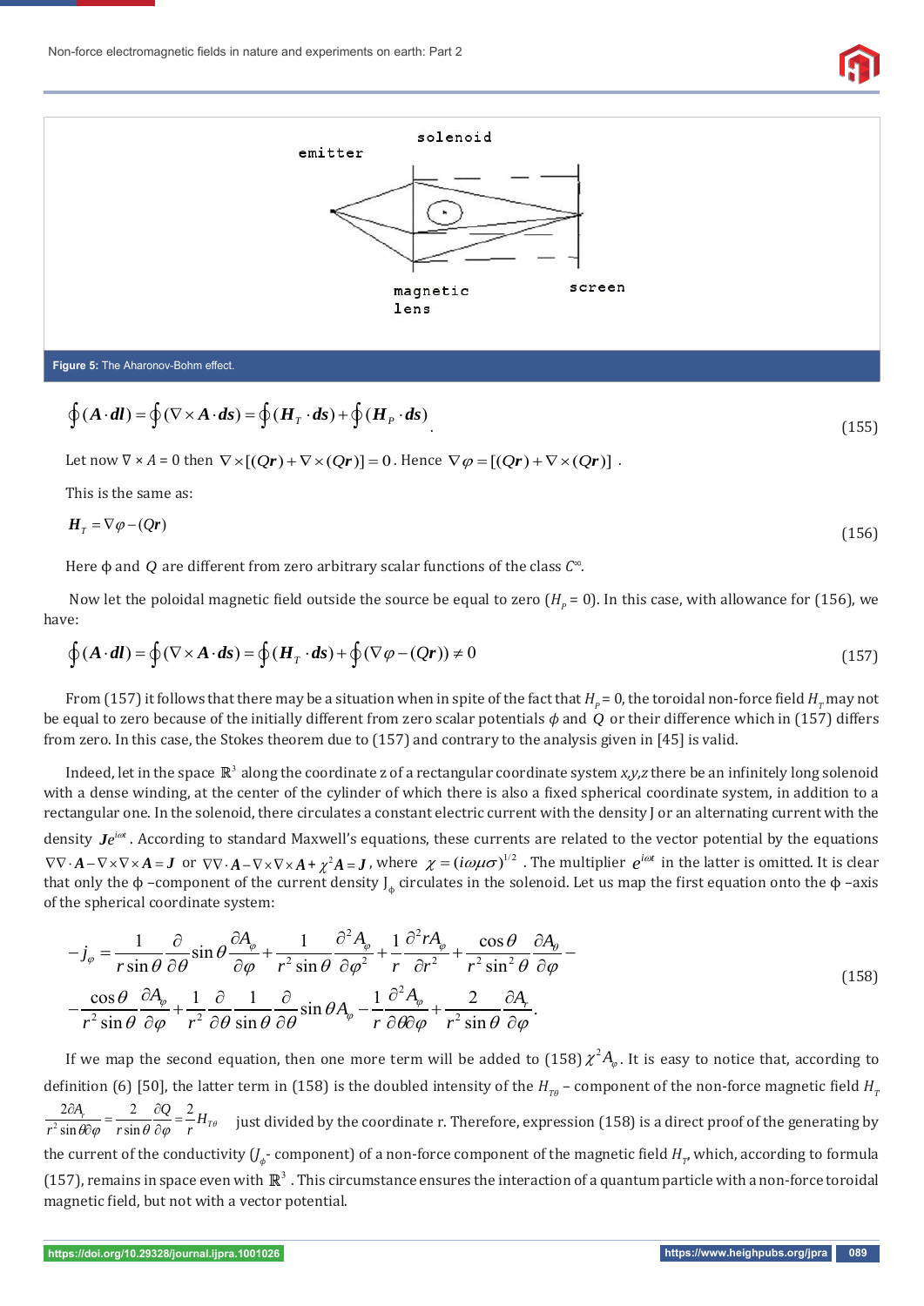emitter

solenoid

magnetic lens

screen

**Figure 5:** The Aharonov-Bohm effect.

$$\oint(\boldsymbol{A}\cdot\boldsymbol{dl}) = \oint(\nabla\times\boldsymbol{A}\cdot\boldsymbol{ds}) = \oint(\boldsymbol{H}_T\cdot\boldsymbol{ds}) + \oint(\boldsymbol{H}_P\cdot\boldsymbol{ds}) \tag{155}$$

Let now $\nabla \times A = 0$ then $\nabla\times[(Q\boldsymbol{r}) + \nabla\times(Q\boldsymbol{r})] = 0$. Hence $\nabla\varphi = [(Q\boldsymbol{r}) + \nabla\times(Q\boldsymbol{r})]$.

This is the same as:

$$\boldsymbol{H}_T = \nabla\varphi - (Q\boldsymbol{r}) \tag{156}$$

Here ϕ and $Q$ are different from zero arbitrary scalar functions of the class $C^\infty$.

Now let the poloidal magnetic field outside the source be equal to zero ($H_p = 0$). In this case, with allowance for (156), we have:

$$\oint(\boldsymbol{A}\cdot\boldsymbol{dl}) = \oint(\nabla\times\boldsymbol{A}\cdot\boldsymbol{ds}) = \oint(\boldsymbol{H}_T\cdot\boldsymbol{ds}) + \oint(\nabla\varphi - (Q\boldsymbol{r})) \neq 0 \tag{157}$$

From (157) it follows that there may be a situation when in spite of the fact that $H_p = 0$, the toroidal non-force field $H_T$ may not be equal to zero because of the initially different from zero scalar potentials $\phi$ and $Q$ or their difference which in (157) differs from zero. In this case, the Stokes theorem due to (157) and contrary to the analysis given in [45] is valid.

Indeed, let in the space $\mathbb{R}^3$ along the coordinate z of a rectangular coordinate system *x,y,z* there be an infinitely long solenoid with a dense winding, at the center of the cylinder of which there is also a fixed spherical coordinate system, in addition to a rectangular one. In the solenoid, there circulates a constant electric current with the density J or an alternating current with the density $\boldsymbol{J}e^{i\omega t}$. According to standard Maxwell's equations, these currents are related to the vector potential by the equations $\nabla\nabla\cdot\boldsymbol{A} - \nabla\times\nabla\times\boldsymbol{A} = \boldsymbol{J}$ or $\nabla\nabla\cdot\boldsymbol{A} - \nabla\times\nabla\times\boldsymbol{A} + \chi^2\boldsymbol{A} = \boldsymbol{J}$, where $\chi = (i\omega\mu\sigma)^{1/2}$. The multiplier $e^{i\omega t}$ in the latter is omitted. It is clear that only the ϕ –component of the current density $J_\phi$ circulates in the solenoid. Let us map the first equation onto the ϕ –axis of the spherical coordinate system:

$$\begin{aligned} -j_\varphi = &\frac{1}{r\sin\theta}\frac{\partial}{\partial\theta}\sin\theta\frac{\partial A_\varphi}{\partial\varphi} + \frac{1}{r^2\sin\theta}\frac{\partial^2 A_\varphi}{\partial\varphi^2} + \frac{1}{r}\frac{\partial^2 rA_\varphi}{\partial r^2} + \frac{\cos\theta}{r^2\sin^2\theta}\frac{\partial A_\theta}{\partial\varphi} - \\ &-\frac{\cos\theta}{r^2\sin\theta}\frac{\partial A_\varphi}{\partial\varphi} + \frac{1}{r^2}\frac{\partial}{\partial\theta}\frac{1}{\sin\theta}\frac{\partial}{\partial\theta}\sin\theta A_\varphi - \frac{1}{r}\frac{\partial^2 A_\varphi}{\partial\theta\partial\varphi} + \frac{2}{r^2\sin\theta}\frac{\partial A_r}{\partial\varphi}. \end{aligned} \tag{158}$$

If we map the second equation, then one more term will be added to (158) $\chi^2 A_\varphi$. It is easy to notice that, according to definition (6) [50], the latter term in (158) is the doubled intensity of the $H_{T\theta}$ – component of the non-force magnetic field $H_T$ $\dfrac{2\partial A_r}{r^2\sin\theta\partial\varphi} = \dfrac{2}{r\sin\theta}\dfrac{\partial Q}{\partial\varphi} = \dfrac{2}{r}H_{T\theta}$ just divided by the coordinate r. Therefore, expression (158) is a direct proof of the generating by the current of the conductivity ($J_\phi$- component) of a non-force component of the magnetic field $H_T$, which, according to formula (157), remains in space even with $\mathbb{R}^3$. This circumstance ensures the interaction of a quantum particle with a non-force toroidal magnetic field, but not with a vector potential.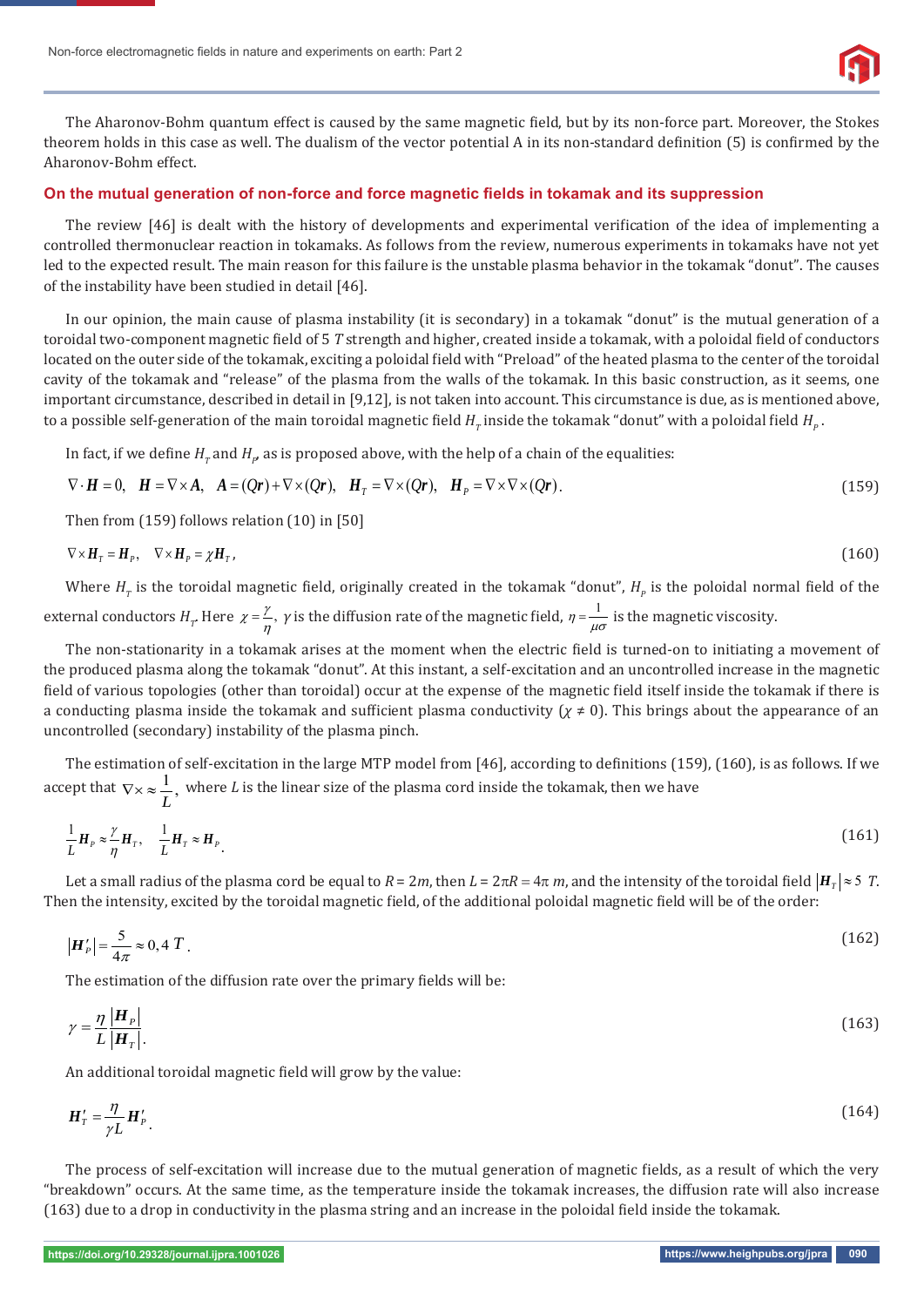The Aharonov-Bohm quantum effect is caused by the same magnetic field, but by its non-force part. Moreover, the Stokes theorem holds in this case as well. The dualism of the vector potential A in its non-standard definition (5) is confirmed by the Aharonov-Bohm effect.

## On the mutual generation of non-force and force magnetic fields in tokamak and its suppression

The review [46] is dealt with the history of developments and experimental verification of the idea of implementing a controlled thermonuclear reaction in tokamaks. As follows from the review, numerous experiments in tokamaks have not yet led to the expected result. The main reason for this failure is the unstable plasma behavior in the tokamak "donut". The causes of the instability have been studied in detail [46].

In our opinion, the main cause of plasma instability (it is secondary) in a tokamak "donut" is the mutual generation of a toroidal two-component magnetic field of 5 $T$ strength and higher, created inside a tokamak, with a poloidal field of conductors located on the outer side of the tokamak, exciting a poloidal field with "Preload" of the heated plasma to the center of the toroidal cavity of the tokamak and "release" of the plasma from the walls of the tokamak. In this basic construction, as it seems, one important circumstance, described in detail in [9,12], is not taken into account. This circumstance is due, as is mentioned above, to a possible self-generation of the main toroidal magnetic field $H_T$ inside the tokamak "donut" with a poloidal field $H_P$.

In fact, if we define $H_T$ and $H_P$, as is proposed above, with the help of a chain of the equalities:

$$\nabla \cdot \boldsymbol{H} = 0, \quad \boldsymbol{H} = \nabla \times \boldsymbol{A}, \quad \boldsymbol{A} = (Q\boldsymbol{r}) + \nabla \times (Q\boldsymbol{r}), \quad \boldsymbol{H}_T = \nabla \times (Q\boldsymbol{r}), \quad \boldsymbol{H}_P = \nabla \times \nabla \times (Q\boldsymbol{r}). \tag{159}$$

Then from (159) follows relation (10) in [50]

$$\nabla \times \boldsymbol{H}_T = \boldsymbol{H}_P, \quad \nabla \times \boldsymbol{H}_P = \chi \boldsymbol{H}_T, \tag{160}$$

Where $H_T$ is the toroidal magnetic field, originally created in the tokamak "donut", $H_P$ is the poloidal normal field of the external conductors $H_T$. Here $\chi = \frac{\gamma}{\eta}$, $\gamma$ is the diffusion rate of the magnetic field, $\eta = \frac{1}{\mu\sigma}$ is the magnetic viscosity.

The non-stationarity in a tokamak arises at the moment when the electric field is turned-on to initiating a movement of the produced plasma along the tokamak "donut". At this instant, a self-excitation and an uncontrolled increase in the magnetic field of various topologies (other than toroidal) occur at the expense of the magnetic field itself inside the tokamak if there is a conducting plasma inside the tokamak and sufficient plasma conductivity ($\chi \neq 0$). This brings about the appearance of an uncontrolled (secondary) instability of the plasma pinch.

The estimation of self-excitation in the large MTP model from [46], according to definitions (159), (160), is as follows. If we accept that $\nabla \times \approx \frac{1}{L}$, where $L$ is the linear size of the plasma cord inside the tokamak, then we have

$$\frac{1}{L}\boldsymbol{H}_P \approx \frac{\gamma}{\eta}\boldsymbol{H}_T, \quad \frac{1}{L}\boldsymbol{H}_T \approx \boldsymbol{H}_P. \tag{161}$$

Let a small radius of the plasma cord be equal to $R = 2m$, then $L = 2\pi R = 4\pi\ m$, and the intensity of the toroidal field $|\boldsymbol{H}_T| \approx 5\ T$. Then the intensity, excited by the toroidal magnetic field, of the additional poloidal magnetic field will be of the order:

$$|\boldsymbol{H}'_P| = \frac{5}{4\pi} \approx 0,4\ T. \tag{162}$$

The estimation of the diffusion rate over the primary fields will be:

$$\gamma = \frac{\eta}{L}\frac{|\boldsymbol{H}_P|}{|\boldsymbol{H}_T|}. \tag{163}$$

An additional toroidal magnetic field will grow by the value:

$$\boldsymbol{H}'_T = \frac{\eta}{\gamma L}\boldsymbol{H}'_P. \tag{164}$$

The process of self-excitation will increase due to the mutual generation of magnetic fields, as a result of which the very "breakdown" occurs. At the same time, as the temperature inside the tokamak increases, the diffusion rate will also increase (163) due to a drop in conductivity in the plasma string and an increase in the poloidal field inside the tokamak.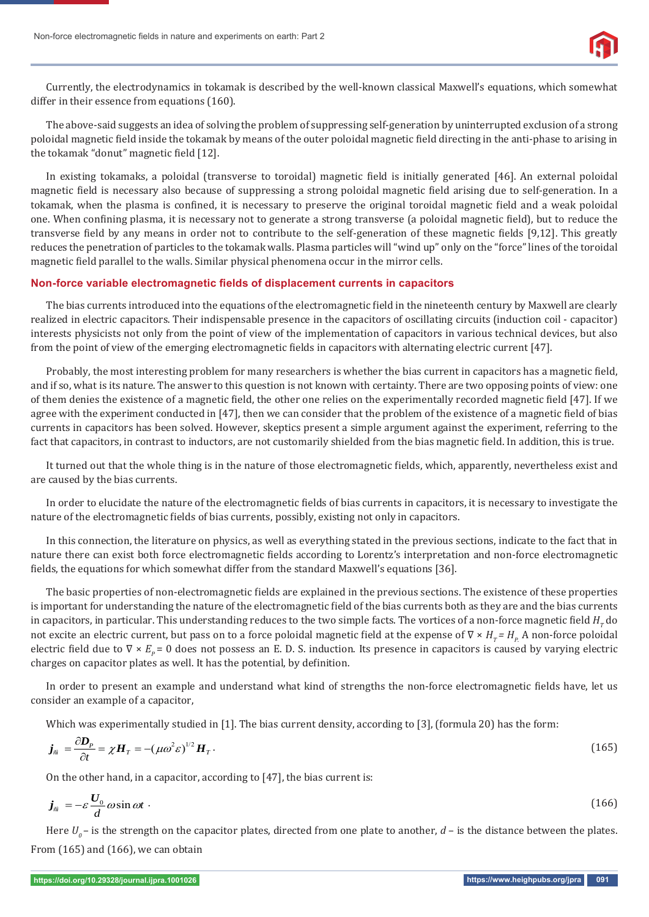Currently, the electrodynamics in tokamak is described by the well-known classical Maxwell's equations, which somewhat differ in their essence from equations (160).

The above-said suggests an idea of solving the problem of suppressing self-generation by uninterrupted exclusion of a strong poloidal magnetic field inside the tokamak by means of the outer poloidal magnetic field directing in the anti-phase to arising in the tokamak "donut" magnetic field [12].

In existing tokamaks, a poloidal (transverse to toroidal) magnetic field is initially generated [46]. An external poloidal magnetic field is necessary also because of suppressing a strong poloidal magnetic field arising due to self-generation. In a tokamak, when the plasma is confined, it is necessary to preserve the original toroidal magnetic field and a weak poloidal one. When confining plasma, it is necessary not to generate a strong transverse (a poloidal magnetic field), but to reduce the transverse field by any means in order not to contribute to the self-generation of these magnetic fields [9,12]. This greatly reduces the penetration of particles to the tokamak walls. Plasma particles will "wind up" only on the "force" lines of the toroidal magnetic field parallel to the walls. Similar physical phenomena occur in the mirror cells.

## Non-force variable electromagnetic fields of displacement currents in capacitors

The bias currents introduced into the equations of the electromagnetic field in the nineteenth century by Maxwell are clearly realized in electric capacitors. Their indispensable presence in the capacitors of oscillating circuits (induction coil - capacitor) interests physicists not only from the point of view of the implementation of capacitors in various technical devices, but also from the point of view of the emerging electromagnetic fields in capacitors with alternating electric current [47].

Probably, the most interesting problem for many researchers is whether the bias current in capacitors has a magnetic field, and if so, what is its nature. The answer to this question is not known with certainty. There are two opposing points of view: one of them denies the existence of a magnetic field, the other one relies on the experimentally recorded magnetic field [47]. If we agree with the experiment conducted in [47], then we can consider that the problem of the existence of a magnetic field of bias currents in capacitors has been solved. However, skeptics present a simple argument against the experiment, referring to the fact that capacitors, in contrast to inductors, are not customarily shielded from the bias magnetic field. In addition, this is true.

It turned out that the whole thing is in the nature of those electromagnetic fields, which, apparently, nevertheless exist and are caused by the bias currents.

In order to elucidate the nature of the electromagnetic fields of bias currents in capacitors, it is necessary to investigate the nature of the electromagnetic fields of bias currents, possibly, existing not only in capacitors.

In this connection, the literature on physics, as well as everything stated in the previous sections, indicate to the fact that in nature there can exist both force electromagnetic fields according to Lorentz's interpretation and non-force electromagnetic fields, the equations for which somewhat differ from the standard Maxwell's equations [36].

The basic properties of non-electromagnetic fields are explained in the previous sections. The existence of these properties is important for understanding the nature of the electromagnetic field of the bias currents both as they are and the bias currents in capacitors, in particular. This understanding reduces to the two simple facts. The vortices of a non-force magnetic field $H_T$ do not excite an electric current, but pass on to a force poloidal magnetic field at the expense of $\nabla \times H_T = H_P$. A non-force poloidal electric field due to $\nabla \times E_p = 0$ does not possess an E. D. S. induction. Its presence in capacitors is caused by varying electric charges on capacitor plates as well. It has the potential, by definition.

In order to present an example and understand what kind of strengths the non-force electromagnetic fields have, let us consider an example of a capacitor,

Which was experimentally studied in [1]. The bias current density, according to [3], (formula 20) has the form:

$$\boldsymbol{j}_{\tilde{n}\tilde{i}} = \frac{\partial \boldsymbol{D}_P}{\partial t} = \chi \boldsymbol{H}_T = -(\mu\omega^2\varepsilon)^{1/2}\boldsymbol{H}_T \, . \tag{165}$$

On the other hand, in a capacitor, according to [47], the bias current is:

$$\boldsymbol{j}_{\tilde{n}\tilde{i}} = -\varepsilon \frac{\boldsymbol{U}_0}{d}\omega \sin \omega t \, . \tag{166}$$

Here $U_0$ – is the strength on the capacitor plates, directed from one plate to another, $d$ – is the distance between the plates. From (165) and (166), we can obtain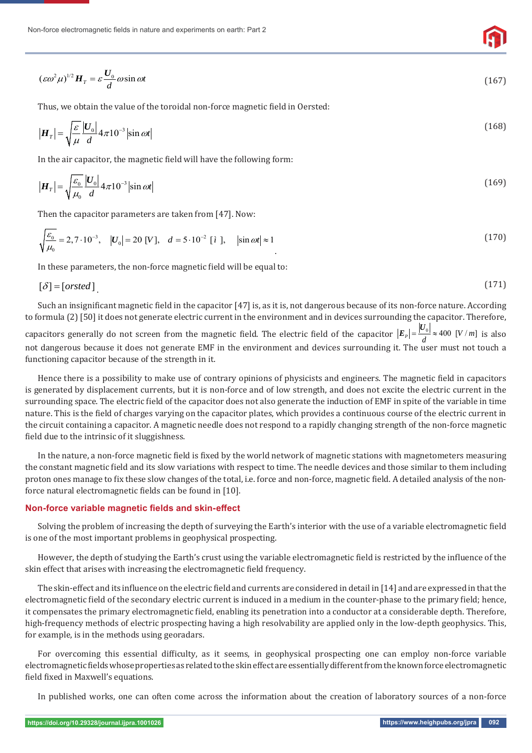$$(\varepsilon\omega^2\mu)^{1/2}\boldsymbol{H}_T = \varepsilon\frac{\boldsymbol{U}_0}{d}\omega\sin\omega t \tag{167}$$

Thus, we obtain the value of the toroidal non-force magnetic field in Oersted:

$$|\boldsymbol{H}_T| = \sqrt{\frac{\varepsilon}{\mu}}\frac{|\boldsymbol{U}_0|}{d}4\pi 10^{-3}|\sin\omega t| \tag{168}$$

In the air capacitor, the magnetic field will have the following form:

$$|\boldsymbol{H}_T| = \sqrt{\frac{\varepsilon_0}{\mu_0}}\frac{|\boldsymbol{U}_0|}{d}4\pi 10^{-3}|\sin\omega t| \tag{169}$$

Then the capacitor parameters are taken from [47]. Now:

$$\sqrt{\frac{\varepsilon_0}{\mu_0}} = 2{,}7\cdot 10^{-3}, \quad |\boldsymbol{U}_0| = 20\ [V], \quad d = 5\cdot 10^{-2}\ [i\ ], \quad |\sin\omega t| \approx 1 \tag{170}$$

In these parameters, the non-force magnetic field will be equal to:

$$[\delta] = [orsted] \tag{171}$$

Such an insignificant magnetic field in the capacitor [47] is, as it is, not dangerous because of its non-force nature. According to formula (2) [50] it does not generate electric current in the environment and in devices surrounding the capacitor. Therefore, capacitors generally do not screen from the magnetic field. The electric field of the capacitor $|\boldsymbol{E}_P| = \frac{|\boldsymbol{U}_0|}{d} \approx 400\ [V/m]$ is also not dangerous because it does not generate EMF in the environment and devices surrounding it. The user must not touch a functioning capacitor because of the strength in it.

Hence there is a possibility to make use of contrary opinions of physicists and engineers. The magnetic field in capacitors is generated by displacement currents, but it is non-force and of low strength, and does not excite the electric current in the surrounding space. The electric field of the capacitor does not also generate the induction of EMF in spite of the variable in time nature. This is the field of charges varying on the capacitor plates, which provides a continuous course of the electric current in the circuit containing a capacitor. A magnetic needle does not respond to a rapidly changing strength of the non-force magnetic field due to the intrinsic of it sluggishness.

In the nature, a non-force magnetic field is fixed by the world network of magnetic stations with magnetometers measuring the constant magnetic field and its slow variations with respect to time. The needle devices and those similar to them including proton ones manage to fix these slow changes of the total, i.e. force and non-force, magnetic field. A detailed analysis of the non-force natural electromagnetic fields can be found in [10].

## Non-force variable magnetic fields and skin-effect

Solving the problem of increasing the depth of surveying the Earth's interior with the use of a variable electromagnetic field is one of the most important problems in geophysical prospecting.

However, the depth of studying the Earth's crust using the variable electromagnetic field is restricted by the influence of the skin effect that arises with increasing the electromagnetic field frequency.

The skin-effect and its influence on the electric field and currents are considered in detail in [14] and are expressed in that the electromagnetic field of the secondary electric current is induced in a medium in the counter-phase to the primary field; hence, it compensates the primary electromagnetic field, enabling its penetration into a conductor at a considerable depth. Therefore, high-frequency methods of electric prospecting having a high resolvability are applied only in the low-depth geophysics. This, for example, is in the methods using georadars.

For overcoming this essential difficulty, as it seems, in geophysical prospecting one can employ non-force variable electromagnetic fields whose properties as related to the skin effect are essentially different from the known force electromagnetic field fixed in Maxwell's equations.

In published works, one can often come across the information about the creation of laboratory sources of a non-force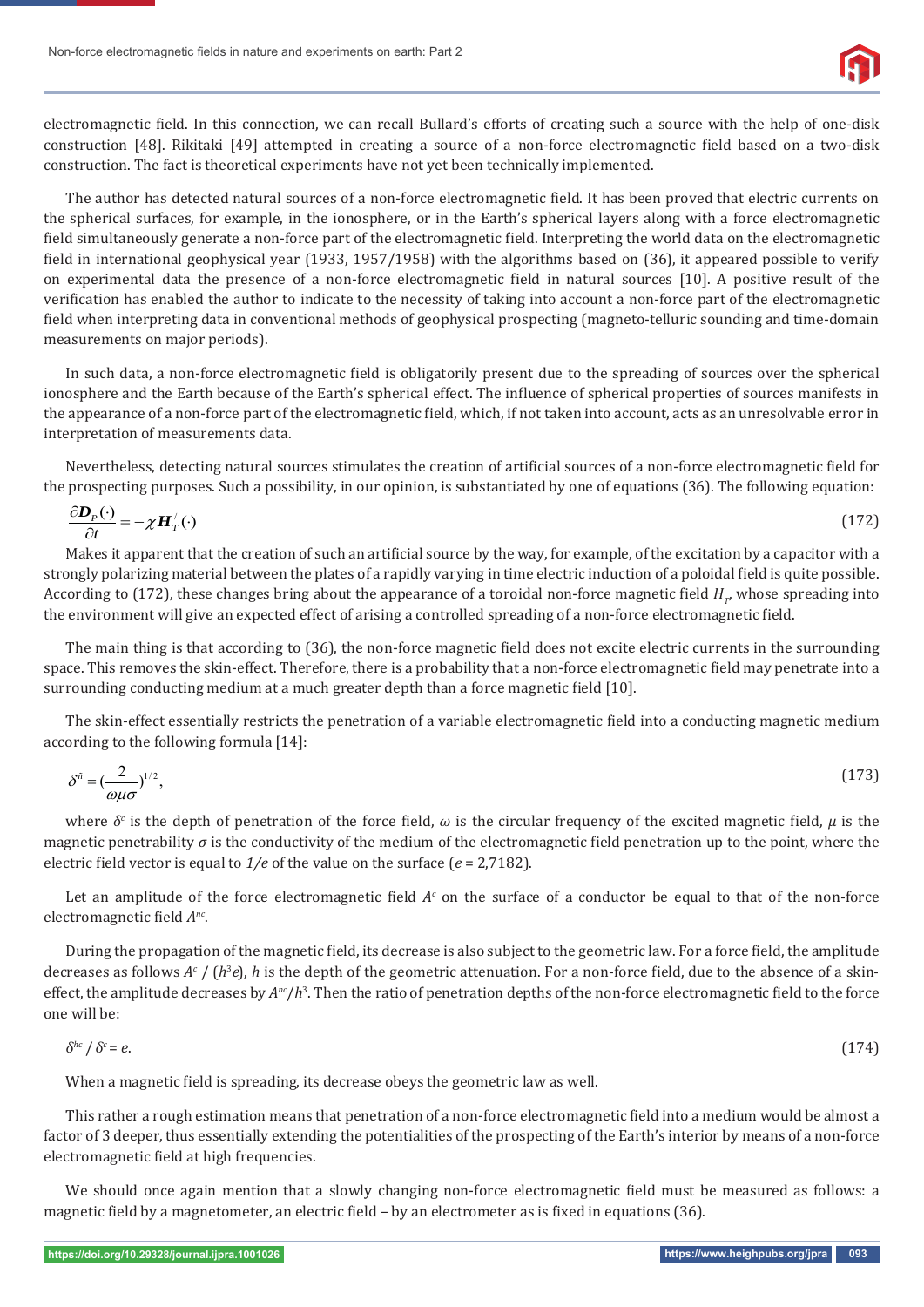electromagnetic field. In this connection, we can recall Bullard's efforts of creating such a source with the help of one-disk construction [48]. Rikitaki [49] attempted in creating a source of a non-force electromagnetic field based on a two-disk construction. The fact is theoretical experiments have not yet been technically implemented.

The author has detected natural sources of a non-force electromagnetic field. It has been proved that electric currents on the spherical surfaces, for example, in the ionosphere, or in the Earth's spherical layers along with a force electromagnetic field simultaneously generate a non-force part of the electromagnetic field. Interpreting the world data on the electromagnetic field in international geophysical year (1933, 1957/1958) with the algorithms based on (36), it appeared possible to verify on experimental data the presence of a non-force electromagnetic field in natural sources [10]. A positive result of the verification has enabled the author to indicate to the necessity of taking into account a non-force part of the electromagnetic field when interpreting data in conventional methods of geophysical prospecting (magneto-telluric sounding and time-domain measurements on major periods).

In such data, a non-force electromagnetic field is obligatorily present due to the spreading of sources over the spherical ionosphere and the Earth because of the Earth's spherical effect. The influence of spherical properties of sources manifests in the appearance of a non-force part of the electromagnetic field, which, if not taken into account, acts as an unresolvable error in interpretation of measurements data.

Nevertheless, detecting natural sources stimulates the creation of artificial sources of a non-force electromagnetic field for the prospecting purposes. Such a possibility, in our opinion, is substantiated by one of equations (36). The following equation:

$$\frac{\partial \boldsymbol{D}_P(\cdot)}{\partial t} = -\chi \boldsymbol{H}_T^{/}(\cdot) \tag{172}$$

Makes it apparent that the creation of such an artificial source by the way, for example, of the excitation by a capacitor with a strongly polarizing material between the plates of a rapidly varying in time electric induction of a poloidal field is quite possible. According to (172), these changes bring about the appearance of a toroidal non-force magnetic field $H_T$, whose spreading into the environment will give an expected effect of arising a controlled spreading of a non-force electromagnetic field.

The main thing is that according to (36), the non-force magnetic field does not excite electric currents in the surrounding space. This removes the skin-effect. Therefore, there is a probability that a non-force electromagnetic field may penetrate into a surrounding conducting medium at a much greater depth than a force magnetic field [10].

The skin-effect essentially restricts the penetration of a variable electromagnetic field into a conducting magnetic medium according to the following formula [14]:

$$\delta^{\tilde{n}} = \left(\frac{2}{\omega\mu\sigma}\right)^{1/2}, \tag{173}$$

where $\delta^c$ is the depth of penetration of the force field, $\omega$ is the circular frequency of the excited magnetic field, $\mu$ is the magnetic penetrability $\sigma$ is the conductivity of the medium of the electromagnetic field penetration up to the point, where the electric field vector is equal to *1/e* of the value on the surface (*e* = 2,7182).

Let an amplitude of the force electromagnetic field $A^c$ on the surface of a conductor be equal to that of the non-force electromagnetic field $A^{nc}$.

During the propagation of the magnetic field, its decrease is also subject to the geometric law. For a force field, the amplitude decreases as follows $A^c$ / ($h^3e$), $h$ is the depth of the geometric attenuation. For a non-force field, due to the absence of a skin-effect, the amplitude decreases by $A^{nc}/h^3$. Then the ratio of penetration depths of the non-force electromagnetic field to the force one will be:

$$\delta^{hc} / \delta^c = e. \tag{174}$$

When a magnetic field is spreading, its decrease obeys the geometric law as well.

This rather a rough estimation means that penetration of a non-force electromagnetic field into a medium would be almost a factor of 3 deeper, thus essentially extending the potentialities of the prospecting of the Earth's interior by means of a non-force electromagnetic field at high frequencies.

We should once again mention that a slowly changing non-force electromagnetic field must be measured as follows: a magnetic field by a magnetometer, an electric field – by an electrometer as is fixed in equations (36).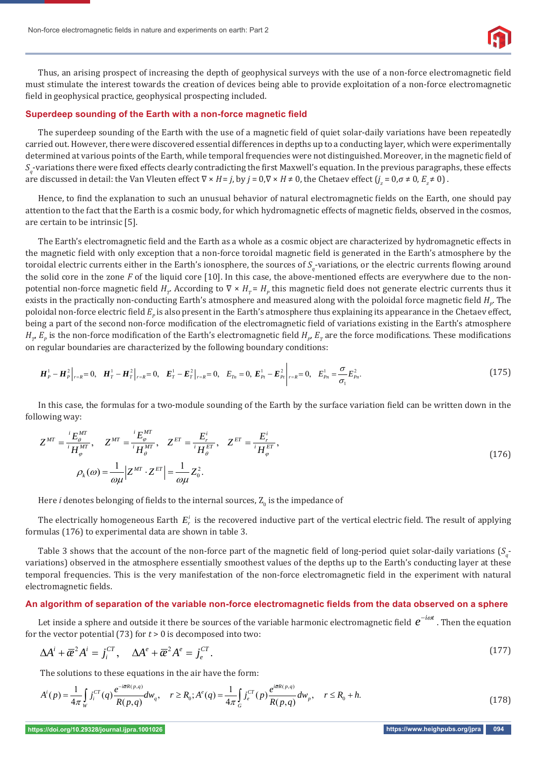Thus, an arising prospect of increasing the depth of geophysical surveys with the use of a non-force electromagnetic field must stimulate the interest towards the creation of devices being able to provide exploitation of a non-force electromagnetic field in geophysical practice, geophysical prospecting included.

## Superdeep sounding of the Earth with a non-force magnetic field

The superdeep sounding of the Earth with the use of a magnetic field of quiet solar-daily variations have been repeatedly carried out. However, there were discovered essential differences in depths up to a conducting layer, which were experimentally determined at various points of the Earth, while temporal frequencies were not distinguished. Moreover, in the magnetic field of $S_q$-variations there were fixed effects clearly contradicting the first Maxwell's equation. In the previous paragraphs, these effects are discussed in detail: the Van Vleuten effect $\nabla \times H = j$, by $j = 0, \nabla \times H \neq 0$, the Chetaev effect ($j_z = 0, \sigma \neq 0, E_z \neq 0$).

Hence, to find the explanation to such an unusual behavior of natural electromagnetic fields on the Earth, one should pay attention to the fact that the Earth is a cosmic body, for which hydromagnetic effects of magnetic fields, observed in the cosmos, are certain to be intrinsic [5].

The Earth's electromagnetic field and the Earth as a whole as a cosmic object are characterized by hydromagnetic effects in the magnetic field with only exception that a non-force toroidal magnetic field is generated in the Earth's atmosphere by the toroidal electric currents either in the Earth's ionosphere, the sources of $S_q$-variations, or the electric currents flowing around the solid core in the zone $F$ of the liquid core [10]. In this case, the above-mentioned effects are everywhere due to the non-potential non-force magnetic field $H_T$. According to $\nabla \times H_T = H_P$ this magnetic field does not generate electric currents thus it exists in the practically non-conducting Earth's atmosphere and measured along with the poloidal force magnetic field $H_P$. The poloidal non-force electric field $E_P$ is also present in the Earth's atmosphere thus explaining its appearance in the Chetaev effect, being a part of the second non-force modification of the electromagnetic field of variations existing in the Earth's atmosphere $H_T$, $E_P$ is the non-force modification of the Earth's electromagnetic field $H_P$, $E_T$ are the force modifications. These modifications on regular boundaries are characterized by the following boundary conditions:

$$\boldsymbol{H}_P^1 - \boldsymbol{H}_P^2\Big|_{r=R} = 0, \quad \boldsymbol{H}_T^1 - \boldsymbol{H}_T^2\Big|_{r=R} = 0, \quad \boldsymbol{E}_T^1 - \boldsymbol{E}_T^2\Big|_{r=R} = 0, \quad E_{Tn} = 0, \; \boldsymbol{E}_{Pt}^1 - \boldsymbol{E}_{Pt}^2\Big|_{r=R} = 0, \quad E_{Pn}^1 = \frac{\sigma}{\sigma_1} E_{Pn}^2. \tag{175}$$

In this case, the formulas for a two-module sounding of the Earth by the surface variation field can be written down in the following way:

$$Z^{MT} = \frac{{}^i E_\theta^{MT}}{{}^i H_\varphi^{MT}}, \quad Z^{MT} = \frac{{}^i E_\varphi^{MT}}{{}^i H_\theta^{MT}}, \quad Z^{ET} = \frac{E_r^i}{{}^i H_\theta^{ET}}, \quad Z^{ET} = \frac{E_r^i}{{}^i H_\varphi^{ET}},$$
$$\rho_k(\omega) = \frac{1}{\omega\mu}\left| Z^{MT} \cdot Z^{ET} \right| = \frac{1}{\omega\mu} Z_0^2. \tag{176}$$

Here $i$ denotes belonging of fields to the internal sources, $Z_0$ is the impedance of

The electrically homogeneous Earth $E_r^i$ is the recovered inductive part of the vertical electric field. The result of applying formulas (176) to experimental data are shown in table 3.

Table 3 shows that the account of the non-force part of the magnetic field of long-period quiet solar-daily variations ($S_q$-variations) observed in the atmosphere essentially smoothest values of the depths up to the Earth's conducting layer at these temporal frequencies. This is the very manifestation of the non-force electromagnetic field in the experiment with natural electromagnetic fields.

## An algorithm of separation of the variable non-force electromagnetic fields from the data observed on a sphere

Let inside a sphere and outside it there be sources of the variable harmonic electromagnetic field $e^{-i\omega t}$. Then the equation for the vector potential (73) for $t > 0$ is decomposed into two:

$$\Delta A^i + \bar{æ}^2 A^i = j_i^{CT}, \quad \Delta A^e + \bar{æ}^2 A^e = j_e^{CT}. \tag{177}$$

The solutions to these equations in the air have the form:

$$A^i(p) = \frac{1}{4\pi}\int_W j_i^{CT}(q)\frac{e^{-i\bar{æ}R(p,q)}}{R(p,q)}dw_q, \quad r \geq R_0; A^e(q) = \frac{1}{4\pi}\int_G j_e^{CT}(p)\frac{e^{i\bar{æ}R(p,q)}}{R(p,q)}dw_p, \quad r \leq R_0 + h. \tag{178}$$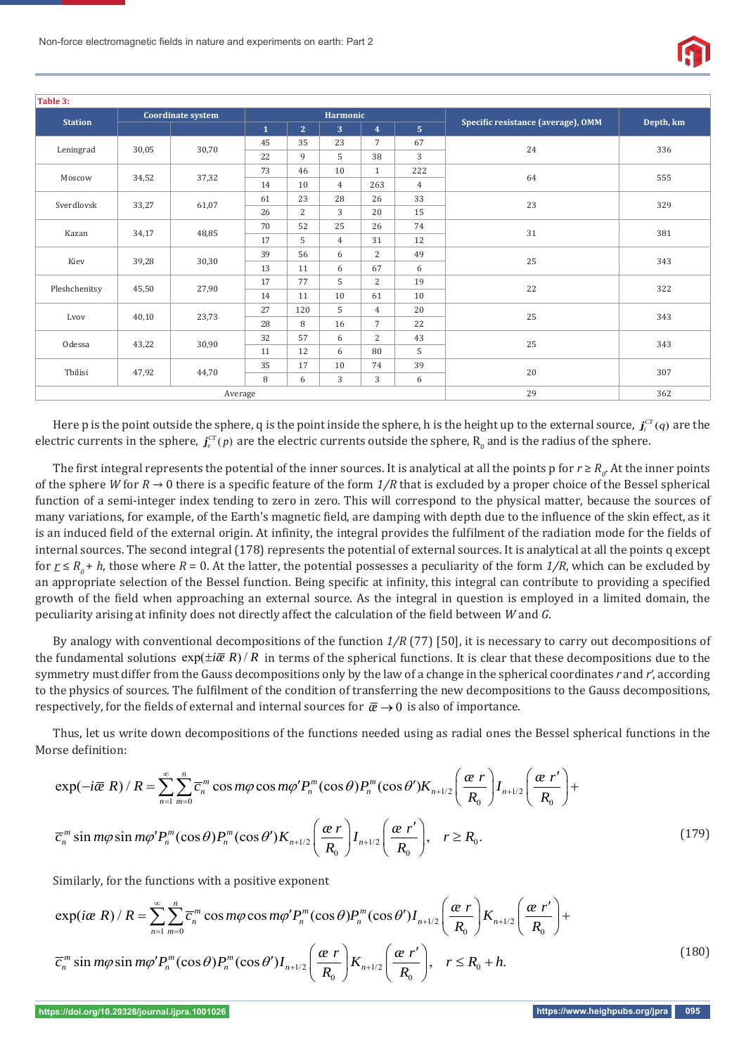**Table 3:**

| Station | Coordinate system | | Harmonic | | | | | Specific resistance (average), OMM | Depth, km |
|---|---|---|---|---|---|---|---|---|---|
| | | | 1 | 2 | 3 | 4 | 5 | | |
| Leningrad | 30,05 | 30,70 | 45 | 35 | 23 | 7 | 67 | 24 | 336 |
| | | | 22 | 9 | 5 | 38 | 3 | | |
| Moscow | 34,52 | 37,32 | 73 | 46 | 10 | 1 | 222 | 64 | 555 |
| | | | 14 | 10 | 4 | 263 | 4 | | |
| Sverdlovsk | 33,27 | 61,07 | 61 | 23 | 28 | 26 | 33 | 23 | 329 |
| | | | 26 | 2 | 3 | 20 | 15 | | |
| Kazan | 34,17 | 48,85 | 70 | 52 | 25 | 26 | 74 | 31 | 381 |
| | | | 17 | 5 | 4 | 31 | 12 | | |
| Kiev | 39,28 | 30,30 | 39 | 56 | 6 | 2 | 49 | 25 | 343 |
| | | | 13 | 11 | 6 | 67 | 6 | | |
| Pleshchenitsy | 45,50 | 27,90 | 17 | 77 | 5 | 2 | 19 | 22 | 322 |
| | | | 14 | 11 | 10 | 61 | 10 | | |
| Lvov | 40,10 | 23,73 | 27 | 120 | 5 | 4 | 20 | 25 | 343 |
| | | | 28 | 8 | 16 | 7 | 22 | | |
| Odessa | 43,22 | 30,90 | 32 | 57 | 6 | 2 | 43 | 25 | 343 |
| | | | 11 | 12 | 6 | 80 | 5 | | |
| Tbilisi | 47,92 | 44,70 | 35 | 17 | 10 | 74 | 39 | 20 | 307 |
| | | | 8 | 6 | 3 | 3 | 6 | | |
| Average | | | | | | | | 29 | 362 |

Here p is the point outside the sphere, q is the point inside the sphere, h is the height up to the external source, $\boldsymbol{j}_i^{CT}(q)$ are the electric currents in the sphere, $\boldsymbol{j}_e^{CT}(p)$ are the electric currents outside the sphere, $R_0$ and is the radius of the sphere.

The first integral represents the potential of the inner sources. It is analytical at all the points p for $r \geq R_0$. At the inner points of the sphere $W$ for $R \to 0$ there is a specific feature of the form $1/R$ that is excluded by a proper choice of the Bessel spherical function of a semi-integer index tending to zero in zero. This will correspond to the physical matter, because the sources of many variations, for example, of the Earth's magnetic field, are damping with depth due to the influence of the skin effect, as it is an induced field of the external origin. At infinity, the integral provides the fulfilment of the radiation mode for the fields of internal sources. The second integral (178) represents the potential of external sources. It is analytical at all the points q except for $r \leq R_0 + h$, those where $R = 0$. At the latter, the potential possesses a peculiarity of the form $1/R$, which can be excluded by an appropriate selection of the Bessel function. Being specific at infinity, this integral can contribute to providing a specified growth of the field when approaching an external source. As the integral in question is employed in a limited domain, the peculiarity arising at infinity does not directly affect the calculation of the field between $W$ and $G$.

By analogy with conventional decompositions of the function $1/R$ (77) [50], it is necessary to carry out decompositions of the fundamental solutions $\exp(\pm i\bar{æ}\, R)/R$ in terms of the spherical functions. It is clear that these decompositions due to the symmetry must differ from the Gauss decompositions only by the law of a change in the spherical coordinates $r$ and $r'$, according to the physics of sources. The fulfilment of the condition of transferring the new decompositions to the Gauss decompositions, respectively, for the fields of external and internal sources for $\bar{æ} \to 0$ is also of importance.

Thus, let us write down decompositions of the functions needed using as radial ones the Bessel spherical functions in the Morse definition:

$$\exp(-i\bar{æ}\, R)/R = \sum_{n=1}^{\infty}\sum_{m=0}^{n} \bar{c}_n^m \cos m\varphi \cos m\varphi' P_n^m(\cos\theta) P_n^m(\cos\theta') K_{n+1/2}\left(\frac{æ\, r}{R_0}\right) I_{n+1/2}\left(\frac{æ\, r'}{R_0}\right) +$$
$$\bar{c}_n^m \sin m\varphi \sin m\varphi' P_n^m(\cos\theta) P_n^m(\cos\theta') K_{n+1/2}\left(\frac{æ\, r}{R_0}\right) I_{n+1/2}\left(\frac{æ\, r'}{R_0}\right), \quad r \geq R_0. \tag{179}$$

Similarly, for the functions with a positive exponent

$$\exp(iæ\, R)/R = \sum_{n=1}^{\infty}\sum_{m=0}^{n} \bar{c}_n^m \cos m\varphi \cos m\varphi' P_n^m(\cos\theta) P_n^m(\cos\theta') I_{n+1/2}\left(\frac{æ\, r}{R_0}\right) K_{n+1/2}\left(\frac{æ\, r'}{R_0}\right) +$$
$$\bar{c}_n^m \sin m\varphi \sin m\varphi' P_n^m(\cos\theta) P_n^m(\cos\theta') I_{n+1/2}\left(\frac{æ\, r}{R_0}\right) K_{n+1/2}\left(\frac{æ\, r'}{R_0}\right), \quad r \leq R_0 + h. \tag{180}$$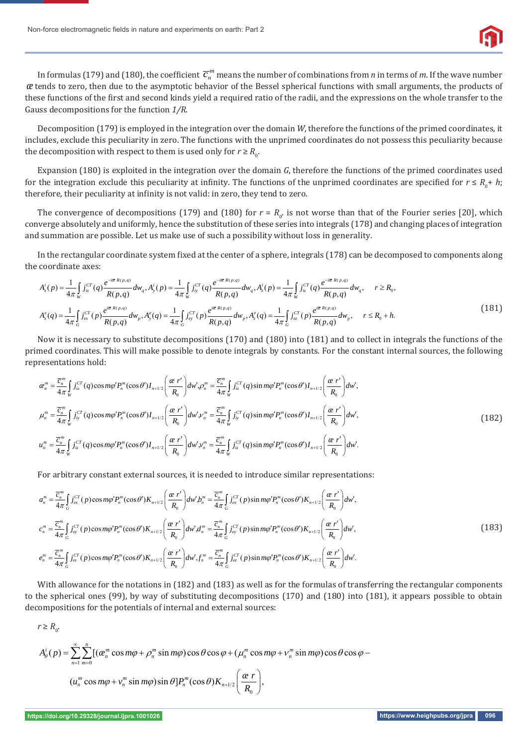In formulas (179) and (180), the coefficient $\overline{c}_n^m$ means the number of combinations from $n$ in terms of $m$. If the wave number $æ$ tends to zero, then due to the asymptotic behavior of the Bessel spherical functions with small arguments, the products of these functions of the first and second kinds yield a required ratio of the radii, and the expressions on the whole transfer to the Gauss decompositions for the function $1/R$.

Decomposition (179) is employed in the integration over the domain $W$, therefore the functions of the primed coordinates, it includes, exclude this peculiarity in zero. The functions with the unprimed coordinates do not possess this peculiarity because the decomposition with respect to them is used only for $r \geq R_0$.

Expansion (180) is exploited in the integration over the domain $G$, therefore the functions of the primed coordinates used for the integration exclude this peculiarity at infinity. The functions of the unprimed coordinates are specified for $r \leq R_0 + h$; therefore, their peculiarity at infinity is not valid: in zero, they tend to zero.

The convergence of decompositions (179) and (180) for $r = R_0$, is not worse than that of the Fourier series [20], which converge absolutely and uniformly, hence the substitution of these series into integrals (178) and changing places of integration and summation are possible. Let us make use of such a possibility without loss in generality.

In the rectangular coordinate system fixed at the center of a sphere, integrals (178) can be decomposed to components along the coordinate axes:

$$A_x^i(p) = \frac{1}{4\pi}\int_W j_{ix}^{CT}(q)\frac{e^{-iæ R(p,q)}}{R(p,q)}dw_q, A_y^i(p) = \frac{1}{4\pi}\int_W j_{iy}^{CT}(q)\frac{e^{-iæ R(p,q)}}{R(p,q)}dw_q, A_z^i(p) = \frac{1}{4\pi}\int_W j_{iz}^{CT}(q)\frac{e^{-iæ R(p,q)}}{R(p,q)}dw_q, \quad r \geq R_0,$$
$$A_x^e(q) = \frac{1}{4\pi}\int_G j_{ex}^{CT}(p)\frac{e^{iæ R(p,q)}}{R(p,q)}dw_p, A_y^e(q) = \frac{1}{4\pi}\int_G j_{ey}^{CT}(p)\frac{e^{iæ R(p,q)}}{R(p,q)}dw_p, A_z^e(q) = \frac{1}{4\pi}\int_G j_{ez}^{CT}(p)\frac{e^{iæ R(p,q)}}{R(p,q)}dw_p, \quad r \leq R_0 + h. \tag{181}$$

Now it is necessary to substitute decompositions (170) and (180) into (181) and to collect in integrals the functions of the primed coordinates. This will make possible to denote integrals by constants. For the constant internal sources, the following representations hold:

$$æ_n^m = \frac{\overline{c}_n^m}{4\pi}\int_W j_{ix}^{CT}(q)\cos m\varphi' P_n^m(\cos\theta') I_{n+1/2}\left(\frac{æ\, r'}{R_0}\right)dw', \rho_n^m = \frac{\overline{c}_n^m}{4\pi}\int_W j_{ix}^{CT}(q)\sin m\varphi' P_n^m(\cos\theta') I_{n+1/2}\left(\frac{æ\, r'}{R_0}\right)dw',$$
$$\mu_n^m = \frac{\overline{c}_n^m}{4\pi}\int_W j_{iy}^{CT}(q)\cos m\varphi' P_n^m(\cos\theta') I_{n+1/2}\left(\frac{æ\, r'}{R_0}\right)dw', \nu_n^m = \frac{\overline{c}_n^m}{4\pi}\int_W j_{iy}^{CT}(q)\sin m\varphi' P_n^m(\cos\theta') I_{n+1/2}\left(\frac{æ\, r'}{R_0}\right)dw', \tag{182}$$
$$u_n^m = \frac{\overline{c}_n^m}{4\pi}\int_W j_{iz}^{CT}(q)\cos m\varphi' P_n^m(\cos\theta') I_{n+1/2}\left(\frac{æ\, r'}{R_0}\right)dw', v_n^m = \frac{\overline{c}_n^m}{4\pi}\int_W j_{iz}^{CT}(q)\sin m\varphi' P_n^m(\cos\theta') I_{n+1/2}\left(\frac{æ\, r'}{R_0}\right)dw'.$$

For arbitrary constant external sources, it is needed to introduce similar representations:

$$a_n^m = \frac{\overline{c}_n^m}{4\pi}\int_G j_{ex}^{CT}(p)\cos m\varphi' P_n^m(\cos\theta') K_{n+1/2}\left(\frac{æ\, r'}{R_0}\right)dw', b_n^m = \frac{\overline{c}_n^m}{4\pi}\int_G j_{ex}^{CT}(p)\sin m\varphi' P_n^m(\cos\theta') K_{n+1/2}\left(\frac{æ\, r'}{R_0}\right)dw',$$
$$c_n^m = \frac{\overline{c}_n^m}{4\pi}\int_G j_{ey}^{CT}(p)\cos m\varphi' P_n^m(\cos\theta') K_{n+1/2}\left(\frac{æ\, r'}{R_0}\right)dw', d_n^m = \frac{\overline{c}_n^m}{4\pi}\int_G j_{ey}^{CT}(p)\sin m\varphi' P_n^m(\cos\theta') K_{n+1/2}\left(\frac{æ\, r'}{R_0}\right)dw', \tag{183}$$
$$e_n^m = \frac{\overline{c}_n^m}{4\pi}\int_G j_{ez}^{CT}(p)\cos m\varphi' P_n^m(\cos\theta') K_{n+1/2}\left(\frac{æ\, r'}{R_0}\right)dw', f_n^m = \frac{\overline{c}_n^m}{4\pi}\int_G j_{ez}^{CT}(p)\sin m\varphi' P_n^m(\cos\theta') K_{n+1/2}\left(\frac{æ\, r'}{R_0}\right)dw'.$$

With allowance for the notations in (182) and (183) as well as for the formulas of transferring the rectangular components to the spherical ones (99), by way of substituting decompositions (170) and (180) into (181), it appears possible to obtain decompositions for the potentials of internal and external sources:

$r \geq R_0$.

$$A_\theta^i(p) = \sum_{n=1}^{\infty}\sum_{m=0}^{n}[(æ_n^m\cos m\varphi + \rho_n^m\sin m\varphi)\cos\theta\cos\varphi + (\mu_n^m\cos m\varphi + \nu_n^m\sin m\varphi)\cos\theta\cos\varphi -$$
$$(u_n^m\cos m\varphi + v_n^m\sin m\varphi)\sin\theta]P_n^m(\cos\theta)K_{n+1/2}\left(\frac{æ\, r}{R_0}\right),$$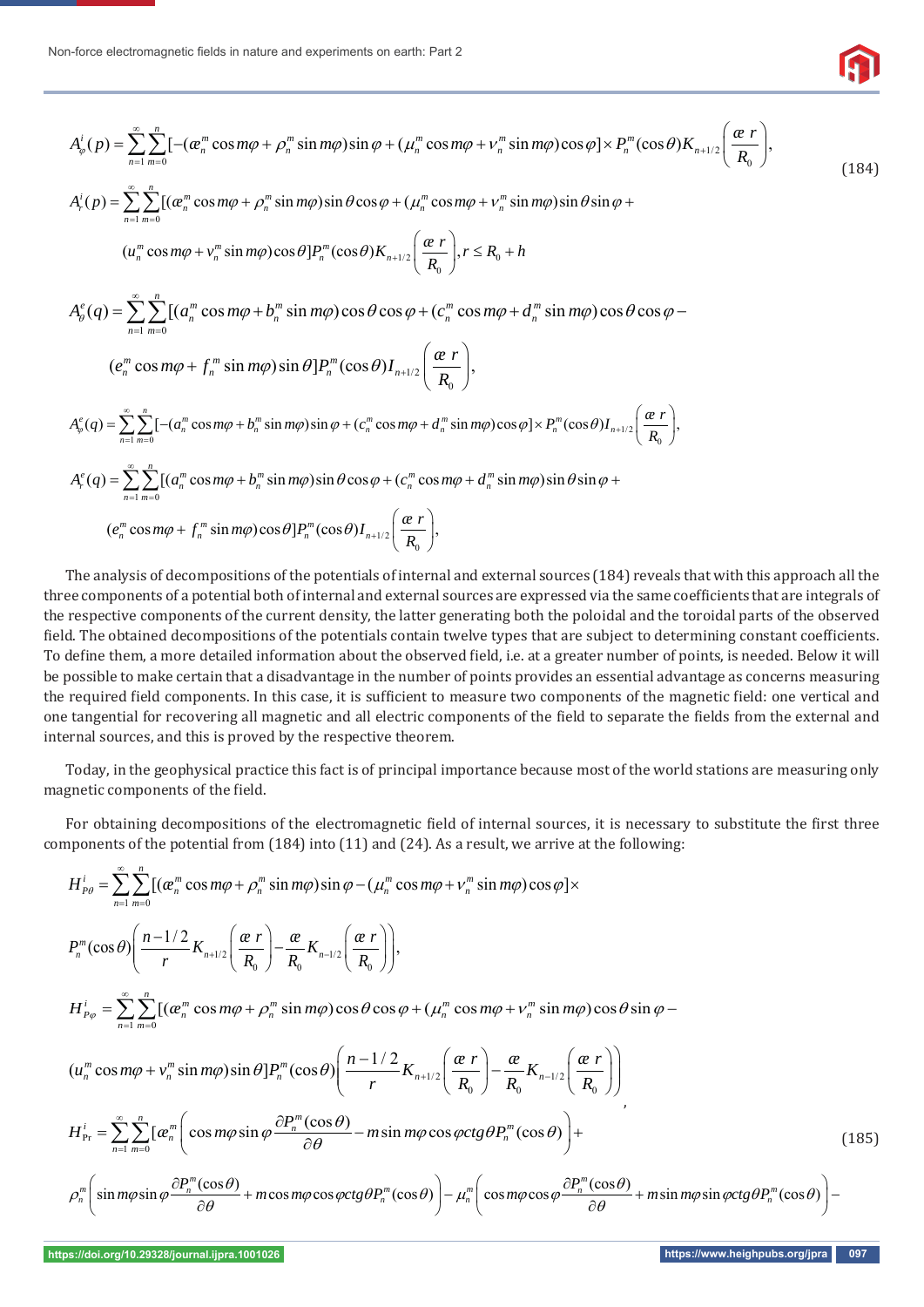$$A_{\varphi}^{i}(p)=\sum_{n=1}^{\infty}\sum_{m=0}^{n}[-(\text{æ}_{n}^{m}\cos m\varphi+\rho_{n}^{m}\sin m\varphi)\sin\varphi+(\mu_{n}^{m}\cos m\varphi+\nu_{n}^{m}\sin m\varphi)\cos\varphi]\times P_{n}^{m}(\cos\theta)K_{n+1/2}\left(\frac{\text{æ}\, r}{R_0}\right),$$

$$A_{r}^{i}(p)=\sum_{n=1}^{\infty}\sum_{m=0}^{n}[(\text{æ}_{n}^{m}\cos m\varphi+\rho_{n}^{m}\sin m\varphi)\sin\theta\cos\varphi+(\mu_{n}^{m}\cos m\varphi+\nu_{n}^{m}\sin m\varphi)\sin\theta\sin\varphi+$$

$$(u_{n}^{m}\cos m\varphi+v_{n}^{m}\sin m\varphi)\cos\theta]P_{n}^{m}(\cos\theta)K_{n+1/2}\left(\frac{\text{æ}\, r}{R_0}\right), r\le R_0+h \tag{184}$$

$$A_{\theta}^{e}(q)=\sum_{n=1}^{\infty}\sum_{m=0}^{n}[(a_{n}^{m}\cos m\varphi+b_{n}^{m}\sin m\varphi)\cos\theta\cos\varphi+(c_{n}^{m}\cos m\varphi+d_{n}^{m}\sin m\varphi)\cos\theta\cos\varphi-$$

$$(e_{n}^{m}\cos m\varphi+f_{n}^{m}\sin m\varphi)\sin\theta]P_{n}^{m}(\cos\theta)I_{n+1/2}\left(\frac{\text{æ}\, r}{R_0}\right),$$

$$A_{\varphi}^{e}(q)=\sum_{n=1}^{\infty}\sum_{m=0}^{n}[-(a_{n}^{m}\cos m\varphi+b_{n}^{m}\sin m\varphi)\sin\varphi+(c_{n}^{m}\cos m\varphi+d_{n}^{m}\sin m\varphi)\cos\varphi]\times P_{n}^{m}(\cos\theta)I_{n+1/2}\left(\frac{\text{æ}\, r}{R_0}\right),$$

$$A_{r}^{e}(q)=\sum_{n=1}^{\infty}\sum_{m=0}^{n}[(a_{n}^{m}\cos m\varphi+b_{n}^{m}\sin m\varphi)\sin\theta\cos\varphi+(c_{n}^{m}\cos m\varphi+d_{n}^{m}\sin m\varphi)\sin\theta\sin\varphi+$$

$$(e_{n}^{m}\cos m\varphi+f_{n}^{m}\sin m\varphi)\cos\theta]P_{n}^{m}(\cos\theta)I_{n+1/2}\left(\frac{\text{æ}\, r}{R_0}\right),$$

The analysis of decompositions of the potentials of internal and external sources (184) reveals that with this approach all the three components of a potential both of internal and external sources are expressed via the same coefficients that are integrals of the respective components of the current density, the latter generating both the poloidal and the toroidal parts of the observed field. The obtained decompositions of the potentials contain twelve types that are subject to determining constant coefficients. To define them, a more detailed information about the observed field, i.e. at a greater number of points, is needed. Below it will be possible to make certain that a disadvantage in the number of points provides an essential advantage as concerns measuring the required field components. In this case, it is sufficient to measure two components of the magnetic field: one vertical and one tangential for recovering all magnetic and all electric components of the field to separate the fields from the external and internal sources, and this is proved by the respective theorem.

Today, in the geophysical practice this fact is of principal importance because most of the world stations are measuring only magnetic components of the field.

For obtaining decompositions of the electromagnetic field of internal sources, it is necessary to substitute the first three components of the potential from (184) into (11) and (24). As a result, we arrive at the following:

$$H_{P\theta}^{i}=\sum_{n=1}^{\infty}\sum_{m=0}^{n}[(\text{æ}_{n}^{m}\cos m\varphi+\rho_{n}^{m}\sin m\varphi)\sin\varphi-(\mu_{n}^{m}\cos m\varphi+\nu_{n}^{m}\sin m\varphi)\cos\varphi]\times$$

$$P_{n}^{m}(\cos\theta)\left(\frac{n-1/2}{r}K_{n+1/2}\left(\frac{\text{æ}\, r}{R_0}\right)-\frac{\text{æ}}{R_0}K_{n-1/2}\left(\frac{\text{æ}\, r}{R_0}\right)\right),$$

$$H_{P\varphi}^{i}=\sum_{n=1}^{\infty}\sum_{m=0}^{n}[(\text{æ}_{n}^{m}\cos m\varphi+\rho_{n}^{m}\sin m\varphi)\cos\theta\cos\varphi+(\mu_{n}^{m}\cos m\varphi+\nu_{n}^{m}\sin m\varphi)\cos\theta\sin\varphi-$$

$$(u_{n}^{m}\cos m\varphi+v_{n}^{m}\sin m\varphi)\sin\theta]P_{n}^{m}(\cos\theta)\left(\frac{n-1/2}{r}K_{n+1/2}\left(\frac{\text{æ}\, r}{R_0}\right)-\frac{\text{æ}}{R_0}K_{n-1/2}\left(\frac{\text{æ}\, r}{R_0}\right)\right),$$

$$H_{\Pr}^{i}=\sum_{n=1}^{\infty}\sum_{m=0}^{n}[\text{æ}_{n}^{m}\left(\cos m\varphi\sin\varphi\frac{\partial P_{n}^{m}(\cos\theta)}{\partial\theta}-m\sin m\varphi\cos\varphi\, ctg\theta P_{n}^{m}(\cos\theta)\right)+ \tag{185}$$

$$\rho_{n}^{m}\left(\sin m\varphi\sin\varphi\frac{\partial P_{n}^{m}(\cos\theta)}{\partial\theta}+m\cos m\varphi\cos\varphi\, ctg\theta P_{n}^{m}(\cos\theta)\right)-\mu_{n}^{m}\left(\cos m\varphi\cos\varphi\frac{\partial P_{n}^{m}(\cos\theta)}{\partial\theta}+m\sin m\varphi\sin\varphi\, ctg\theta P_{n}^{m}(\cos\theta)\right)-$$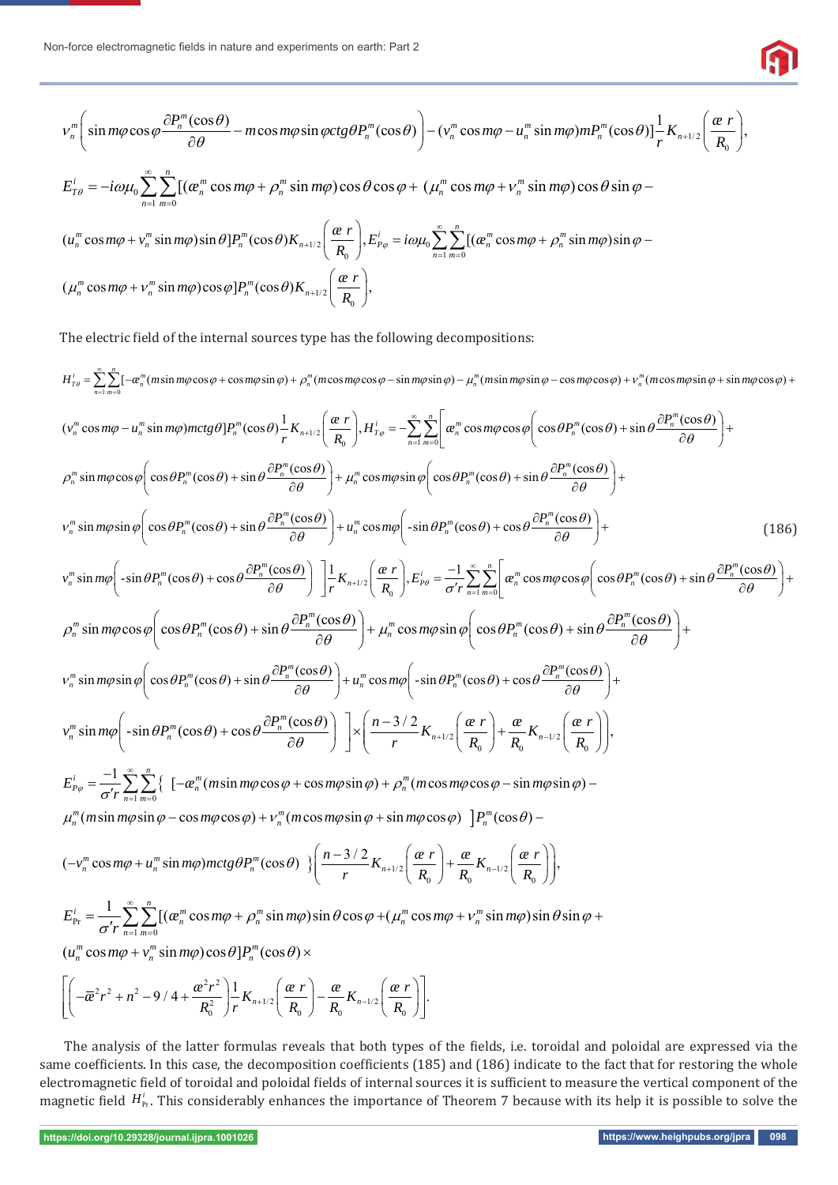$$v_n^m\left(\sin m\varphi\cos\varphi\frac{\partial P_n^m(\cos\theta)}{\partial\theta}-m\cos m\varphi\sin\varphi ctg\theta P_n^m(\cos\theta)\right)-(v_n^m\cos m\varphi-u_n^m\sin m\varphi)mP_n^m(\cos\theta)]\frac{1}{r}K_{n+1/2}\left(\frac{æ\, r}{R_0}\right),$$

$$E_{T\theta}^i=-i\omega\mu_0\sum_{n=1}^{\infty}\sum_{m=0}^{n}[(æ_n^m\cos m\varphi+\rho_n^m\sin m\varphi)\cos\theta\cos\varphi+(\mu_n^m\cos m\varphi+v_n^m\sin m\varphi)\cos\theta\sin\varphi-$$

$$(u_n^m\cos m\varphi+v_n^m\sin m\varphi)\sin\theta]P_n^m(\cos\theta)K_{n+1/2}\left(\frac{æ\, r}{R_0}\right),E_{P\varphi}^i=i\omega\mu_0\sum_{n=1}^{\infty}\sum_{m=0}^{n}[(æ_n^m\cos m\varphi+\rho_n^m\sin m\varphi)\sin\varphi-$$

$$(\mu_n^m\cos m\varphi+v_n^m\sin m\varphi)\cos\varphi]P_n^m(\cos\theta)K_{n+1/2}\left(\frac{æ\, r}{R_0}\right),$$

The electric field of the internal sources type has the following decompositions:

$$H_{T\theta}^i=\sum_{n=1}^{\infty}\sum_{m=0}^{n}[-æ_n^m(m\sin m\varphi\cos\varphi+\cos m\varphi\sin\varphi)+\rho_n^m(m\cos m\varphi\cos\varphi-\sin m\varphi\sin\varphi)-\mu_n^m(m\sin m\varphi\sin\varphi-\cos m\varphi\cos\varphi)+v_n^m(m\cos m\varphi\sin\varphi+\sin m\varphi\cos\varphi)+$$

$$(v_n^m\cos m\varphi-u_n^m\sin m\varphi)mctg\theta]P_n^m(\cos\theta)\frac{1}{r}K_{n+1/2}\left(\frac{æ\, r}{R_0}\right),H_{T\varphi}^i=-\sum_{n=1}^{\infty}\sum_{m=0}^{n}\left[æ_n^m\cos m\varphi\cos\varphi\left(\cos\theta P_n^m(\cos\theta)+\sin\theta\frac{\partial P_n^m(\cos\theta)}{\partial\theta}\right)+\right.$$

$$\rho_n^m\sin m\varphi\cos\varphi\left(\cos\theta P_n^m(\cos\theta)+\sin\theta\frac{\partial P_n^m(\cos\theta)}{\partial\theta}\right)+\mu_n^m\cos m\varphi\sin\varphi\left(\cos\theta P_n^m(\cos\theta)+\sin\theta\frac{\partial P_n^m(\cos\theta)}{\partial\theta}\right)+$$

$$v_n^m\sin m\varphi\sin\varphi\left(\cos\theta P_n^m(\cos\theta)+\sin\theta\frac{\partial P_n^m(\cos\theta)}{\partial\theta}\right)+u_n^m\cos m\varphi\left(-\sin\theta P_n^m(\cos\theta)+\cos\theta\frac{\partial P_n^m(\cos\theta)}{\partial\theta}\right)+ \tag{186}$$

$$\left.v_n^m\sin m\varphi\left(-\sin\theta P_n^m(\cos\theta)+\cos\theta\frac{\partial P_n^m(\cos\theta)}{\partial\theta}\right)\right]\frac{1}{r}K_{n+1/2}\left(\frac{æ\, r}{R_0}\right),E_{P\theta}^i=\frac{-1}{\sigma' r}\sum_{n=1}^{\infty}\sum_{m=0}^{n}\left[æ_n^m\cos m\varphi\cos\varphi\left(\cos\theta P_n^m(\cos\theta)+\sin\theta\frac{\partial P_n^m(\cos\theta)}{\partial\theta}\right)+\right.$$

$$\rho_n^m\sin m\varphi\cos\varphi\left(\cos\theta P_n^m(\cos\theta)+\sin\theta\frac{\partial P_n^m(\cos\theta)}{\partial\theta}\right)+\mu_n^m\cos m\varphi\sin\varphi\left(\cos\theta P_n^m(\cos\theta)+\sin\theta\frac{\partial P_n^m(\cos\theta)}{\partial\theta}\right)+$$

$$v_n^m\sin m\varphi\sin\varphi\left(\cos\theta P_n^m(\cos\theta)+\sin\theta\frac{\partial P_n^m(\cos\theta)}{\partial\theta}\right)+u_n^m\cos m\varphi\left(-\sin\theta P_n^m(\cos\theta)+\cos\theta\frac{\partial P_n^m(\cos\theta)}{\partial\theta}\right)+$$

$$\left.v_n^m\sin m\varphi\left(-\sin\theta P_n^m(\cos\theta)+\cos\theta\frac{\partial P_n^m(\cos\theta)}{\partial\theta}\right)\right]\times\left(\frac{n-3/2}{r}K_{n+1/2}\left(\frac{æ\, r}{R_0}\right)+\frac{æ}{R_0}K_{n-1/2}\left(\frac{æ\, r}{R_0}\right)\right),$$

$$E_{P\varphi}^i=\frac{-1}{\sigma' r}\sum_{n=1}^{\infty}\sum_{m=0}^{n}\{\ [-æ_n^m(m\sin m\varphi\cos\varphi+\cos m\varphi\sin\varphi)+\rho_n^m(m\cos m\varphi\cos\varphi-\sin m\varphi\sin\varphi)-$$

$$\mu_n^m(m\sin m\varphi\sin\varphi-\cos m\varphi\cos\varphi)+v_n^m(m\cos m\varphi\sin\varphi+\sin m\varphi\cos\varphi)\ ]P_n^m(\cos\theta)-$$

$$(-v_n^m\cos m\varphi+u_n^m\sin m\varphi)mctg\theta P_n^m(\cos\theta)\ \}\left(\frac{n-3/2}{r}K_{n+1/2}\left(\frac{æ\, r}{R_0}\right)+\frac{æ}{R_0}K_{n-1/2}\left(\frac{æ\, r}{R_0}\right)\right),$$

$$E_{\Pr}^i=\frac{1}{\sigma' r}\sum_{n=1}^{\infty}\sum_{m=0}^{n}[(æ_n^m\cos m\varphi+\rho_n^m\sin m\varphi)\sin\theta\cos\varphi+(\mu_n^m\cos m\varphi+v_n^m\sin m\varphi)\sin\theta\sin\varphi+$$

$$(u_n^m\cos m\varphi+v_n^m\sin m\varphi)\cos\theta]P_n^m(\cos\theta)\times$$

$$\left[\left(-\overline{æ}^2r^2+n^2-9/4+\frac{æ^2r^2}{R_0^2}\right)\frac{1}{r}K_{n+1/2}\left(\frac{æ\, r}{R_0}\right)-\frac{æ}{R_0}K_{n-1/2}\left(\frac{æ\, r}{R_0}\right)\right].$$

The analysis of the latter formulas reveals that both types of the fields, i.e. toroidal and poloidal are expressed via the same coefficients. In this case, the decomposition coefficients (185) and (186) indicate to the fact that for restoring the whole electromagnetic field of toroidal and poloidal fields of internal sources it is sufficient to measure the vertical component of the magnetic field $H_{\Pr}^i$. This considerably enhances the importance of Theorem 7 because with its help it is possible to solve the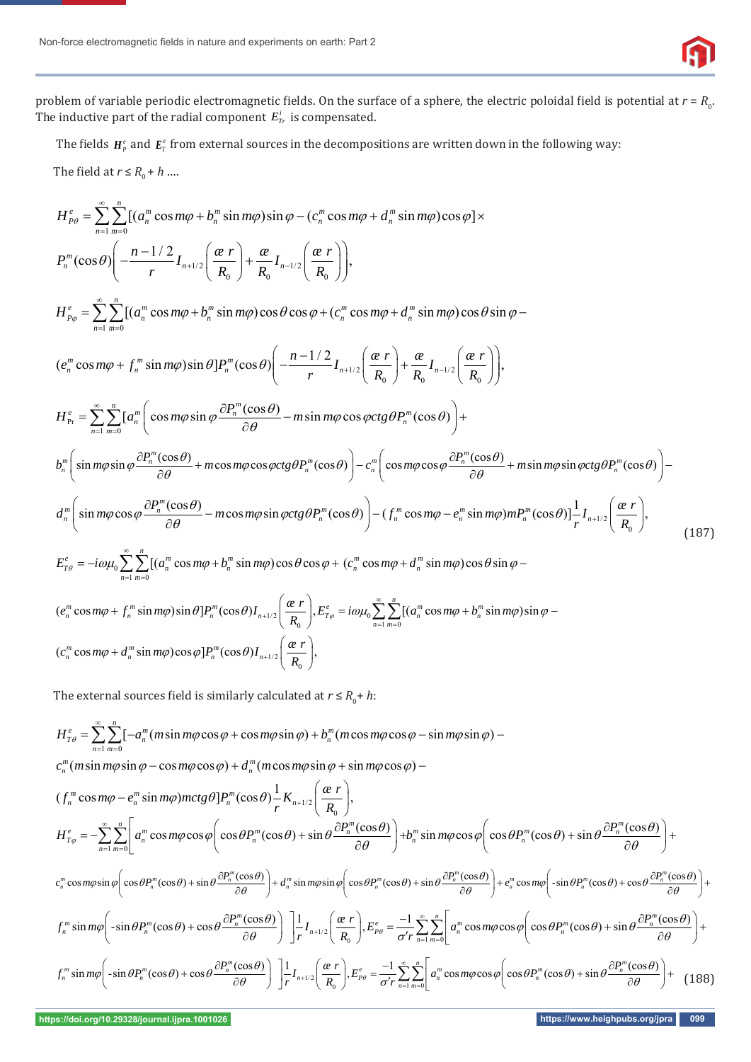problem of variable periodic electromagnetic fields. On the surface of a sphere, the electric poloidal field is potential at $r = R_0$. The inductive part of the radial component $E^i_{Tr}$ is compensated.

The fields $\boldsymbol{H}^e_P$ and $\boldsymbol{E}^e_T$ from external sources in the decompositions are written down in the following way:

The field at $r \leq R_0 + h$ ....

$$
\begin{aligned}
H^e_{P\theta} &= \sum_{n=1}^{\infty}\sum_{m=0}^{n}[(a_n^m\cos m\varphi + b_n^m \sin m\varphi)\sin\varphi - (c_n^m \cos m\varphi + d_n^m \sin m\varphi)\cos\varphi]\times \\
& P_n^m(\cos\theta)\left(-\frac{n-1/2}{r}I_{n+1/2}\left(\frac{æ\, r}{R_0}\right)+\frac{æ}{R_0}I_{n-1/2}\left(\frac{æ\, r}{R_0}\right)\right), \\
H^e_{P\varphi} &= \sum_{n=1}^{\infty}\sum_{m=0}^{n}[(a_n^m\cos m\varphi + b_n^m \sin m\varphi)\cos\theta\cos\varphi + (c_n^m \cos m\varphi + d_n^m \sin m\varphi)\cos\theta\sin\varphi - \\
& (e_n^m \cos m\varphi + f_n^m \sin m\varphi)\sin\theta]P_n^m(\cos\theta)\left(-\frac{n-1/2}{r}I_{n+1/2}\left(\frac{æ\, r}{R_0}\right)+\frac{æ}{R_0}I_{n-1/2}\left(\frac{æ\, r}{R_0}\right)\right), \\
H^e_{\Pr} &= \sum_{n=1}^{\infty}\sum_{m=0}^{n}[a_n^m\left(\cos m\varphi\sin\varphi\frac{\partial P_n^m(\cos\theta)}{\partial\theta} - m\sin m\varphi\cos\varphi\, ctg\theta P_n^m(\cos\theta)\right)+ \\
& b_n^m\left(\sin m\varphi\sin\varphi\frac{\partial P_n^m(\cos\theta)}{\partial\theta}+m\cos m\varphi\cos\varphi\, ctg\theta P_n^m(\cos\theta)\right)-c_n^m\left(\cos m\varphi\cos\varphi\frac{\partial P_n^m(\cos\theta)}{\partial\theta}+m\sin m\varphi\sin\varphi\, ctg\theta P_n^m(\cos\theta)\right)- \\
& d_n^m\left(\sin m\varphi\cos\varphi\frac{\partial P_n^m(\cos\theta)}{\partial\theta}-m\cos m\varphi\sin\varphi\, ctg\theta P_n^m(\cos\theta)\right)-(f_n^m\cos m\varphi - e_n^m\sin m\varphi)mP_n^m(\cos\theta)]\frac{1}{r}I_{n+1/2}\left(\frac{æ\, r}{R_0}\right), \\
E^e_{T\theta} &= -i\omega\mu_0\sum_{n=1}^{\infty}\sum_{m=0}^{n}[(a_n^m\cos m\varphi + b_n^m \sin m\varphi)\cos\theta\cos\varphi + (c_n^m \cos m\varphi + d_n^m \sin m\varphi)\cos\theta\sin\varphi - \\
& (e_n^m \cos m\varphi + f_n^m \sin m\varphi)\sin\theta]P_n^m(\cos\theta)I_{n+1/2}\left(\frac{æ\, r}{R_0}\right), E^e_{T\varphi} = i\omega\mu_0\sum_{n=1}^{\infty}\sum_{m=0}^{n}[(a_n^m\cos m\varphi + b_n^m \sin m\varphi)\sin\varphi - \\
& (c_n^m \cos m\varphi + d_n^m \sin m\varphi)\cos\varphi]P_n^m(\cos\theta)I_{n+1/2}\left(\frac{æ\, r}{R_0}\right),
\end{aligned} \tag{187}
$$

The external sources field is similarly calculated at $r \leq R_0 + h$:

$$
\begin{aligned}
H^e_{T\theta} &= \sum_{n=1}^{\infty}\sum_{m=0}^{n}[-a_n^m(m\sin m\varphi\cos\varphi + \cos m\varphi\sin\varphi) + b_n^m(m\cos m\varphi\cos\varphi - \sin m\varphi\sin\varphi) - \\
& c_n^m(m\sin m\varphi\sin\varphi - \cos m\varphi\cos\varphi) + d_n^m(m\cos m\varphi\sin\varphi + \sin m\varphi\cos\varphi) - \\
& (f_n^m\cos m\varphi - e_n^m\sin m\varphi)m\, ctg\theta]P_n^m(\cos\theta)\frac{1}{r}K_{n+1/2}\left(\frac{æ\, r}{R_0}\right), \\
H^e_{T\varphi} &= -\sum_{n=1}^{\infty}\sum_{m=0}^{n}\left[a_n^m\cos m\varphi\cos\varphi\left(\cos\theta P_n^m(\cos\theta)+\sin\theta\frac{\partial P_n^m(\cos\theta)}{\partial\theta}\right)+b_n^m\sin m\varphi\cos\varphi\left(\cos\theta P_n^m(\cos\theta)+\sin\theta\frac{\partial P_n^m(\cos\theta)}{\partial\theta}\right)+\right. \\
& c_n^m\cos m\varphi\sin\varphi\left(\cos\theta P_n^m(\cos\theta)+\sin\theta\frac{\partial P_n^m(\cos\theta)}{\partial\theta}\right)+d_n^m\sin m\varphi\sin\varphi\left(\cos\theta P_n^m(\cos\theta)+\sin\theta\frac{\partial P_n^m(\cos\theta)}{\partial\theta}\right)+e_n^m\cos m\varphi\left(-\sin\theta P_n^m(\cos\theta)+\cos\theta\frac{\partial P_n^m(\cos\theta)}{\partial\theta}\right)+ \\
& \left.f_n^m\sin m\varphi\left(-\sin\theta P_n^m(\cos\theta)+\cos\theta\frac{\partial P_n^m(\cos\theta)}{\partial\theta}\right)\right]\frac{1}{r}I_{n+1/2}\left(\frac{æ\, r}{R_0}\right), E^e_{P\theta} = \frac{-1}{\sigma' r}\sum_{n=1}^{\infty}\sum_{m=0}^{n}\left[a_n^m\cos m\varphi\cos\varphi\left(\cos\theta P_n^m(\cos\theta)+\sin\theta\frac{\partial P_n^m(\cos\theta)}{\partial\theta}\right)+\right. \\
& \left.f_n^m\sin m\varphi\left(-\sin\theta P_n^m(\cos\theta)+\cos\theta\frac{\partial P_n^m(\cos\theta)}{\partial\theta}\right)\right]\frac{1}{r}I_{n+1/2}\left(\frac{æ\, r}{R_0}\right), E^e_{P\theta} = \frac{-1}{\sigma' r}\sum_{n=1}^{\infty}\sum_{m=0}^{n}\left[a_n^m\cos m\varphi\cos\varphi\left(\cos\theta P_n^m(\cos\theta)+\sin\theta\frac{\partial P_n^m(\cos\theta)}{\partial\theta}\right)+\right.
\end{aligned} \tag{188}
$$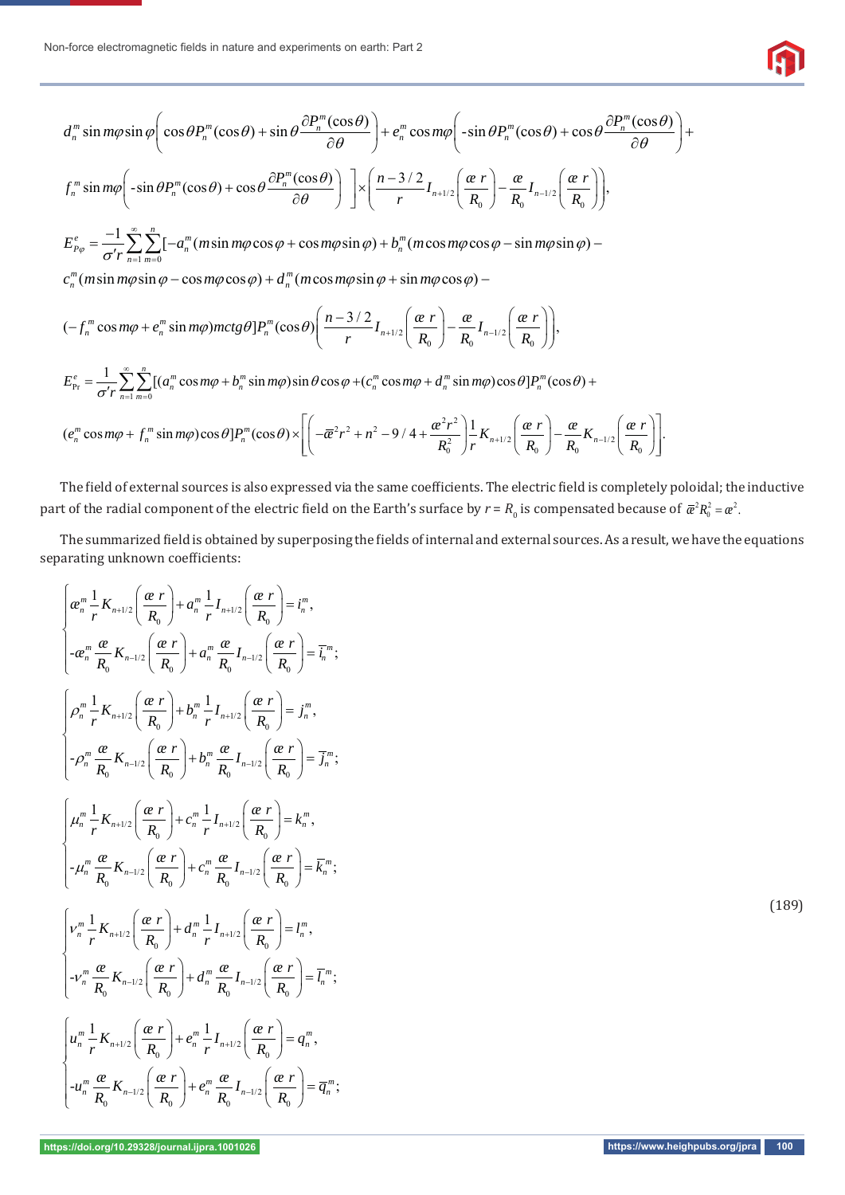$$d_n^m \sin m\varphi \sin\varphi\left(\cos\theta P_n^m(\cos\theta)+\sin\theta\frac{\partial P_n^m(\cos\theta)}{\partial\theta}\right)+e_n^m\cos m\varphi\left(-\sin\theta P_n^m(\cos\theta)+\cos\theta\frac{\partial P_n^m(\cos\theta)}{\partial\theta}\right)+$$

$$f_n^m \sin m\varphi\left(-\sin\theta P_n^m(\cos\theta)+\cos\theta\frac{\partial P_n^m(\cos\theta)}{\partial\theta}\right)\Bigg]\times\left(\frac{n-3/2}{r}I_{n+1/2}\left(\frac{æ\, r}{R_0}\right)-\frac{æ}{R_0}I_{n-1/2}\left(\frac{æ\, r}{R_0}\right)\right),$$

$$E_{P\varphi}^e=\frac{-1}{\sigma' r}\sum_{n=1}^{\infty}\sum_{m=0}^{n}[-a_n^m(m\sin m\varphi\cos\varphi+\cos m\varphi\sin\varphi)+b_n^m(m\cos m\varphi\cos\varphi-\sin m\varphi\sin\varphi)-$$

$$c_n^m(m\sin m\varphi\sin\varphi-\cos m\varphi\cos\varphi)+d_n^m(m\cos m\varphi\sin\varphi+\sin m\varphi\cos\varphi)-$$

$$(-f_n^m\cos m\varphi+e_n^m\sin m\varphi)mctg\theta]P_n^m(\cos\theta)\left(\frac{n-3/2}{r}I_{n+1/2}\left(\frac{æ\, r}{R_0}\right)-\frac{æ}{R_0}I_{n-1/2}\left(\frac{æ\, r}{R_0}\right)\right),$$

$$E_{\Pr}^e=\frac{1}{\sigma' r}\sum_{n=1}^{\infty}\sum_{m=0}^{n}[(a_n^m\cos m\varphi+b_n^m\sin m\varphi)\sin\theta\cos\varphi+(c_n^m\cos m\varphi+d_n^m\sin m\varphi)\cos\theta]P_n^m(\cos\theta)+$$

$$(e_n^m\cos m\varphi+f_n^m\sin m\varphi)\cos\theta]P_n^m(\cos\theta)\times\left[\left(-\bar{æ}^2r^2+n^2-9/4+\frac{æ^2r^2}{R_0^2}\right)\frac{1}{r}K_{n+1/2}\left(\frac{æ\, r}{R_0}\right)-\frac{æ}{R_0}K_{n-1/2}\left(\frac{æ\, r}{R_0}\right)\right].$$

The field of external sources is also expressed via the same coefficients. The electric field is completely poloidal; the inductive part of the radial component of the electric field on the Earth's surface by $r = R_0$ is compensated because of $\bar{æ}^2R_0^2 = æ^2$.

The summarized field is obtained by superposing the fields of internal and external sources. As a result, we have the equations separating unknown coefficients:

$$\begin{cases} æ_n^m\frac{1}{r}K_{n+1/2}\left(\frac{æ\, r}{R_0}\right)+a_n^m\frac{1}{r}I_{n+1/2}\left(\frac{æ\, r}{R_0}\right)=i_n^m, \\ -æ_n^m\frac{æ}{R_0}K_{n-1/2}\left(\frac{æ\, r}{R_0}\right)+a_n^m\frac{æ}{R_0}I_{n-1/2}\left(\frac{æ\, r}{R_0}\right)=\bar{i}_n^m; \end{cases}$$

$$\begin{cases} \rho_n^m\frac{1}{r}K_{n+1/2}\left(\frac{æ\, r}{R_0}\right)+b_n^m\frac{1}{r}I_{n+1/2}\left(\frac{æ\, r}{R_0}\right)=j_n^m, \\ -\rho_n^m\frac{æ}{R_0}K_{n-1/2}\left(\frac{æ\, r}{R_0}\right)+b_n^m\frac{æ}{R_0}I_{n-1/2}\left(\frac{æ\, r}{R_0}\right)=\bar{j}_n^m; \end{cases}$$

$$\begin{cases} \mu_n^m\frac{1}{r}K_{n+1/2}\left(\frac{æ\, r}{R_0}\right)+c_n^m\frac{1}{r}I_{n+1/2}\left(\frac{æ\, r}{R_0}\right)=k_n^m, \\ -\mu_n^m\frac{æ}{R_0}K_{n-1/2}\left(\frac{æ\, r}{R_0}\right)+c_n^m\frac{æ}{R_0}I_{n-1/2}\left(\frac{æ\, r}{R_0}\right)=\bar{k}_n^m; \end{cases}$$

$$\begin{cases} \nu_n^m\frac{1}{r}K_{n+1/2}\left(\frac{æ\, r}{R_0}\right)+d_n^m\frac{1}{r}I_{n+1/2}\left(\frac{æ\, r}{R_0}\right)=l_n^m, \\ -\nu_n^m\frac{æ}{R_0}K_{n-1/2}\left(\frac{æ\, r}{R_0}\right)+d_n^m\frac{æ}{R_0}I_{n-1/2}\left(\frac{æ\, r}{R_0}\right)=\bar{l}_n^m; \end{cases} \qquad (189)$$

$$\begin{cases} u_n^m\frac{1}{r}K_{n+1/2}\left(\frac{æ\, r}{R_0}\right)+e_n^m\frac{1}{r}I_{n+1/2}\left(\frac{æ\, r}{R_0}\right)=q_n^m, \\ -u_n^m\frac{æ}{R_0}K_{n-1/2}\left(\frac{æ\, r}{R_0}\right)+e_n^m\frac{æ}{R_0}I_{n-1/2}\left(\frac{æ\, r}{R_0}\right)=\bar{q}_n^m; \end{cases}$$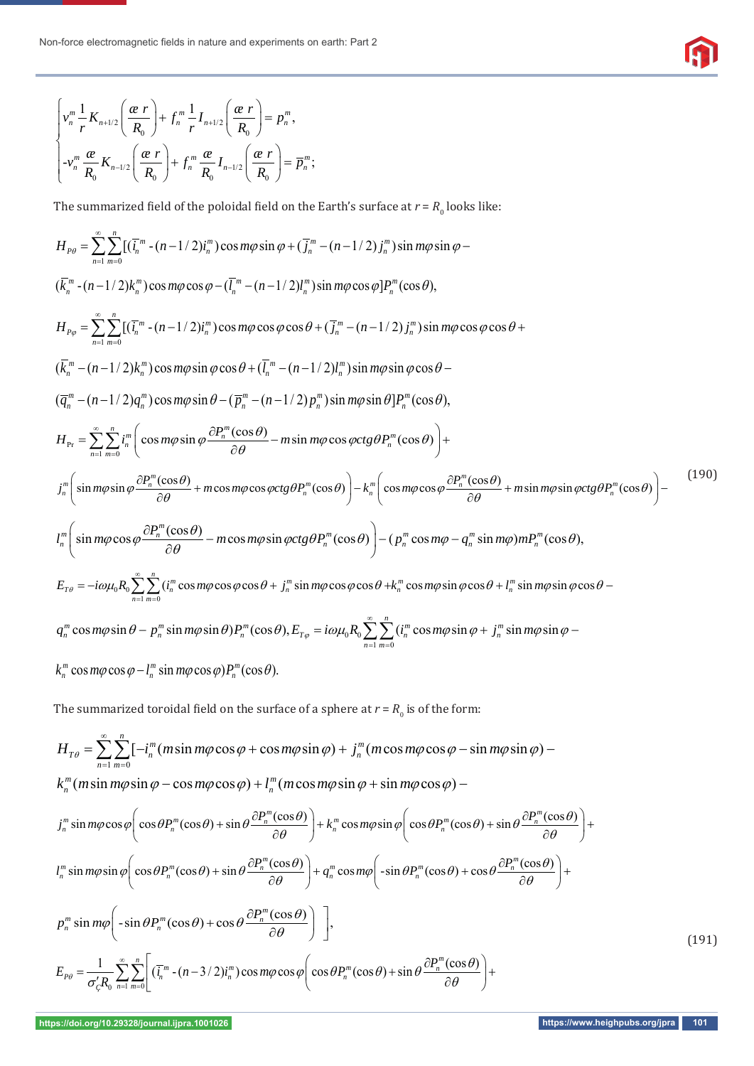$$
\begin{cases}
v_n^m \dfrac{1}{r} K_{n+1/2}\left(\dfrac{æ\, r}{R_0}\right) + f_n^m \dfrac{1}{r} I_{n+1/2}\left(\dfrac{æ\, r}{R_0}\right) = p_n^m, \\
-v_n^m \dfrac{æ}{R_0} K_{n-1/2}\left(\dfrac{æ\, r}{R_0}\right) + f_n^m \dfrac{æ}{R_0} I_{n-1/2}\left(\dfrac{æ\, r}{R_0}\right) = \overline{p}_n^m;
\end{cases}
$$

The summarized field of the poloidal field on the Earth's surface at $r = R_0$ looks like:

$$
\begin{aligned}
H_{P\theta} = {} & \sum_{n=1}^{\infty}\sum_{m=0}^{n}[(\overline{i}_n^m - (n-1/2)i_n^m)\cos m\varphi \sin\varphi + (\overline{j}_n^m - (n-1/2)j_n^m)\sin m\varphi \sin\varphi - \\
& (\overline{k}_n^m - (n-1/2)k_n^m)\cos m\varphi \cos\varphi - (\overline{l}_n^m - (n-1/2)l_n^m)\sin m\varphi \cos\varphi]P_n^m(\cos\theta), \\
H_{P\varphi} = {} & \sum_{n=1}^{\infty}\sum_{m=0}^{n}[(\overline{i}_n^m - (n-1/2)i_n^m)\cos m\varphi \cos\varphi \cos\theta + (\overline{j}_n^m - (n-1/2)j_n^m)\sin m\varphi \cos\varphi \cos\theta + \\
& (\overline{k}_n^m - (n-1/2)k_n^m)\cos m\varphi \sin\varphi \cos\theta + (\overline{l}_n^m - (n-1/2)l_n^m)\sin m\varphi \sin\varphi \cos\theta - \\
& (\overline{q}_n^m - (n-1/2)q_n^m)\cos m\varphi \sin\theta - (\overline{p}_n^m - (n-1/2)p_n^m)\sin m\varphi \sin\theta]P_n^m(\cos\theta), \\
H_{\Pr} = {} & \sum_{n=1}^{\infty}\sum_{m=0}^{n} i_n^m\left(\cos m\varphi \sin\varphi \frac{\partial P_n^m(\cos\theta)}{\partial\theta} - m\sin m\varphi \cos\varphi\, ctg\theta P_n^m(\cos\theta)\right) + \\
& j_n^m\left(\sin m\varphi \sin\varphi \frac{\partial P_n^m(\cos\theta)}{\partial\theta} + m\cos m\varphi \cos\varphi\, ctg\theta P_n^m(\cos\theta)\right) - k_n^m\left(\cos m\varphi \cos\varphi \frac{\partial P_n^m(\cos\theta)}{\partial\theta} + m\sin m\varphi \sin\varphi\, ctg\theta P_n^m(\cos\theta)\right) - \\
& l_n^m\left(\sin m\varphi \cos\varphi \frac{\partial P_n^m(\cos\theta)}{\partial\theta} - m\cos m\varphi \sin\varphi\, ctg\theta P_n^m(\cos\theta)\right) - (p_n^m \cos m\varphi - q_n^m \sin m\varphi)mP_n^m(\cos\theta), \\
E_{T\theta} = {} & -i\omega\mu_0 R_0 \sum_{n=1}^{\infty}\sum_{m=0}^{n}(i_n^m \cos m\varphi \cos\varphi \cos\theta + j_n^m \sin m\varphi \cos\varphi \cos\theta + k_n^m \cos m\varphi \sin\varphi \cos\theta + l_n^m \sin m\varphi \sin\varphi \cos\theta - \\
& q_n^m \cos m\varphi \sin\theta - p_n^m \sin m\varphi \sin\theta)P_n^m(\cos\theta), E_{T\varphi} = i\omega\mu_0 R_0 \sum_{n=1}^{\infty}\sum_{m=0}^{n}(i_n^m \cos m\varphi \sin\varphi + j_n^m \sin m\varphi \sin\varphi - \\
& k_n^m \cos m\varphi \cos\varphi - l_n^m \sin m\varphi \cos\varphi)P_n^m(\cos\theta).
\end{aligned} \tag{190}
$$

The summarized toroidal field on the surface of a sphere at $r = R_0$ is of the form:

$$
\begin{aligned}
H_{T\theta} = {} & \sum_{n=1}^{\infty}\sum_{m=0}^{n}[-i_n^m(m\sin m\varphi \cos\varphi + \cos m\varphi \sin\varphi) + j_n^m(m\cos m\varphi \cos\varphi - \sin m\varphi \sin\varphi) - \\
& k_n^m(m\sin m\varphi \sin\varphi - \cos m\varphi \cos\varphi) + l_n^m(m\cos m\varphi \sin\varphi + \sin m\varphi \cos\varphi) - \\
& j_n^m \sin m\varphi \cos\varphi\left(\cos\theta P_n^m(\cos\theta) + \sin\theta \frac{\partial P_n^m(\cos\theta)}{\partial\theta}\right) + k_n^m \cos m\varphi \sin\varphi\left(\cos\theta P_n^m(\cos\theta) + \sin\theta \frac{\partial P_n^m(\cos\theta)}{\partial\theta}\right) + \\
& l_n^m \sin m\varphi \sin\varphi\left(\cos\theta P_n^m(\cos\theta) + \sin\theta \frac{\partial P_n^m(\cos\theta)}{\partial\theta}\right) + q_n^m \cos m\varphi\left(-\sin\theta P_n^m(\cos\theta) + \cos\theta \frac{\partial P_n^m(\cos\theta)}{\partial\theta}\right) + \\
& p_n^m \sin m\varphi\left(-\sin\theta P_n^m(\cos\theta) + \cos\theta \frac{\partial P_n^m(\cos\theta)}{\partial\theta}\right)\Bigg], \\
E_{P\theta} = {} & \frac{1}{\sigma_\varsigma' R_0}\sum_{n=1}^{\infty}\sum_{m=0}^{n}\left[(\overline{i}_n^m - (n-3/2)i_n^m)\cos m\varphi \cos\varphi\left(\cos\theta P_n^m(\cos\theta) + \sin\theta \frac{\partial P_n^m(\cos\theta)}{\partial\theta}\right) + \right.
\end{aligned} \tag{191}
$$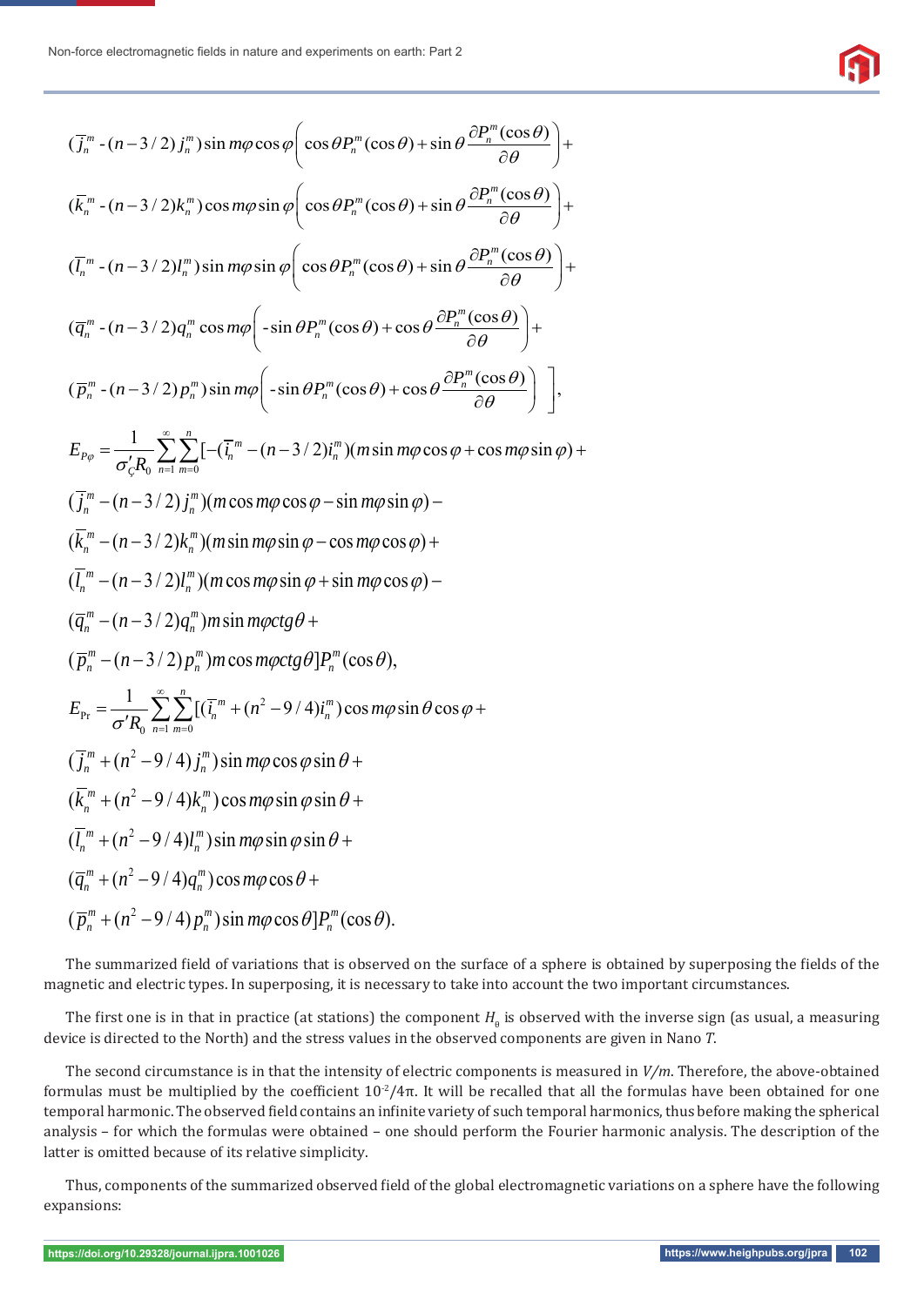$$(\overline{j}_n^m - (n-3/2)\, j_n^m) \sin m\varphi \cos\varphi \left( \cos\theta P_n^m(\cos\theta) + \sin\theta \frac{\partial P_n^m(\cos\theta)}{\partial\theta} \right) +$$

$$(\overline{k}_n^m - (n-3/2) k_n^m) \cos m\varphi \sin\varphi \left( \cos\theta P_n^m(\cos\theta) + \sin\theta \frac{\partial P_n^m(\cos\theta)}{\partial\theta} \right) +$$

$$(\overline{l}_n^m - (n-3/2) l_n^m) \sin m\varphi \sin\varphi \left( \cos\theta P_n^m(\cos\theta) + \sin\theta \frac{\partial P_n^m(\cos\theta)}{\partial\theta} \right) +$$

$$(\overline{q}_n^m - (n-3/2) q_n^m \cos m\varphi \left( -\sin\theta P_n^m(\cos\theta) + \cos\theta \frac{\partial P_n^m(\cos\theta)}{\partial\theta} \right) +$$

$$(\overline{p}_n^m - (n-3/2)\, p_n^m) \sin m\varphi \left( -\sin\theta P_n^m(\cos\theta) + \cos\theta \frac{\partial P_n^m(\cos\theta)}{\partial\theta} \right) \Bigg],$$

$$E_{P\varphi} = \frac{1}{\sigma'_{\varsigma} R_0} \sum_{n=1}^{\infty} \sum_{m=0}^{n} [-(\overline{i}_n^m - (n-3/2) i_n^m)(m \sin m\varphi \cos\varphi + \cos m\varphi \sin\varphi) +$$

$$(\overline{j}_n^m - (n-3/2)\, j_n^m)(m \cos m\varphi \cos\varphi - \sin m\varphi \sin\varphi) -$$

$$(\overline{k}_n^m - (n-3/2) k_n^m)(m \sin m\varphi \sin\varphi - \cos m\varphi \cos\varphi) +$$

$$(\overline{l}_n^m - (n-3/2) l_n^m)(m \cos m\varphi \sin\varphi + \sin m\varphi \cos\varphi) -$$

$$(\overline{q}_n^m - (n-3/2) q_n^m) m \sin m\varphi \, ctg\theta +$$

$$(\overline{p}_n^m - (n-3/2)\, p_n^m) m \cos m\varphi \, ctg\theta] P_n^m(\cos\theta),$$

$$E_{\Pr} = \frac{1}{\sigma' R_0} \sum_{n=1}^{\infty} \sum_{m=0}^{n} [(\overline{i}_n^m + (n^2 - 9/4) i_n^m) \cos m\varphi \sin\theta \cos\varphi +$$

$$(\overline{j}_n^m + (n^2 - 9/4)\, j_n^m) \sin m\varphi \cos\varphi \sin\theta +$$

$$(\overline{k}_n^m + (n^2 - 9/4) k_n^m) \cos m\varphi \sin\varphi \sin\theta +$$

$$(\overline{l}_n^m + (n^2 - 9/4) l_n^m) \sin m\varphi \sin\varphi \sin\theta +$$

$$(\overline{q}_n^m + (n^2 - 9/4) q_n^m) \cos m\varphi \cos\theta +$$

$$(\overline{p}_n^m + (n^2 - 9/4)\, p_n^m) \sin m\varphi \cos\theta] P_n^m(\cos\theta).$$

The summarized field of variations that is observed on the surface of a sphere is obtained by superposing the fields of the magnetic and electric types. In superposing, it is necessary to take into account the two important circumstances.

The first one is in that in practice (at stations) the component $H_\theta$ is observed with the inverse sign (as usual, a measuring device is directed to the North) and the stress values in the observed components are given in Nano *T*.

The second circumstance is in that the intensity of electric components is measured in *V/m*. Therefore, the above-obtained formulas must be multiplied by the coefficient $10^{-2}/4\pi$. It will be recalled that all the formulas have been obtained for one temporal harmonic. The observed field contains an infinite variety of such temporal harmonics, thus before making the spherical analysis – for which the formulas were obtained – one should perform the Fourier harmonic analysis. The description of the latter is omitted because of its relative simplicity.

Thus, components of the summarized observed field of the global electromagnetic variations on a sphere have the following expansions: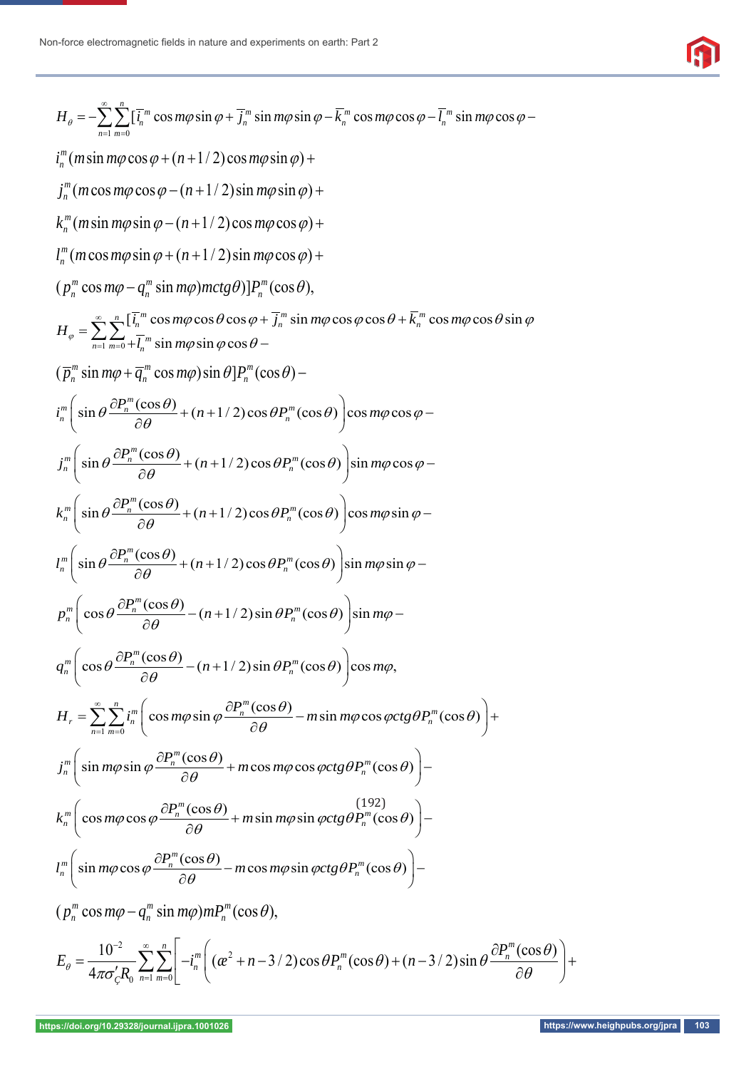$$H_\theta = -\sum_{n=1}^{\infty}\sum_{m=0}^{n}[\overline{i}_n^m \cos m\varphi \sin\varphi + \overline{j}_n^m \sin m\varphi \sin\varphi - \overline{k}_n^m \cos m\varphi \cos\varphi - \overline{l}_n^m \sin m\varphi \cos\varphi -$$

$$i_n^m (m \sin m\varphi \cos\varphi + (n+1/2)\cos m\varphi \sin\varphi) +$$

$$j_n^m (m \cos m\varphi \cos\varphi - (n+1/2)\sin m\varphi \sin\varphi) +$$

$$k_n^m (m \sin m\varphi \sin\varphi - (n+1/2)\cos m\varphi \cos\varphi) +$$

$$l_n^m (m \cos m\varphi \sin\varphi + (n+1/2)\sin m\varphi \cos\varphi) +$$

$$(p_n^m \cos m\varphi - q_n^m \sin m\varphi) m ctg\theta)]P_n^m(\cos\theta),$$

$$H_\varphi = \sum_{n=1}^{\infty}\sum_{m=0}^{n}[\overline{i}_n^m \cos m\varphi \cos\theta \cos\varphi + \overline{j}_n^m \sin m\varphi \cos\varphi \cos\theta + \overline{k}_n^m \cos m\varphi \cos\theta \sin\varphi + \overline{l}_n^m \sin m\varphi \sin\varphi \cos\theta -$$

$$(\overline{p}_n^m \sin m\varphi + \overline{q}_n^m \cos m\varphi)\sin\theta]P_n^m(\cos\theta) -$$

$$i_n^m \left( \sin\theta \frac{\partial P_n^m(\cos\theta)}{\partial\theta} + (n+1/2)\cos\theta P_n^m(\cos\theta) \right) \cos m\varphi \cos\varphi -$$

$$j_n^m \left( \sin\theta \frac{\partial P_n^m(\cos\theta)}{\partial\theta} + (n+1/2)\cos\theta P_n^m(\cos\theta) \right) \sin m\varphi \cos\varphi -$$

$$k_n^m \left( \sin\theta \frac{\partial P_n^m(\cos\theta)}{\partial\theta} + (n+1/2)\cos\theta P_n^m(\cos\theta) \right) \cos m\varphi \sin\varphi -$$

$$l_n^m \left( \sin\theta \frac{\partial P_n^m(\cos\theta)}{\partial\theta} + (n+1/2)\cos\theta P_n^m(\cos\theta) \right) \sin m\varphi \sin\varphi -$$

$$p_n^m \left( \cos\theta \frac{\partial P_n^m(\cos\theta)}{\partial\theta} - (n+1/2)\sin\theta P_n^m(\cos\theta) \right) \sin m\varphi -$$

$$q_n^m \left( \cos\theta \frac{\partial P_n^m(\cos\theta)}{\partial\theta} - (n+1/2)\sin\theta P_n^m(\cos\theta) \right) \cos m\varphi,$$

$$H_r = \sum_{n=1}^{\infty}\sum_{m=0}^{n} i_n^m \left( \cos m\varphi \sin\varphi \frac{\partial P_n^m(\cos\theta)}{\partial\theta} - m \sin m\varphi \cos\varphi ctg\theta P_n^m(\cos\theta) \right) +$$

$$j_n^m \left( \sin m\varphi \sin\varphi \frac{\partial P_n^m(\cos\theta)}{\partial\theta} + m \cos m\varphi \cos\varphi ctg\theta P_n^m(\cos\theta) \right) -$$

$$k_n^m \left( \cos m\varphi \cos\varphi \frac{\partial P_n^m(\cos\theta)}{\partial\theta} + m \sin m\varphi \sin\varphi ctg\theta P_n^m(\cos\theta) \right) - \quad (192)$$

$$l_n^m \left( \sin m\varphi \cos\varphi \frac{\partial P_n^m(\cos\theta)}{\partial\theta} - m \cos m\varphi \sin\varphi ctg\theta P_n^m(\cos\theta) \right) -$$

$$(p_n^m \cos m\varphi - q_n^m \sin m\varphi) m P_n^m(\cos\theta),$$

$$E_\theta = \frac{10^{-2}}{4\pi\sigma'_\varsigma R_0}\sum_{n=1}^{\infty}\sum_{m=0}^{n}\left[ -i_n^m \left( (æ^2 + n - 3/2)\cos\theta P_n^m(\cos\theta) + (n-3/2)\sin\theta \frac{\partial P_n^m(\cos\theta)}{\partial\theta} \right) + \right.$$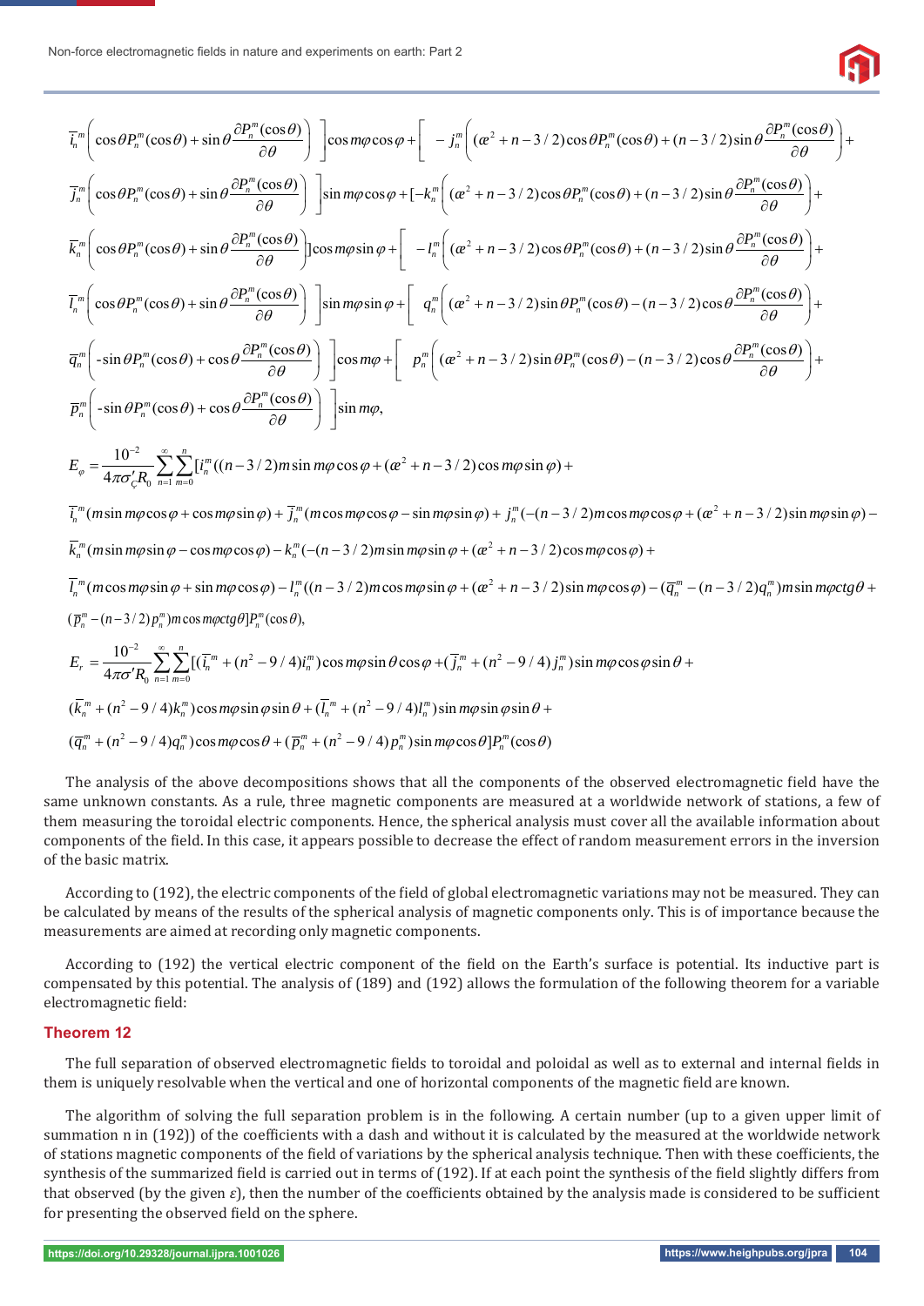$$\overline{i}_n^m\left(\cos\theta P_n^m(\cos\theta)+\sin\theta\frac{\partial P_n^m(\cos\theta)}{\partial\theta}\right)\Bigg]\cos m\varphi\cos\varphi+\Bigg[-j_n^m\left((\ae^2+n-3/2)\cos\theta P_n^m(\cos\theta)+(n-3/2)\sin\theta\frac{\partial P_n^m(\cos\theta)}{\partial\theta}\right)+$$

$$\overline{j}_n^m\left(\cos\theta P_n^m(\cos\theta)+\sin\theta\frac{\partial P_n^m(\cos\theta)}{\partial\theta}\right)\Bigg]\sin m\varphi\cos\varphi+[-k_n^m\left((\ae^2+n-3/2)\cos\theta P_n^m(\cos\theta)+(n-3/2)\sin\theta\frac{\partial P_n^m(\cos\theta)}{\partial\theta}\right)+$$

$$\overline{k}_n^m\left(\cos\theta P_n^m(\cos\theta)+\sin\theta\frac{\partial P_n^m(\cos\theta)}{\partial\theta}\right)]\cos m\varphi\sin\varphi+\Bigg[-l_n^m\left((\ae^2+n-3/2)\cos\theta P_n^m(\cos\theta)+(n-3/2)\sin\theta\frac{\partial P_n^m(\cos\theta)}{\partial\theta}\right)+$$

$$\overline{l}_n^m\left(\cos\theta P_n^m(\cos\theta)+\sin\theta\frac{\partial P_n^m(\cos\theta)}{\partial\theta}\right)\Bigg]\sin m\varphi\sin\varphi+\Bigg[q_n^m\left((\ae^2+n-3/2)\sin\theta P_n^m(\cos\theta)-(n-3/2)\cos\theta\frac{\partial P_n^m(\cos\theta)}{\partial\theta}\right)+$$

$$\overline{q}_n^m\left(-\sin\theta P_n^m(\cos\theta)+\cos\theta\frac{\partial P_n^m(\cos\theta)}{\partial\theta}\right)\Bigg]\cos m\varphi+\Bigg[p_n^m\left((\ae^2+n-3/2)\sin\theta P_n^m(\cos\theta)-(n-3/2)\cos\theta\frac{\partial P_n^m(\cos\theta)}{\partial\theta}\right)+$$

$$\overline{p}_n^m\left(-\sin\theta P_n^m(\cos\theta)+\cos\theta\frac{\partial P_n^m(\cos\theta)}{\partial\theta}\right)\Bigg]\sin m\varphi,$$

$$E_\varphi=\frac{10^{-2}}{4\pi\sigma'_\varsigma R_0}\sum_{n=1}^{\infty}\sum_{m=0}^{n}[i_n^m((n-3/2)m\sin m\varphi\cos\varphi+(\ae^2+n-3/2)\cos m\varphi\sin\varphi)+$$

$$\overline{i}_n^m(m\sin m\varphi\cos\varphi+\cos m\varphi\sin\varphi)+\overline{j}_n^m(m\cos m\varphi\cos\varphi-\sin m\varphi\sin\varphi)+j_n^m(-(n-3/2)m\cos m\varphi\cos\varphi+(\ae^2+n-3/2)\sin m\varphi\sin\varphi)-$$

$$\overline{k}_n^m(m\sin m\varphi\sin\varphi-\cos m\varphi\cos\varphi)-k_n^m(-(n-3/2)m\sin m\varphi\sin\varphi+(\ae^2+n-3/2)\cos m\varphi\cos\varphi)+$$

$$\overline{l}_n^m(m\cos m\varphi\sin\varphi+\sin m\varphi\cos\varphi)-l_n^m((n-3/2)m\cos m\varphi\sin\varphi+(\ae^2+n-3/2)\sin m\varphi\cos\varphi)-(\overline{q}_n^m-(n-3/2)q_n^m)m\sin m\varphi ctg\theta+$$

$$(\overline{p}_n^m-(n-3/2)p_n^m)m\cos m\varphi ctg\theta]P_n^m(\cos\theta),$$

$$E_r=\frac{10^{-2}}{4\pi\sigma' R_0}\sum_{n=1}^{\infty}\sum_{m=0}^{n}[(\overline{i}_n^m+(n^2-9/4)i_n^m)\cos m\varphi\sin\theta\cos\varphi+(\overline{j}_n^m+(n^2-9/4)j_n^m)\sin m\varphi\cos\varphi\sin\theta+$$

$$(\overline{k}_n^m+(n^2-9/4)k_n^m)\cos m\varphi\sin\varphi\sin\theta+(\overline{l}_n^m+(n^2-9/4)l_n^m)\sin m\varphi\sin\varphi\sin\theta+$$

$$(\overline{q}_n^m+(n^2-9/4)q_n^m)\cos m\varphi\cos\theta+(\overline{p}_n^m+(n^2-9/4)p_n^m)\sin m\varphi\cos\theta]P_n^m(\cos\theta)$$

The analysis of the above decompositions shows that all the components of the observed electromagnetic field have the same unknown constants. As a rule, three magnetic components are measured at a worldwide network of stations, a few of them measuring the toroidal electric components. Hence, the spherical analysis must cover all the available information about components of the field. In this case, it appears possible to decrease the effect of random measurement errors in the inversion of the basic matrix.

According to (192), the electric components of the field of global electromagnetic variations may not be measured. They can be calculated by means of the results of the spherical analysis of magnetic components only. This is of importance because the measurements are aimed at recording only magnetic components.

According to (192) the vertical electric component of the field on the Earth's surface is potential. Its inductive part is compensated by this potential. The analysis of (189) and (192) allows the formulation of the following theorem for a variable electromagnetic field:

### Theorem 12

The full separation of observed electromagnetic fields to toroidal and poloidal as well as to external and internal fields in them is uniquely resolvable when the vertical and one of horizontal components of the magnetic field are known.

The algorithm of solving the full separation problem is in the following. A certain number (up to a given upper limit of summation n in (192)) of the coefficients with a dash and without it is calculated by the measured at the worldwide network of stations magnetic components of the field of variations by the spherical analysis technique. Then with these coefficients, the synthesis of the summarized field is carried out in terms of (192). If at each point the synthesis of the field slightly differs from that observed (by the given $\varepsilon$), then the number of the coefficients obtained by the analysis made is considered to be sufficient for presenting the observed field on the sphere.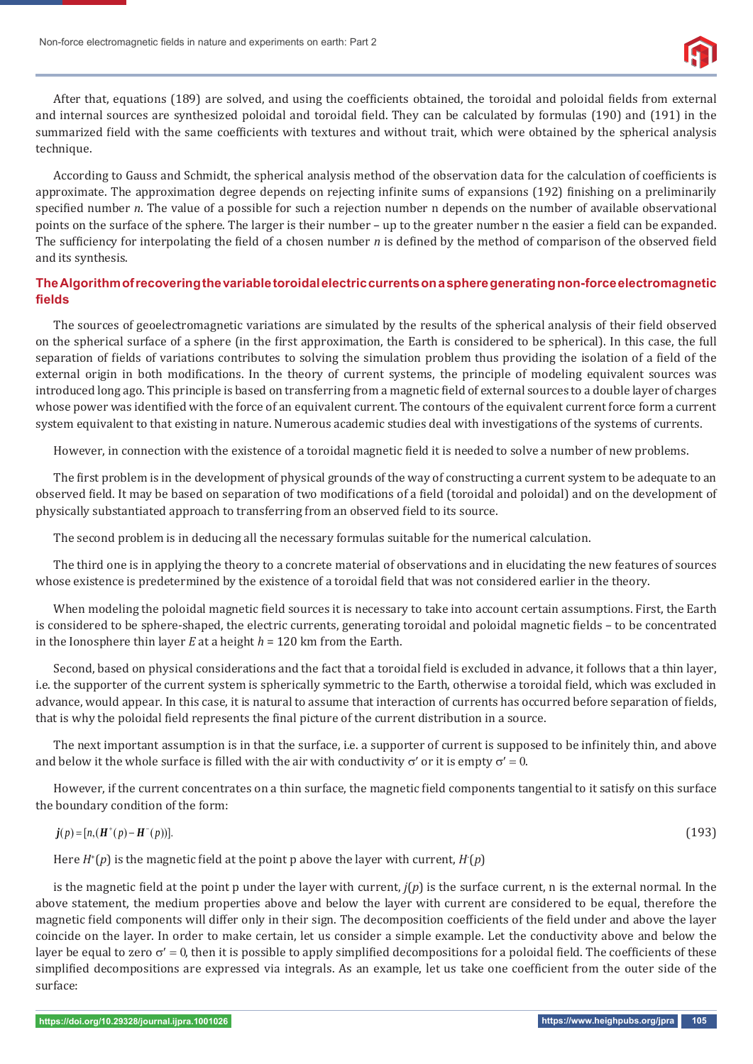After that, equations (189) are solved, and using the coefficients obtained, the toroidal and poloidal fields from external and internal sources are synthesized poloidal and toroidal field. They can be calculated by formulas (190) and (191) in the summarized field with the same coefficients with textures and without trait, which were obtained by the spherical analysis technique.

According to Gauss and Schmidt, the spherical analysis method of the observation data for the calculation of coefficients is approximate. The approximation degree depends on rejecting infinite sums of expansions (192) finishing on a preliminarily specified number $n$. The value of a possible for such a rejection number n depends on the number of available observational points on the surface of the sphere. The larger is their number – up to the greater number n the easier a field can be expanded. The sufficiency for interpolating the field of a chosen number $n$ is defined by the method of comparison of the observed field and its synthesis.

## The Algorithm of recovering the variable toroidal electric currents on a sphere generating non-force electromagnetic fields

The sources of geoelectromagnetic variations are simulated by the results of the spherical analysis of their field observed on the spherical surface of a sphere (in the first approximation, the Earth is considered to be spherical). In this case, the full separation of fields of variations contributes to solving the simulation problem thus providing the isolation of a field of the external origin in both modifications. In the theory of current systems, the principle of modeling equivalent sources was introduced long ago. This principle is based on transferring from a magnetic field of external sources to a double layer of charges whose power was identified with the force of an equivalent current. The contours of the equivalent current force form a current system equivalent to that existing in nature. Numerous academic studies deal with investigations of the systems of currents.

However, in connection with the existence of a toroidal magnetic field it is needed to solve a number of new problems.

The first problem is in the development of physical grounds of the way of constructing a current system to be adequate to an observed field. It may be based on separation of two modifications of a field (toroidal and poloidal) and on the development of physically substantiated approach to transferring from an observed field to its source.

The second problem is in deducing all the necessary formulas suitable for the numerical calculation.

The third one is in applying the theory to a concrete material of observations and in elucidating the new features of sources whose existence is predetermined by the existence of a toroidal field that was not considered earlier in the theory.

When modeling the poloidal magnetic field sources it is necessary to take into account certain assumptions. First, the Earth is considered to be sphere-shaped, the electric currents, generating toroidal and poloidal magnetic fields – to be concentrated in the Ionosphere thin layer $E$ at a height $h$ = 120 km from the Earth.

Second, based on physical considerations and the fact that a toroidal field is excluded in advance, it follows that a thin layer, i.e. the supporter of the current system is spherically symmetric to the Earth, otherwise a toroidal field, which was excluded in advance, would appear. In this case, it is natural to assume that interaction of currents has occurred before separation of fields, that is why the poloidal field represents the final picture of the current distribution in a source.

The next important assumption is in that the surface, i.e. a supporter of current is supposed to be infinitely thin, and above and below it the whole surface is filled with the air with conductivity $\sigma'$ or it is empty $\sigma' = 0$.

However, if the current concentrates on a thin surface, the magnetic field components tangential to it satisfy on this surface the boundary condition of the form:

$$\boldsymbol{j}(p) = [n, (\boldsymbol{H}^{+}(p) - \boldsymbol{H}^{-}(p))]. \tag{193}$$

Here $H^{+}(p)$ is the magnetic field at the point p above the layer with current, $H^{-}(p)$

is the magnetic field at the point p under the layer with current, $j(p)$ is the surface current, n is the external normal. In the above statement, the medium properties above and below the layer with current are considered to be equal, therefore the magnetic field components will differ only in their sign. The decomposition coefficients of the field under and above the layer coincide on the layer. In order to make certain, let us consider a simple example. Let the conductivity above and below the layer be equal to zero $\sigma' = 0$, then it is possible to apply simplified decompositions for a poloidal field. The coefficients of these simplified decompositions are expressed via integrals. As an example, let us take one coefficient from the outer side of the surface: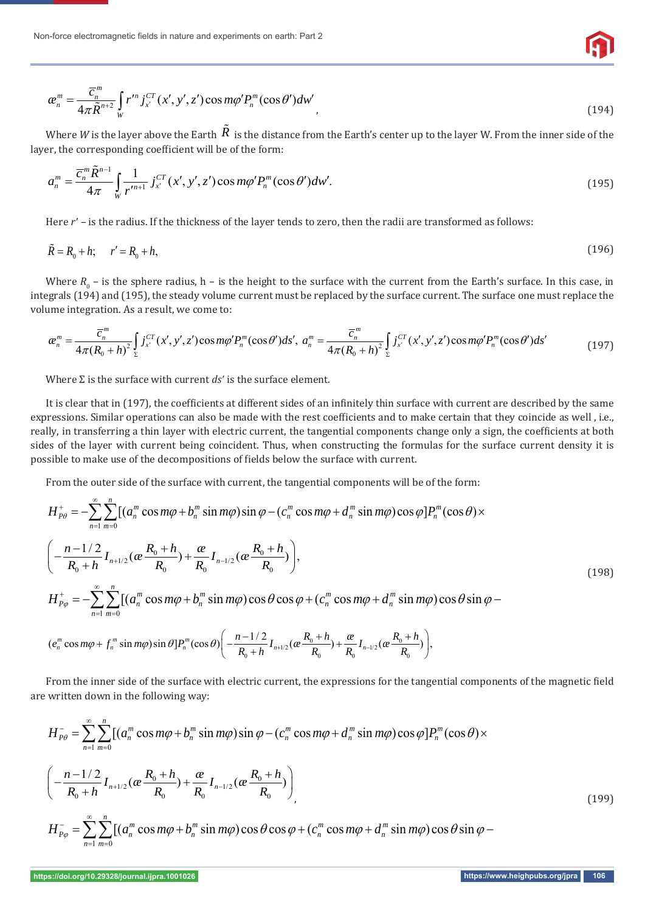$$\text{æ}_n^m = \frac{\overline{c}_n^m}{4\pi \tilde{R}^{n+2}} \int_W r'^n j_{x'}^{CT}(x',y',z') \cos m\varphi' P_n^m(\cos\theta') dw' \tag{194}$$

Where $W$ is the layer above the Earth $\tilde{R}$ is the distance from the Earth's center up to the layer W. From the inner side of the layer, the corresponding coefficient will be of the form:

$$a_n^m = \frac{\overline{c}_n^m \tilde{R}^{n-1}}{4\pi} \int_W \frac{1}{r'^{n+1}} j_{x'}^{CT}(x',y',z') \cos m\varphi' P_n^m(\cos\theta') dw'. \tag{195}$$

Here $r'$ – is the radius. If the thickness of the layer tends to zero, then the radii are transformed as follows:

$$\tilde{R} = R_0 + h; \quad r' = R_0 + h, \tag{196}$$

Where $R_0$ – is the sphere radius, h – is the height to the surface with the current from the Earth's surface. In this case, in integrals (194) and (195), the steady volume current must be replaced by the surface current. The surface one must replace the volume integration. As a result, we come to:

$$\text{æ}_n^m = \frac{\overline{c}_n^m}{4\pi (R_0+h)^2} \int_\Sigma j_{x'}^{CT}(x',y',z') \cos m\varphi' P_n^m(\cos\theta') ds', \; a_n^m = \frac{\overline{c}_n^m}{4\pi (R_0+h)^2} \int_\Sigma j_{x'}^{CT}(x',y',z') \cos m\varphi' P_n^m(\cos\theta') ds' \tag{197}$$

Where Σ is the surface with current $ds'$ is the surface element.

It is clear that in (197), the coefficients at different sides of an infinitely thin surface with current are described by the same expressions. Similar operations can also be made with the rest coefficients and to make certain that they coincide as well , i.e., really, in transferring a thin layer with electric current, the tangential components change only a sign, the coefficients at both sides of the layer with current being coincident. Thus, when constructing the formulas for the surface current density it is possible to make use of the decompositions of fields below the surface with current.

From the outer side of the surface with current, the tangential components will be of the form:

$$\begin{aligned} H_{P\theta}^+ = &-\sum_{n=1}^{\infty}\sum_{m=0}^{n}[(a_n^m \cos m\varphi + b_n^m \sin m\varphi)\sin\varphi - (c_n^m \cos m\varphi + d_n^m \sin m\varphi)\cos\varphi] P_n^m(\cos\theta) \times \\ &\left(-\frac{n-1/2}{R_0+h} I_{n+1/2}(\text{æ}\frac{R_0+h}{R_0}) + \frac{\text{æ}}{R_0} I_{n-1/2}(\text{æ}\frac{R_0+h}{R_0})\right), \\ H_{P\varphi}^+ = &-\sum_{n=1}^{\infty}\sum_{m=0}^{n}[(a_n^m \cos m\varphi + b_n^m \sin m\varphi)\cos\theta\cos\varphi + (c_n^m \cos m\varphi + d_n^m \sin m\varphi)\cos\theta\sin\varphi - \\ &(e_n^m \cos m\varphi + f_n^m \sin m\varphi)\sin\theta] P_n^m(\cos\theta)\left(-\frac{n-1/2}{R_0+h} I_{n+1/2}(\text{æ}\frac{R_0+h}{R_0}) + \frac{\text{æ}}{R_0} I_{n-1/2}(\text{æ}\frac{R_0+h}{R_0})\right), \end{aligned} \tag{198}$$

From the inner side of the surface with electric current, the expressions for the tangential components of the magnetic field are written down in the following way:

$$\begin{aligned} H_{P\theta}^- = &\sum_{n=1}^{\infty}\sum_{m=0}^{n}[(a_n^m \cos m\varphi + b_n^m \sin m\varphi)\sin\varphi - (c_n^m \cos m\varphi + d_n^m \sin m\varphi)\cos\varphi] P_n^m(\cos\theta) \times \\ &\left(-\frac{n-1/2}{R_0+h} I_{n+1/2}(\text{æ}\frac{R_0+h}{R_0}) + \frac{\text{æ}}{R_0} I_{n-1/2}(\text{æ}\frac{R_0+h}{R_0})\right), \\ H_{P\varphi}^- = &\sum_{n=1}^{\infty}\sum_{m=0}^{n}[(a_n^m \cos m\varphi + b_n^m \sin m\varphi)\cos\theta\cos\varphi + (c_n^m \cos m\varphi + d_n^m \sin m\varphi)\cos\theta\sin\varphi - \end{aligned} \tag{199}$$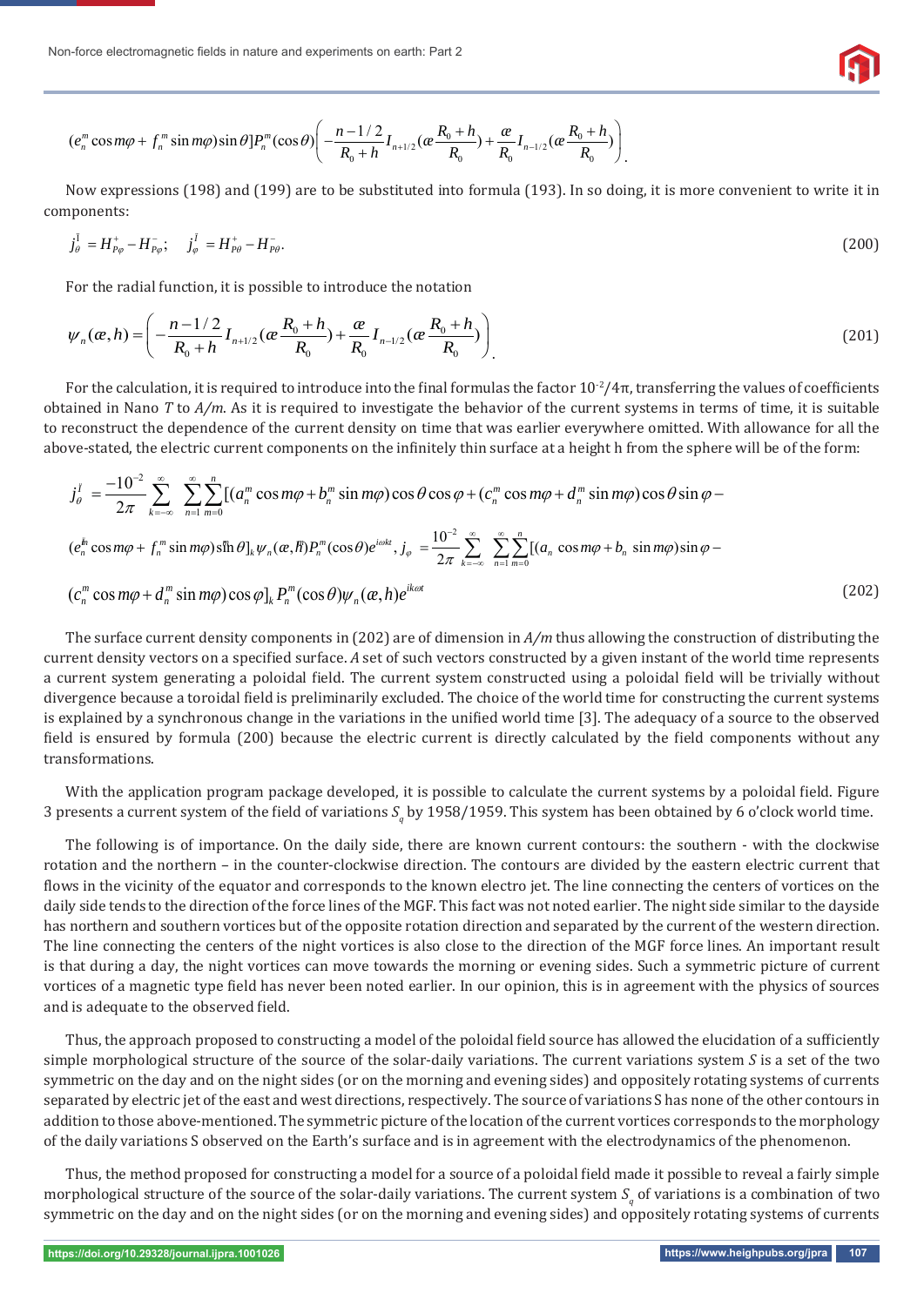$$(e_n^m \cos m\varphi + f_n^m \sin m\varphi)\sin\theta]P_n^m(\cos\theta)\left(-\frac{n-1/2}{R_0+h}I_{n+1/2}(æ\frac{R_0+h}{R_0}) + \frac{æ}{R_0}I_{n-1/2}(æ\frac{R_0+h}{R_0})\right).$$

Now expressions (198) and (199) are to be substituted into formula (193). In so doing, it is more convenient to write it in components:

$$j_\theta^I = H_{P\varphi}^+ - H_{P\varphi}^-; \quad j_\varphi^I = H_{P\theta}^+ - H_{P\theta}^-. \tag{200}$$

For the radial function, it is possible to introduce the notation

$$\psi_n(æ,h) = \left(-\frac{n-1/2}{R_0+h}I_{n+1/2}(æ\frac{R_0+h}{R_0}) + \frac{æ}{R_0}I_{n-1/2}(æ\frac{R_0+h}{R_0})\right). \tag{201}$$

For the calculation, it is required to introduce into the final formulas the factor $10^{-2}/4\pi$, transferring the values of coefficients obtained in Nano *T* to *A/m*. As it is required to investigate the behavior of the current systems in terms of time, it is suitable to reconstruct the dependence of the current density on time that was earlier everywhere omitted. With allowance for all the above-stated, the electric current components on the infinitely thin surface at a height h from the sphere will be of the form:

$$j_\theta^I = \frac{-10^{-2}}{2\pi}\sum_{k=-\infty}^{\infty}\sum_{n=1}^{\infty}\sum_{m=0}^{n}[(a_n^m \cos m\varphi + b_n^m \sin m\varphi)\cos\theta\cos\varphi + (c_n^m \cos m\varphi + d_n^m \sin m\varphi)\cos\theta\sin\varphi -$$
$$(e_n^m \cos m\varphi + f_n^m \sin m\varphi)\sin\theta]_k \psi_n(æ,h) P_n^m(\cos\theta)e^{ik\omega t}, \; j_\varphi = \frac{10^{-2}}{2\pi}\sum_{k=-\infty}^{\infty}\sum_{n=1}^{\infty}\sum_{m=0}^{n}[(a_n \cos m\varphi + b_n \sin m\varphi)\sin\varphi -$$
$$(c_n^m \cos m\varphi + d_n^m \sin m\varphi)\cos\varphi]_k P_n^m(\cos\theta)\psi_n(æ,h)e^{ik\omega t} \tag{202}$$

The surface current density components in (202) are of dimension in *A/m* thus allowing the construction of distributing the current density vectors on a specified surface. *A* set of such vectors constructed by a given instant of the world time represents a current system generating a poloidal field. The current system constructed using a poloidal field will be trivially without divergence because a toroidal field is preliminarily excluded. The choice of the world time for constructing the current systems is explained by a synchronous change in the variations in the unified world time [3]. The adequacy of a source to the observed field is ensured by formula (200) because the electric current is directly calculated by the field components without any transformations.

With the application program package developed, it is possible to calculate the current systems by a poloidal field. Figure 3 presents a current system of the field of variations $S_q$ by 1958/1959. This system has been obtained by 6 o'clock world time.

The following is of importance. On the daily side, there are known current contours: the southern - with the clockwise rotation and the northern – in the counter-clockwise direction. The contours are divided by the eastern electric current that flows in the vicinity of the equator and corresponds to the known electro jet. The line connecting the centers of vortices on the daily side tends to the direction of the force lines of the MGF. This fact was not noted earlier. The night side similar to the dayside has northern and southern vortices but of the opposite rotation direction and separated by the current of the western direction. The line connecting the centers of the night vortices is also close to the direction of the MGF force lines. An important result is that during a day, the night vortices can move towards the morning or evening sides. Such a symmetric picture of current vortices of a magnetic type field has never been noted earlier. In our opinion, this is in agreement with the physics of sources and is adequate to the observed field.

Thus, the approach proposed to constructing a model of the poloidal field source has allowed the elucidation of a sufficiently simple morphological structure of the source of the solar-daily variations. The current variations system *S* is a set of the two symmetric on the day and on the night sides (or on the morning and evening sides) and oppositely rotating systems of currents separated by electric jet of the east and west directions, respectively. The source of variations S has none of the other contours in addition to those above-mentioned. The symmetric picture of the location of the current vortices corresponds to the morphology of the daily variations S observed on the Earth's surface and is in agreement with the electrodynamics of the phenomenon.

Thus, the method proposed for constructing a model for a source of a poloidal field made it possible to reveal a fairly simple morphological structure of the source of the solar-daily variations. The current system $S_q$ of variations is a combination of two symmetric on the day and on the night sides (or on the morning and evening sides) and oppositely rotating systems of currents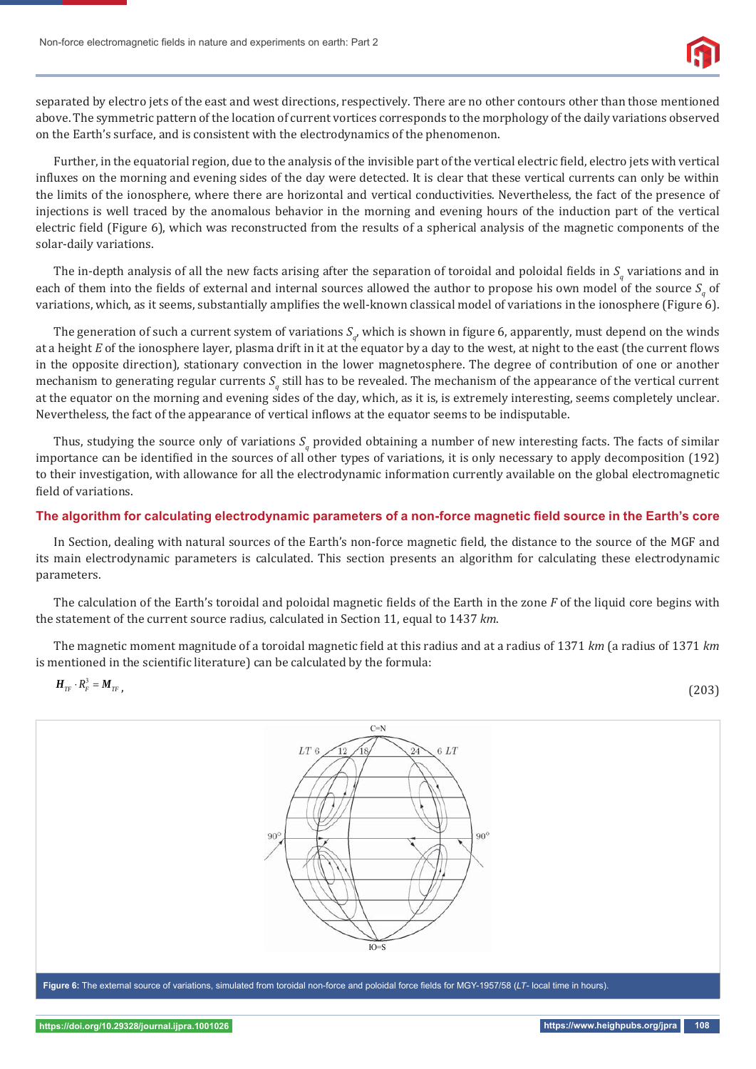separated by electro jets of the east and west directions, respectively. There are no other contours other than those mentioned above. The symmetric pattern of the location of current vortices corresponds to the morphology of the daily variations observed on the Earth's surface, and is consistent with the electrodynamics of the phenomenon.

Further, in the equatorial region, due to the analysis of the invisible part of the vertical electric field, electro jets with vertical influxes on the morning and evening sides of the day were detected. It is clear that these vertical currents can only be within the limits of the ionosphere, where there are horizontal and vertical conductivities. Nevertheless, the fact of the presence of injections is well traced by the anomalous behavior in the morning and evening hours of the induction part of the vertical electric field (Figure 6), which was reconstructed from the results of a spherical analysis of the magnetic components of the solar-daily variations.

The in-depth analysis of all the new facts arising after the separation of toroidal and poloidal fields in $S_q$ variations and in each of them into the fields of external and internal sources allowed the author to propose his own model of the source $S_q$ of variations, which, as it seems, substantially amplifies the well-known classical model of variations in the ionosphere (Figure 6).

The generation of such a current system of variations $S_q$, which is shown in figure 6, apparently, must depend on the winds at a height *E* of the ionosphere layer, plasma drift in it at the equator by a day to the west, at night to the east (the current flows in the opposite direction), stationary convection in the lower magnetosphere. The degree of contribution of one or another mechanism to generating regular currents $S_q$ still has to be revealed. The mechanism of the appearance of the vertical current at the equator on the morning and evening sides of the day, which, as it is, is extremely interesting, seems completely unclear. Nevertheless, the fact of the appearance of vertical inflows at the equator seems to be indisputable.

Thus, studying the source only of variations $S_q$ provided obtaining a number of new interesting facts. The facts of similar importance can be identified in the sources of all other types of variations, it is only necessary to apply decomposition (192) to their investigation, with allowance for all the electrodynamic information currently available on the global electromagnetic field of variations.

## The algorithm for calculating electrodynamic parameters of a non-force magnetic field source in the Earth's core

In Section, dealing with natural sources of the Earth's non-force magnetic field, the distance to the source of the MGF and its main electrodynamic parameters is calculated. This section presents an algorithm for calculating these electrodynamic parameters.

The calculation of the Earth's toroidal and poloidal magnetic fields of the Earth in the zone *F* of the liquid core begins with the statement of the current source radius, calculated in Section 11, equal to 1437 *km*.

The magnetic moment magnitude of a toroidal magnetic field at this radius and at a radius of 1371 *km* (a radius of 1371 *km* is mentioned in the scientific literature) can be calculated by the formula:

$$\boldsymbol{H}_{TF} \cdot R_F^3 = \boldsymbol{M}_{TF}, \tag{203}$$

**Figure 6:** The external source of variations, simulated from toroidal non-force and poloidal force fields for MGY-1957/58 (*LT*- local time in hours).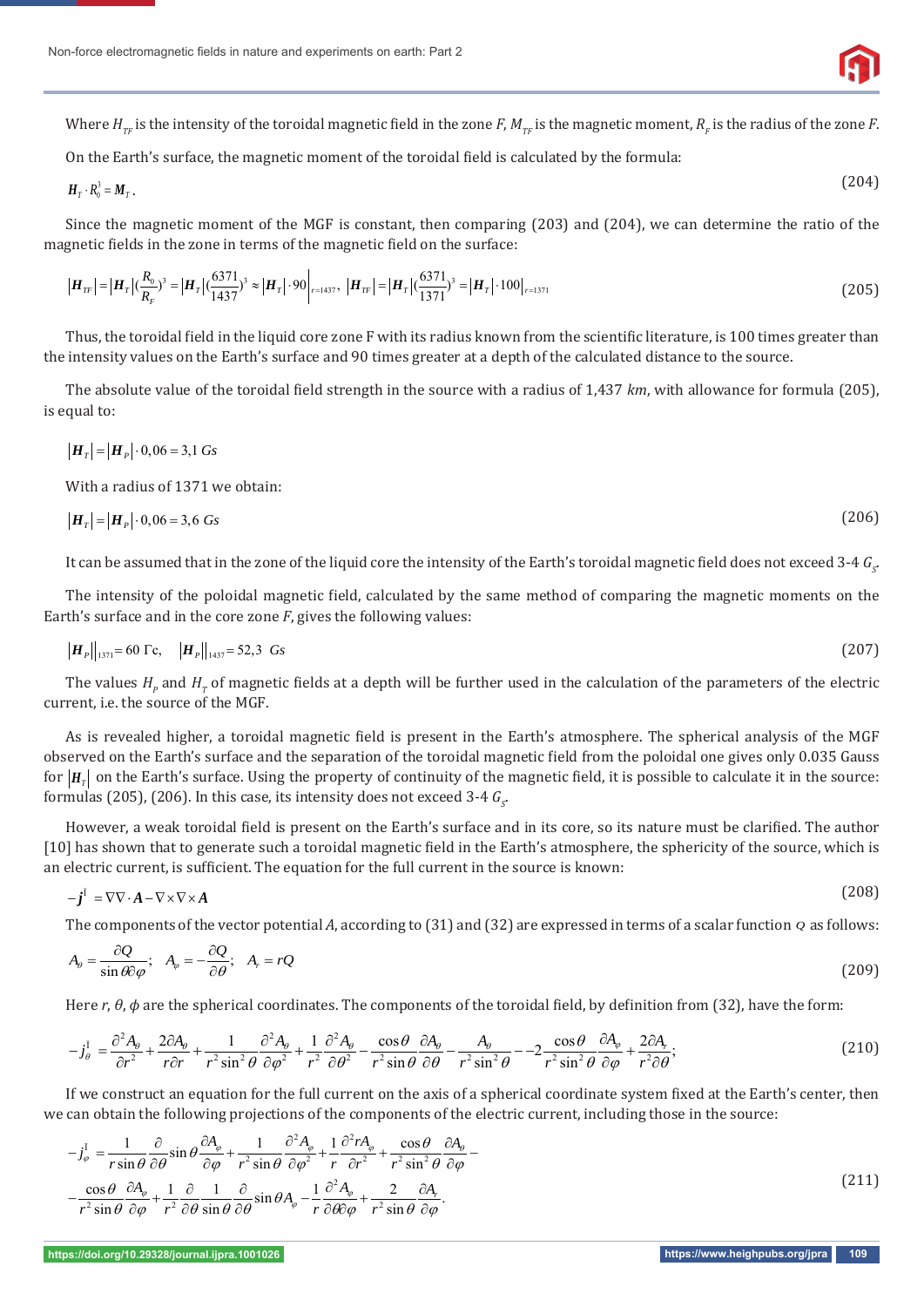Where $H_{TF}$ is the intensity of the toroidal magnetic field in the zone *F*, $M_{TF}$ is the magnetic moment, $R_F$ is the radius of the zone *F*.

On the Earth's surface, the magnetic moment of the toroidal field is calculated by the formula:

$$\boldsymbol{H}_T \cdot R_0^3 = \boldsymbol{M}_T. \tag{204}$$

Since the magnetic moment of the MGF is constant, then comparing (203) and (204), we can determine the ratio of the magnetic fields in the zone in terms of the magnetic field on the surface:

$$\left|\boldsymbol{H}_{TF}\right| = \left|\boldsymbol{H}_T\right|\left(\frac{R_0}{R_F}\right)^3 = \left|\boldsymbol{H}_T\right|\left(\frac{6371}{1437}\right)^3 \approx \left|\boldsymbol{H}_T\right| \cdot 90\Big|_{r=1437}, \quad \left|\boldsymbol{H}_{TF}\right| = \left|\boldsymbol{H}_T\right|\left(\frac{6371}{1371}\right)^3 = \left|\boldsymbol{H}_T\right| \cdot 100\Big|_{r=1371} \tag{205}$$

Thus, the toroidal field in the liquid core zone F with its radius known from the scientific literature, is 100 times greater than the intensity values on the Earth's surface and 90 times greater at a depth of the calculated distance to the source.

The absolute value of the toroidal field strength in the source with a radius of 1,437 *km*, with allowance for formula (205), is equal to:

$$\left|\boldsymbol{H}_T\right| = \left|\boldsymbol{H}_P\right| \cdot 0{,}06 = 3{,}1 \; Gs$$

With a radius of 1371 we obtain:

$$\left|\boldsymbol{H}_T\right| = \left|\boldsymbol{H}_P\right| \cdot 0{,}06 = 3{,}6 \; Gs \tag{206}$$

It can be assumed that in the zone of the liquid core the intensity of the Earth's toroidal magnetic field does not exceed 3-4 $G_S$.

The intensity of the poloidal magnetic field, calculated by the same method of comparing the magnetic moments on the Earth's surface and in the core zone *F*, gives the following values:

$$\left|\boldsymbol{H}_P\right|\Big|_{1371} = 60 \; \Gamma\text{c}, \quad \left|\boldsymbol{H}_P\right|\Big|_{1437} = 52{,}3 \; Gs \tag{207}$$

The values $H_p$ and $H_T$ of magnetic fields at a depth will be further used in the calculation of the parameters of the electric current, i.e. the source of the MGF.

As is revealed higher, a toroidal magnetic field is present in the Earth's atmosphere. The spherical analysis of the MGF observed on the Earth's surface and the separation of the toroidal magnetic field from the poloidal one gives only 0.035 Gauss for $\left|\boldsymbol{H}_T\right|$ on the Earth's surface. Using the property of continuity of the magnetic field, it is possible to calculate it in the source: formulas (205), (206). In this case, its intensity does not exceed 3-4 $G_S$.

However, a weak toroidal field is present on the Earth's surface and in its core, so its nature must be clarified. The author [10] has shown that to generate such a toroidal magnetic field in the Earth's atmosphere, the sphericity of the source, which is an electric current, is sufficient. The equation for the full current in the source is known:

$$-\boldsymbol{j}^{\text{I}} = \nabla\nabla \cdot \boldsymbol{A} - \nabla \times \nabla \times \boldsymbol{A} \tag{208}$$

The components of the vector potential *A*, according to (31) and (32) are expressed in terms of a scalar function *Q* as follows:

$$A_\theta = \frac{\partial Q}{\sin\theta \partial\varphi}; \quad A_\varphi = -\frac{\partial Q}{\partial\theta}; \quad A_r = rQ \tag{209}$$

Here *r*, *θ*, *ϕ* are the spherical coordinates. The components of the toroidal field, by definition from (32), have the form:

$$-j_\theta^{\text{I}} = \frac{\partial^2 A_\theta}{\partial r^2} + \frac{2\partial A_\theta}{r\partial r} + \frac{1}{r^2\sin^2\theta}\frac{\partial^2 A_\theta}{\partial\varphi^2} + \frac{1}{r^2}\frac{\partial^2 A_\theta}{\partial\theta^2} - \frac{\cos\theta}{r^2\sin\theta}\frac{\partial A_\theta}{\partial\theta} - \frac{A_\theta}{r^2\sin^2\theta} - -2\frac{\cos\theta}{r^2\sin^2\theta}\frac{\partial A_\varphi}{\partial\varphi} + \frac{2\partial A_r}{r^2\partial\theta}; \tag{210}$$

If we construct an equation for the full current on the axis of a spherical coordinate system fixed at the Earth's center, then we can obtain the following projections of the components of the electric current, including those in the source:

$$\begin{aligned} -j_\varphi^{\text{I}} = {} & \frac{1}{r\sin\theta}\frac{\partial}{\partial\theta}\sin\theta\frac{\partial A_\varphi}{\partial\varphi} + \frac{1}{r^2\sin\theta}\frac{\partial^2 A_\varphi}{\partial\varphi^2} + \frac{1}{r}\frac{\partial^2 rA_\varphi}{\partial r^2} + \frac{\cos\theta}{r^2\sin^2\theta}\frac{\partial A_\theta}{\partial\varphi} - \\ & -\frac{\cos\theta}{r^2\sin\theta}\frac{\partial A_\varphi}{\partial\varphi} + \frac{1}{r^2}\frac{\partial}{\partial\theta}\frac{1}{\sin\theta}\frac{\partial}{\partial\theta}\sin\theta A_\varphi - \frac{1}{r}\frac{\partial^2 A_\varphi}{\partial\theta\partial\varphi} + \frac{2}{r^2\sin\theta}\frac{\partial A_r}{\partial\varphi}. \end{aligned} \tag{211}$$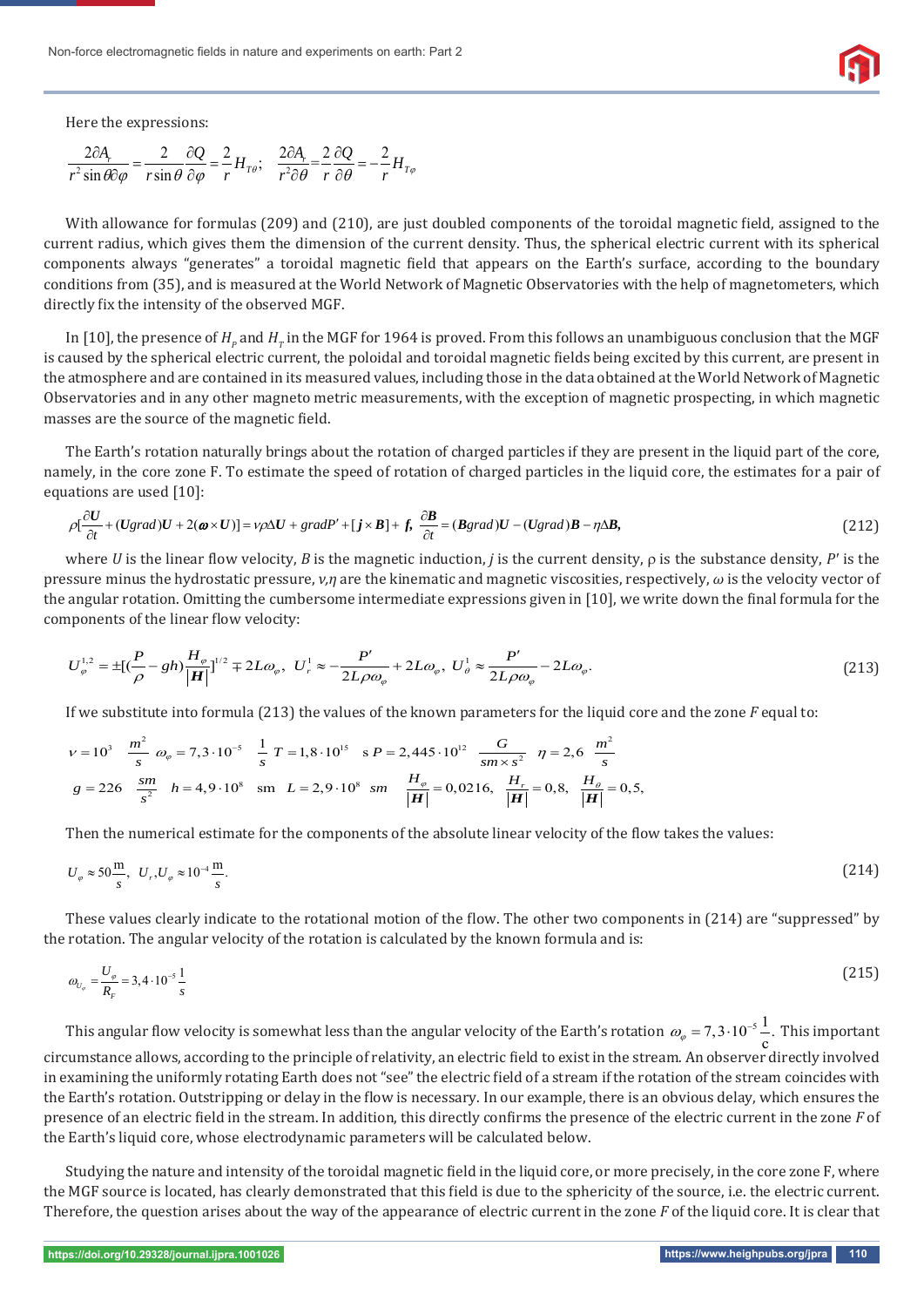Here the expressions:

$$\frac{2\partial A_r}{r^2 \sin\theta \partial\varphi} = \frac{2}{r \sin\theta}\frac{\partial Q}{\partial\varphi} = \frac{2}{r}H_{T\theta}; \quad \frac{2\partial A_r}{r^2 \partial\theta} = \frac{2}{r}\frac{\partial Q}{\partial\theta} = -\frac{2}{r}H_{T\varphi}$$

With allowance for formulas (209) and (210), are just doubled components of the toroidal magnetic field, assigned to the current radius, which gives them the dimension of the current density. Thus, the spherical electric current with its spherical components always "generates" a toroidal magnetic field that appears on the Earth's surface, according to the boundary conditions from (35), and is measured at the World Network of Magnetic Observatories with the help of magnetometers, which directly fix the intensity of the observed MGF.

In [10], the presence of $H_P$ and $H_T$ in the MGF for 1964 is proved. From this follows an unambiguous conclusion that the MGF is caused by the spherical electric current, the poloidal and toroidal magnetic fields being excited by this current, are present in the atmosphere and are contained in its measured values, including those in the data obtained at the World Network of Magnetic Observatories and in any other magneto metric measurements, with the exception of magnetic prospecting, in which magnetic masses are the source of the magnetic field.

The Earth's rotation naturally brings about the rotation of charged particles if they are present in the liquid part of the core, namely, in the core zone F. To estimate the speed of rotation of charged particles in the liquid core, the estimates for a pair of equations are used [10]:

$$\rho\left[\frac{\partial \boldsymbol{U}}{\partial t} + (\boldsymbol{U}grad)\boldsymbol{U} + 2(\boldsymbol{\omega}\times\boldsymbol{U})\right] = \nu\rho\Delta\boldsymbol{U} + gradP' + [\boldsymbol{j}\times\boldsymbol{B}] + \boldsymbol{f}, \; \frac{\partial \boldsymbol{B}}{\partial t} = (\boldsymbol{B}grad)\boldsymbol{U} - (\boldsymbol{U}grad)\boldsymbol{B} - \eta\Delta\boldsymbol{B}, \tag{212}$$

where $U$ is the linear flow velocity, $B$ is the magnetic induction, $j$ is the current density, ρ is the substance density, $P'$ is the pressure minus the hydrostatic pressure, $\nu,\eta$ are the kinematic and magnetic viscosities, respectively, $\omega$ is the velocity vector of the angular rotation. Omitting the cumbersome intermediate expressions given in [10], we write down the final formula for the components of the linear flow velocity:

$$U_\varphi^{1,2} = \pm\left[\left(\frac{P}{\rho} - gh\right)\frac{H_\varphi}{|\boldsymbol{H}|}\right]^{1/2} \mp 2L\omega_\varphi, \; U_r^1 \approx -\frac{P'}{2L\rho\omega_\varphi} + 2L\omega_\varphi, \; U_\theta^1 \approx \frac{P'}{2L\rho\omega_\varphi} - 2L\omega_\varphi. \tag{213}$$

If we substitute into formula (213) the values of the known parameters for the liquid core and the zone $F$ equal to:

$$\nu = 10^3 \; \frac{m^2}{s} \; \omega_\varphi = 7{,}3\cdot10^{-5} \; \frac{1}{s} \; T = 1{,}8\cdot10^{15} \; \text{s} \; P = 2{,}445\cdot10^{12} \; \frac{G}{sm\times s^2} \; \eta = 2{,}6 \; \frac{m^2}{s}$$

$$g = 226 \; \frac{sm}{s^2} \; h = 4{,}9\cdot10^8 \; \text{sm} \; L = 2{,}9\cdot10^8 \; sm \; \frac{H_\varphi}{|\boldsymbol{H}|} = 0{,}0216, \; \frac{H_r}{|\boldsymbol{H}|} = 0{,}8, \; \frac{H_\theta}{|\boldsymbol{H}|} = 0{,}5,$$

Then the numerical estimate for the components of the absolute linear velocity of the flow takes the values:

$$U_\varphi \approx 50\frac{\text{m}}{s}, \; U_r, U_\varphi \approx 10^{-4}\frac{\text{m}}{s}. \tag{214}$$

These values clearly indicate to the rotational motion of the flow. The other two components in (214) are "suppressed" by the rotation. The angular velocity of the rotation is calculated by the known formula and is:

$$\omega_{U_\varphi} = \frac{U_\varphi}{R_F} = 3{,}4\cdot10^{-5}\frac{1}{s} \tag{215}$$

This angular flow velocity is somewhat less than the angular velocity of the Earth's rotation $\omega_\varphi = 7{,}3\cdot10^{-5}\frac{1}{\text{c}}$. This important circumstance allows, according to the principle of relativity, an electric field to exist in the stream. An observer directly involved in examining the uniformly rotating Earth does not "see" the electric field of a stream if the rotation of the stream coincides with the Earth's rotation. Outstripping or delay in the flow is necessary. In our example, there is an obvious delay, which ensures the presence of an electric field in the stream. In addition, this directly confirms the presence of the electric current in the zone $F$ of the Earth's liquid core, whose electrodynamic parameters will be calculated below.

Studying the nature and intensity of the toroidal magnetic field in the liquid core, or more precisely, in the core zone F, where the MGF source is located, has clearly demonstrated that this field is due to the sphericity of the source, i.e. the electric current. Therefore, the question arises about the way of the appearance of electric current in the zone $F$ of the liquid core. It is clear that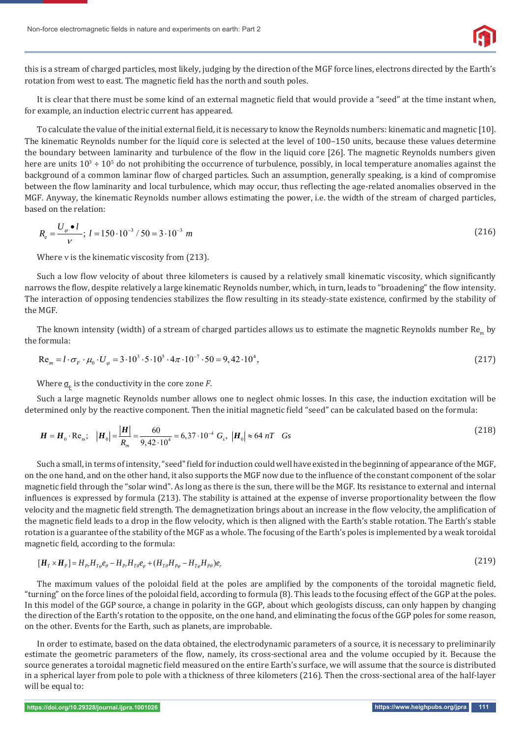this is a stream of charged particles, most likely, judging by the direction of the MGF force lines, electrons directed by the Earth's rotation from west to east. The magnetic field has the north and south poles.

It is clear that there must be some kind of an external magnetic field that would provide a "seed" at the time instant when, for example, an induction electric current has appeared.

To calculate the value of the initial external field, it is necessary to know the Reynolds numbers: kinematic and magnetic [10]. The kinematic Reynolds number for the liquid core is selected at the level of 100–150 units, because these values determine the boundary between laminarity and turbulence of the flow in the liquid core [26]. The magnetic Reynolds numbers given here are units $10^3 \div 10^5$ do not prohibiting the occurrence of turbulence, possibly, in local temperature anomalies against the background of a common laminar flow of charged particles. Such an assumption, generally speaking, is a kind of compromise between the flow laminarity and local turbulence, which may occur, thus reflecting the age-related anomalies observed in the MGF. Anyway, the kinematic Reynolds number allows estimating the power, i.e. the width of the stream of charged particles, based on the relation:

$$R_e = \frac{U_\varphi \bullet l}{\nu}; \; l = 150 \cdot 10^{-3} / 50 = 3 \cdot 10^{-3} \; m \tag{216}$$

Where ν is the kinematic viscosity from (213).

Such a low flow velocity of about three kilometers is caused by a relatively small kinematic viscosity, which significantly narrows the flow, despite relatively a large kinematic Reynolds number, which, in turn, leads to "broadening" the flow intensity. The interaction of opposing tendencies stabilizes the flow resulting in its steady-state existence, confirmed by the stability of the MGF.

The known intensity (width) of a stream of charged particles allows us to estimate the magnetic Reynolds number $\mathrm{Re}_m$ by the formula:

$$\mathrm{Re}_m = l \cdot \sigma_F \cdot \mu_0 \cdot U_\varphi = 3 \cdot 10^3 \cdot 5 \cdot 10^5 \cdot 4\pi \cdot 10^{-7} \cdot 50 = 9{,}42 \cdot 10^4, \tag{217}$$

Where $\sigma_F$ is the conductivity in the core zone *F*.

Such a large magnetic Reynolds number allows one to neglect ohmic losses. In this case, the induction excitation will be determined only by the reactive component. Then the initial magnetic field "seed" can be calculated based on the formula:

$$\boldsymbol{H} = \boldsymbol{H}_0 \cdot \mathrm{Re}_m; \quad |\boldsymbol{H}_0| = \frac{|\boldsymbol{H}|}{R_m} = \frac{60}{9{,}42 \cdot 10^4} = 6{,}37 \cdot 10^{-4} \; G_s, \; |\boldsymbol{H}_0| \approx 64 \; nT \quad Gs \tag{218}$$

Such a small, in terms of intensity, "seed" field for induction could well have existed in the beginning of appearance of the MGF, on the one hand, and on the other hand, it also supports the MGF now due to the influence of the constant component of the solar magnetic field through the "solar wind". As long as there is the sun, there will be the MGF. Its resistance to external and internal influences is expressed by formula (213). The stability is attained at the expense of inverse proportionality between the flow velocity and the magnetic field strength. The demagnetization brings about an increase in the flow velocity, the amplification of the magnetic field leads to a drop in the flow velocity, which is then aligned with the Earth's stable rotation. The Earth's stable rotation is a guarantee of the stability of the MGF as a whole. The focusing of the Earth's poles is implemented by a weak toroidal magnetic field, according to the formula:

$$[\boldsymbol{H}_T \times \boldsymbol{H}_P] = H_{Pr} H_{T\varphi} e_\theta - H_{Pr} H_{T\theta} e_\varphi + (H_{T\theta} H_{P\varphi} - H_{T\varphi} H_{P\theta}) e_r \tag{219}$$

The maximum values of the poloidal field at the poles are amplified by the components of the toroidal magnetic field, "turning" on the force lines of the poloidal field, according to formula (8). This leads to the focusing effect of the GGP at the poles. In this model of the GGP source, a change in polarity in the GGP, about which geologists discuss, can only happen by changing the direction of the Earth's rotation to the opposite, on the one hand, and eliminating the focus of the GGP poles for some reason, on the other. Events for the Earth, such as planets, are improbable.

In order to estimate, based on the data obtained, the electrodynamic parameters of a source, it is necessary to preliminarily estimate the geometric parameters of the flow, namely, its cross-sectional area and the volume occupied by it. Because the source generates a toroidal magnetic field measured on the entire Earth's surface, we will assume that the source is distributed in a spherical layer from pole to pole with a thickness of three kilometers (216). Then the cross-sectional area of the half-layer will be equal to: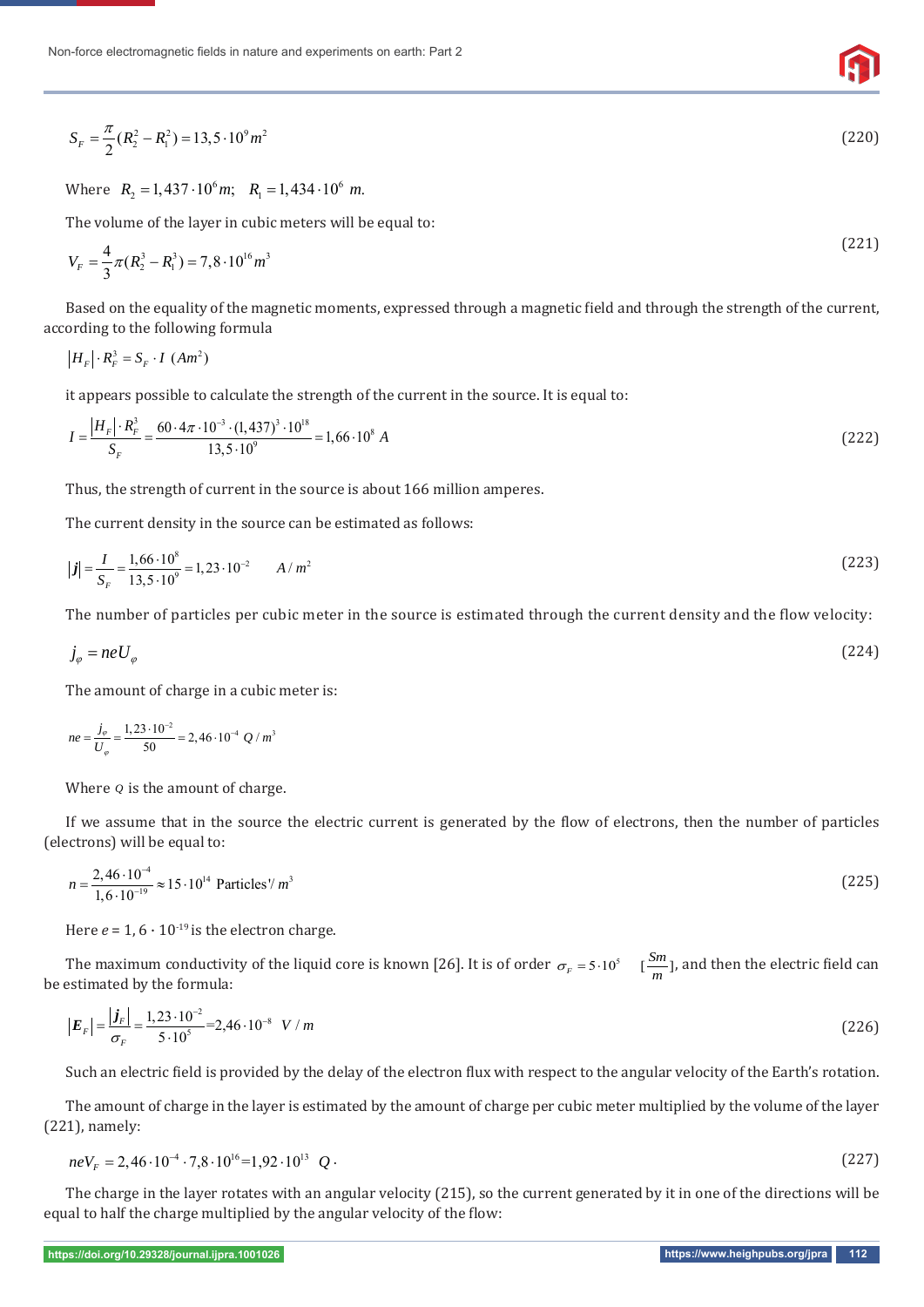$$S_F = \frac{\pi}{2}(R_2^2 - R_1^2) = 13,5 \cdot 10^9 m^2 \tag{220}$$

Where $R_2 = 1,437 \cdot 10^6 m$; $R_1 = 1,434 \cdot 10^6$ $m$.

The volume of the layer in cubic meters will be equal to:

$$V_F = \frac{4}{3}\pi(R_2^3 - R_1^3) = 7,8 \cdot 10^{16} m^3 \tag{221}$$

Based on the equality of the magnetic moments, expressed through a magnetic field and through the strength of the current, according to the following formula

$$|H_F| \cdot R_F^3 = S_F \cdot I \ (Am^2)$$

it appears possible to calculate the strength of the current in the source. It is equal to:

$$I = \frac{|H_F| \cdot R_F^3}{S_F} = \frac{60 \cdot 4\pi \cdot 10^{-3} \cdot (1,437)^3 \cdot 10^{18}}{13,5 \cdot 10^9} = 1,66 \cdot 10^8 \ A \tag{222}$$

Thus, the strength of current in the source is about 166 million amperes.

The current density in the source can be estimated as follows:

$$|\boldsymbol{j}| = \frac{I}{S_F} = \frac{1,66 \cdot 10^8}{13,5 \cdot 10^9} = 1,23 \cdot 10^{-2} \qquad A/m^2 \tag{223}$$

The number of particles per cubic meter in the source is estimated through the current density and the flow velocity:

$$j_\varphi = neU_\varphi \tag{224}$$

The amount of charge in a cubic meter is:

$$ne = \frac{j_\varphi}{U_\varphi} = \frac{1,23 \cdot 10^{-2}}{50} = 2,46 \cdot 10^{-4} \ Q/m^3$$

Where $Q$ is the amount of charge.

If we assume that in the source the electric current is generated by the flow of electrons, then the number of particles (electrons) will be equal to:

$$n = \frac{2,46 \cdot 10^{-4}}{1,6 \cdot 10^{-19}} \approx 15 \cdot 10^{14} \text{ Particles'}/m^3 \tag{225}$$

Here $e = 1,6 \cdot 10^{-19}$ is the electron charge.

The maximum conductivity of the liquid core is known [26]. It is of order $\sigma_F = 5 \cdot 10^5$ $[\frac{Sm}{m}]$, and then the electric field can be estimated by the formula:

$$|\boldsymbol{E}_F| = \frac{|\boldsymbol{j}_F|}{\sigma_F} = \frac{1,23 \cdot 10^{-2}}{5 \cdot 10^5} = 2,46 \cdot 10^{-8} \ \ V/m \tag{226}$$

Such an electric field is provided by the delay of the electron flux with respect to the angular velocity of the Earth's rotation.

The amount of charge in the layer is estimated by the amount of charge per cubic meter multiplied by the volume of the layer (221), namely:

$$neV_F = 2,46 \cdot 10^{-4} \cdot 7,8 \cdot 10^{16} = 1,92 \cdot 10^{13} \ \ Q \cdot \tag{227}$$

The charge in the layer rotates with an angular velocity (215), so the current generated by it in one of the directions will be equal to half the charge multiplied by the angular velocity of the flow: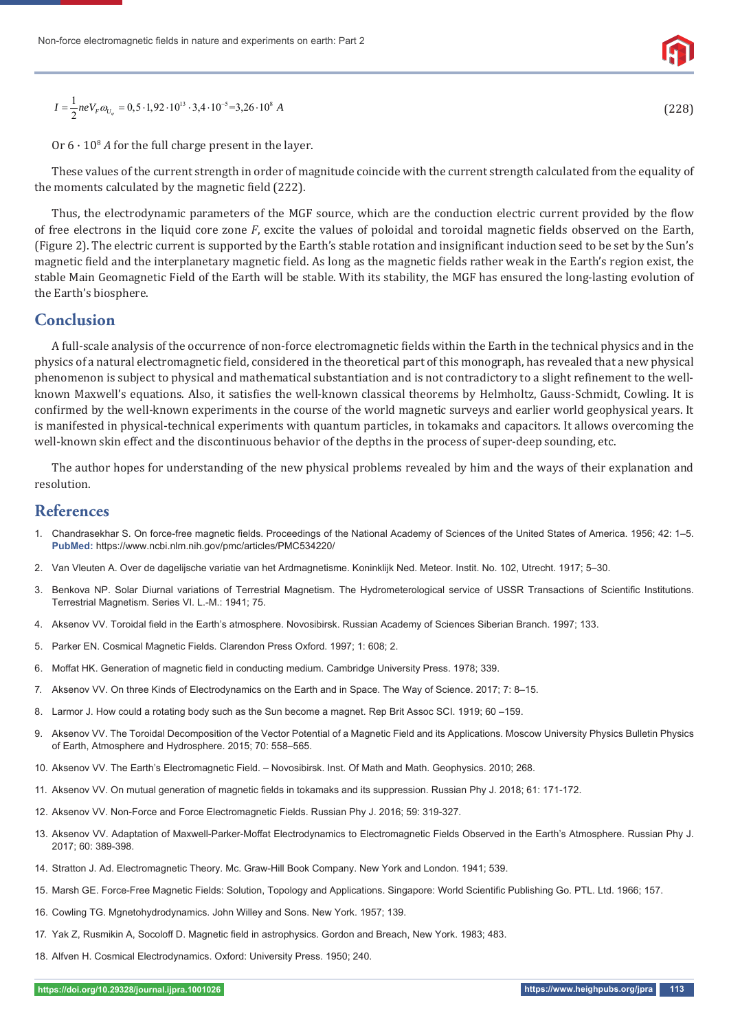$$I = \frac{1}{2} neV_F \omega_{U_e} = 0{,}5 \cdot 1{,}92 \cdot 10^{13} \cdot 3{,}4 \cdot 10^{-5} = 3{,}26 \cdot 10^{8}\ A \tag{228}$$

Or $6 \cdot 10^{8}$ $A$ for the full charge present in the layer.

These values of the current strength in order of magnitude coincide with the current strength calculated from the equality of the moments calculated by the magnetic field (222).

Thus, the electrodynamic parameters of the MGF source, which are the conduction electric current provided by the flow of free electrons in the liquid core zone *F*, excite the values of poloidal and toroidal magnetic fields observed on the Earth, (Figure 2). The electric current is supported by the Earth's stable rotation and insignificant induction seed to be set by the Sun's magnetic field and the interplanetary magnetic field. As long as the magnetic fields rather weak in the Earth's region exist, the stable Main Geomagnetic Field of the Earth will be stable. With its stability, the MGF has ensured the long-lasting evolution of the Earth's biosphere.

## Conclusion

A full-scale analysis of the occurrence of non-force electromagnetic fields within the Earth in the technical physics and in the physics of a natural electromagnetic field, considered in the theoretical part of this monograph, has revealed that a new physical phenomenon is subject to physical and mathematical substantiation and is not contradictory to a slight refinement to the well-known Maxwell's equations. Also, it satisfies the well-known classical theorems by Helmholtz, Gauss-Schmidt, Cowling. It is confirmed by the well-known experiments in the course of the world magnetic surveys and earlier world geophysical years. It is manifested in physical-technical experiments with quantum particles, in tokamaks and capacitors. It allows overcoming the well-known skin effect and the discontinuous behavior of the depths in the process of super-deep sounding, etc.

The author hopes for understanding of the new physical problems revealed by him and the ways of their explanation and resolution.

## References

1. Chandrasekhar S. On force-free magnetic fields. Proceedings of the National Academy of Sciences of the United States of America. 1956; 42: 1–5. **PubMed:** https://www.ncbi.nlm.nih.gov/pmc/articles/PMC534220/
2. Van Vleuten A. Over de dagelijsche variatie van het Ardmagnetisme. Koninklijk Ned. Meteor. Instit. No. 102, Utrecht. 1917; 5–30.
3. Benkova NP. Solar Diurnal variations of Terrestrial Magnetism. The Hydrometerological service of USSR Transactions of Scientific Institutions. Terrestrial Magnetism. Series VI. L.-M.: 1941; 75.
4. Aksenov VV. Toroidal field in the Earth's atmosphere. Novosibirsk. Russian Academy of Sciences Siberian Branch. 1997; 133.
5. Parker EN. Cosmical Magnetic Fields. Clarendon Press Oxford. 1997; 1: 608; 2.
6. Moffat HK. Generation of magnetic field in conducting medium. Cambridge University Press. 1978; 339.
7. Aksenov VV. On three Kinds of Electrodynamics on the Earth and in Space. The Way of Science. 2017; 7: 8–15.
8. Larmor J. How could a rotating body such as the Sun become a magnet. Rep Brit Assoc SCI. 1919; 60 –159.
9. Aksenov VV. The Toroidal Decomposition of the Vector Potential of a Magnetic Field and its Applications. Moscow University Physics Bulletin Physics of Earth, Atmosphere and Hydrosphere. 2015; 70: 558–565.
10. Aksenov VV. The Earth's Electromagnetic Field. – Novosibirsk. Inst. Of Math and Math. Geophysics. 2010; 268.
11. Aksenov VV. On mutual generation of magnetic fields in tokamaks and its suppression. Russian Phy J. 2018; 61: 171-172.
12. Aksenov VV. Non-Force and Force Electromagnetic Fields. Russian Phy J. 2016; 59: 319-327.
13. Aksenov VV. Adaptation of Maxwell-Parker-Moffat Electrodynamics to Electromagnetic Fields Observed in the Earth's Atmosphere. Russian Phy J. 2017; 60: 389-398.
14. Stratton J. Ad. Electromagnetic Theory. Mc. Graw-Hill Book Company. New York and London. 1941; 539.
15. Marsh GE. Force-Free Magnetic Fields: Solution, Topology and Applications. Singapore: World Scientific Publishing Go. PTL. Ltd. 1966; 157.
16. Cowling TG. Mgnetohydrodynamics. John Willey and Sons. New York. 1957; 139.
17. Yak Z, Rusmikin A, Socoloff D. Magnetic field in astrophysics. Gordon and Breach, New York. 1983; 483.
18. Alfven H. Cosmical Electrodynamics. Oxford: University Press. 1950; 240.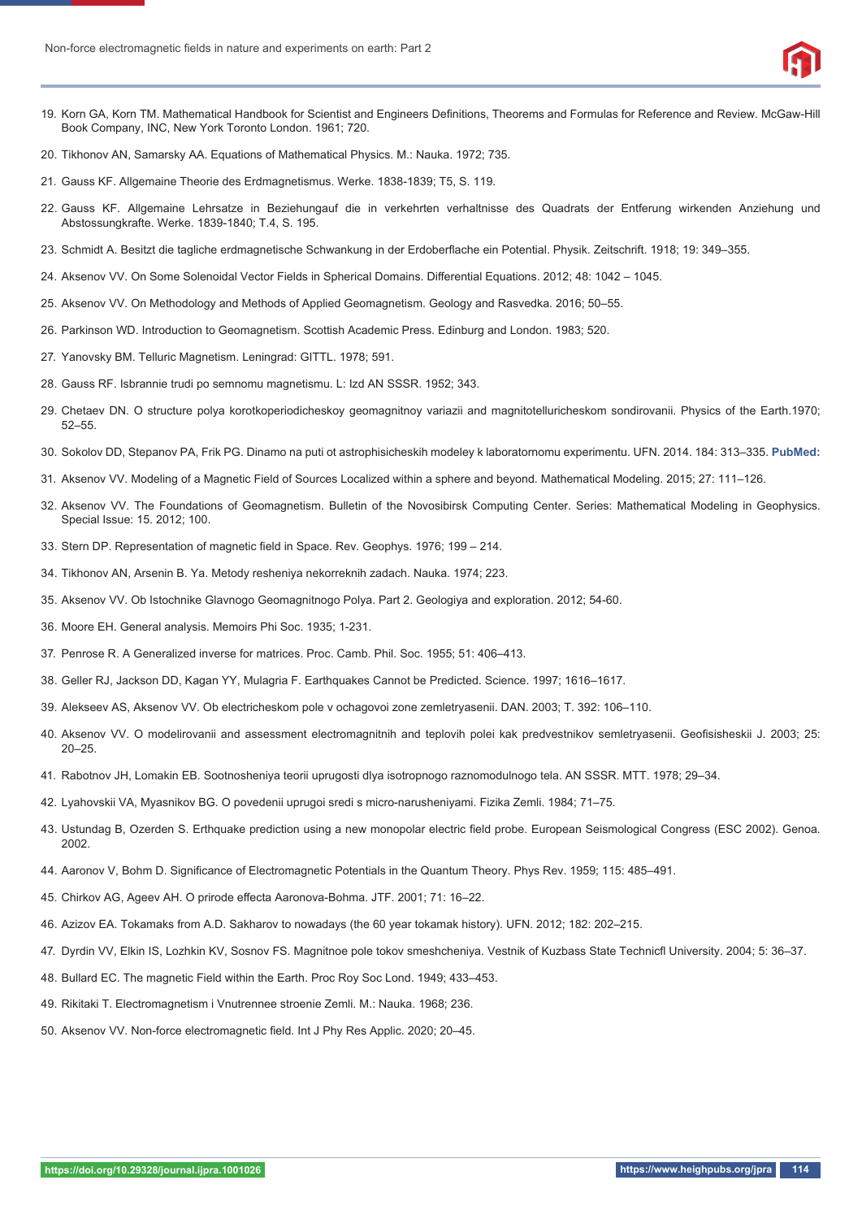19. Korn GA, Korn TM. Mathematical Handbook for Scientist and Engineers Definitions, Theorems and Formulas for Reference and Review. McGaw-Hill Book Company, INC, New York Toronto London. 1961; 720.

20. Tikhonov AN, Samarsky AA. Equations of Mathematical Physics. M.: Nauka. 1972; 735.

21. Gauss KF. Allgemaine Theorie des Erdmagnetismus. Werke. 1838-1839; T5, S. 119.

22. Gauss KF. Allgemaine Lehrsatze in Beziehungauf die in verkehrten verhaltnisse des Quadrats der Entferung wirkenden Anziehung und Abstossungkrafte. Werke. 1839-1840; T.4, S. 195.

23. Schmidt A. Besitzt die tagliche erdmagnetische Schwankung in der Erdoberflache ein Potential. Physik. Zeitschrift. 1918; 19: 349–355.

24. Aksenov VV. On Some Solenoidal Vector Fields in Spherical Domains. Differential Equations. 2012; 48: 1042 – 1045.

25. Aksenov VV. On Methodology and Methods of Applied Geomagnetism. Geology and Rasvedka. 2016; 50–55.

26. Parkinson WD. Introduction to Geomagnetism. Scottish Academic Press. Edinburg and London. 1983; 520.

27. Yanovsky BM. Telluric Magnetism. Leningrad: GITTL. 1978; 591.

28. Gauss RF. Isbrannie trudi po semnomu magnetismu. L: Izd AN SSSR. 1952; 343.

29. Chetaev DN. O structure polya korotkoperiodicheskoy geomagnitnoy variazii and magnitotelluricheskom sondirovanii. Physics of the Earth.1970; 52–55.

30. Sokolov DD, Stepanov PA, Frik PG. Dinamo na puti ot astrophisicheskih modeley k laboratornomu experimentu. UFN. 2014. 184: 313–335. **PubMed:**

31. Aksenov VV. Modeling of a Magnetic Field of Sources Localized within a sphere and beyond. Mathematical Modeling. 2015; 27: 111–126.

32. Aksenov VV. The Foundations of Geomagnetism. Bulletin of the Novosibirsk Computing Center. Series: Mathematical Modeling in Geophysics. Special Issue: 15. 2012; 100.

33. Stern DP. Representation of magnetic field in Space. Rev. Geophys. 1976; 199 – 214.

34. Tikhonov AN, Arsenin B. Ya. Metody resheniya nekorreknih zadach. Nauka. 1974; 223.

35. Aksenov VV. Ob Istochnike Glavnogo Geomagnitnogo Polya. Part 2. Geologiya and exploration. 2012; 54-60.

36. Moore EH. General analysis. Memoirs Phi Soc. 1935; 1-231.

37. Penrose R. A Generalized inverse for matrices. Proc. Camb. Phil. Soc. 1955; 51: 406–413.

38. Geller RJ, Jackson DD, Kagan YY, Mulagria F. Earthquakes Cannot be Predicted. Science. 1997; 1616–1617.

39. Alekseev AS, Aksenov VV. Ob electricheskom pole v ochagovoi zone zemletryasenii. DAN. 2003; T. 392: 106–110.

40. Aksenov VV. O modelirovanii and assessment electromagnitnih and teplovih polei kak predvestnikov semletryasenii. Geofisisheskii J. 2003; 25: 20–25.

41. Rabotnov JH, Lomakin EB. Sootnosheniya teorii uprugosti dlya isotropnogo raznomodulnogo tela. AN SSSR. MTT. 1978; 29–34.

42. Lyahovskii VA, Myasnikov BG. O povedenii uprugoi sredi s micro-narusheniyami. Fizika Zemli. 1984; 71–75.

43. Ustundag B, Ozerden S. Erthquake prediction using a new monopolar electric field probe. European Seismological Congress (ESC 2002). Genoa. 2002.

44. Aaronov V, Bohm D. Significance of Electromagnetic Potentials in the Quantum Theory. Phys Rev. 1959; 115: 485–491.

45. Chirkov AG, Ageev AH. O prirode effecta Aaronova-Bohma. JTF. 2001; 71: 16–22.

46. Azizov EA. Tokamaks from A.D. Sakharov to nowadays (the 60 year tokamak history). UFN. 2012; 182: 202–215.

47. Dyrdin VV, Elkin IS, Lozhkin KV, Sosnov FS. Magnitnoe pole tokov smeshcheniya. Vestnik of Kuzbass State Technicfl University. 2004; 5: 36–37.

48. Bullard EC. The magnetic Field within the Earth. Proc Roy Soc Lond. 1949; 433–453.

49. Rikitaki T. Electromagnetism i Vnutrennee stroenie Zemli. M.: Nauka. 1968; 236.

50. Aksenov VV. Non-force electromagnetic field. Int J Phy Res Applic. 2020; 20–45.